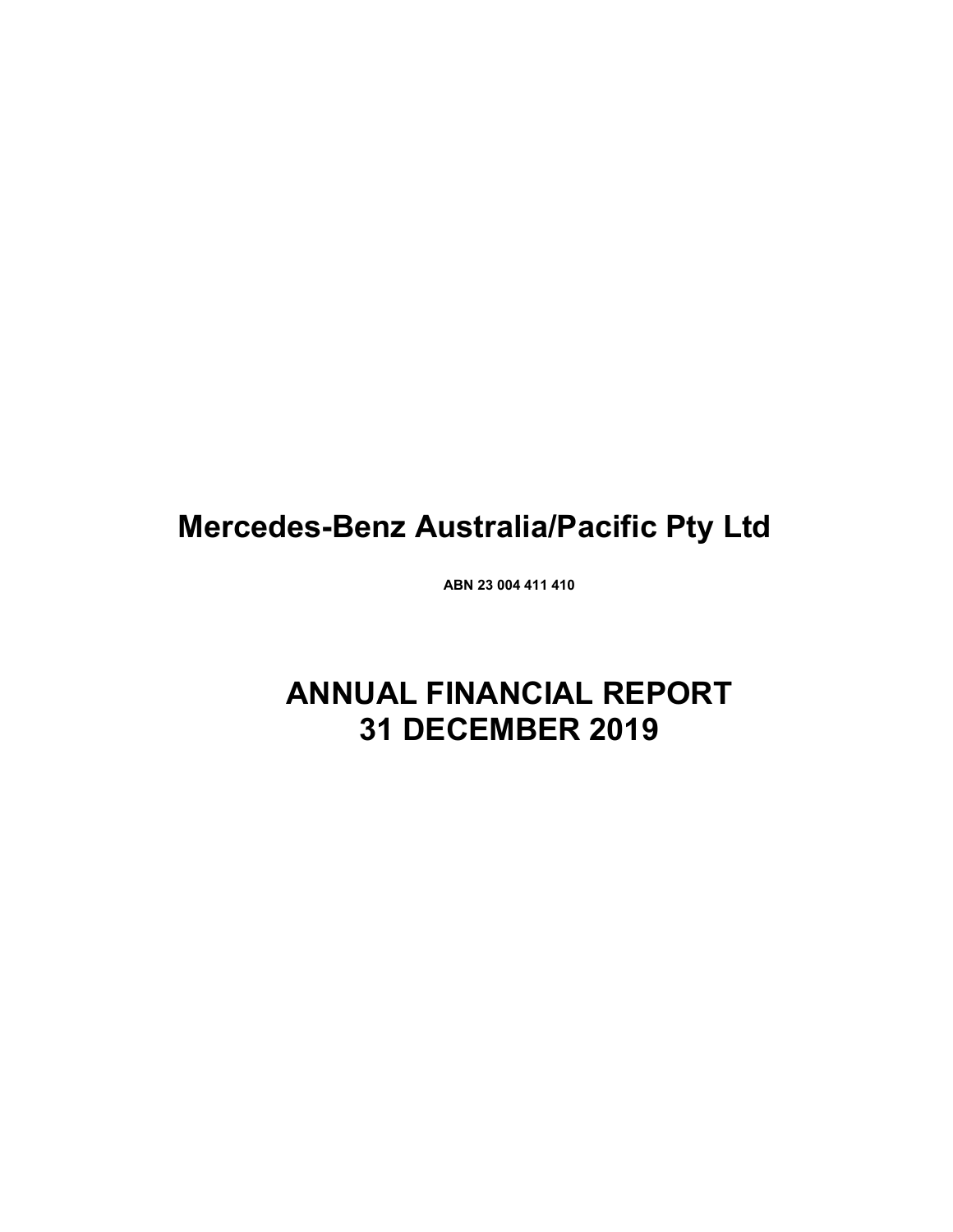# Mercedes-Benz Australia/Pacific Pty Ltd

**ABN 23 004 411 410**

# ANNUAL FINANCIAL REPORT
# 31 DECEMBER 2019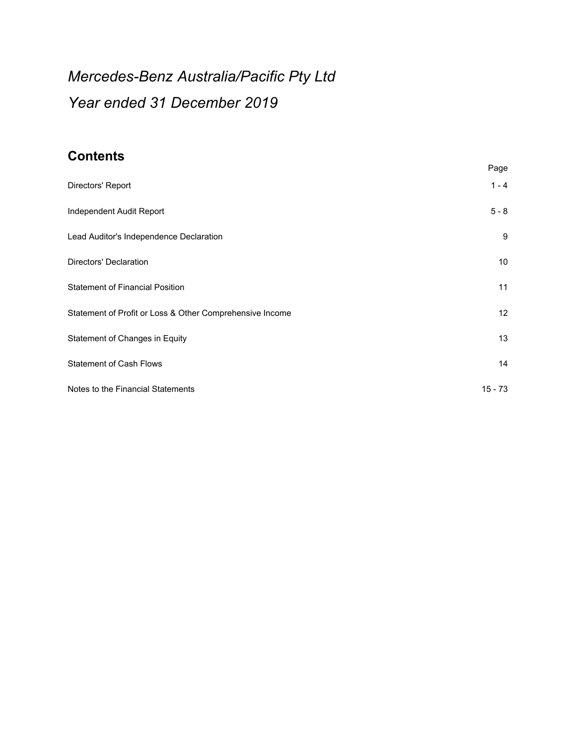*Mercedes-Benz Australia/Pacific Pty Ltd*

*Year ended 31 December 2019*

## Contents

| | Page |
|---|---|
| Directors' Report | 1 - 4 |
| Independent Audit Report | 5 - 8 |
| Lead Auditor's Independence Declaration | 9 |
| Directors' Declaration | 10 |
| Statement of Financial Position | 11 |
| Statement of Profit or Loss & Other Comprehensive Income | 12 |
| Statement of Changes in Equity | 13 |
| Statement of Cash Flows | 14 |
| Notes to the Financial Statements | 15 - 73 |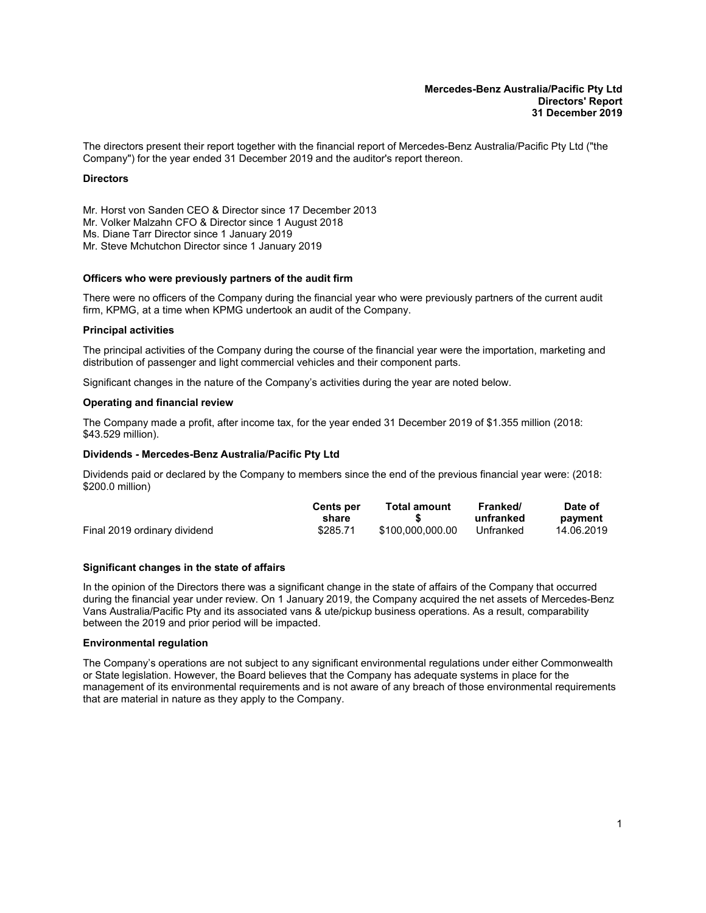**Mercedes-Benz Australia/Pacific Pty Ltd**
**Directors' Report**
**31 December 2019**

The directors present their report together with the financial report of Mercedes-Benz Australia/Pacific Pty Ltd ("the Company") for the year ended 31 December 2019 and the auditor's report thereon.

### Directors

Mr. Horst von Sanden CEO & Director since 17 December 2013
Mr. Volker Malzahn CFO & Director since 1 August 2018
Ms. Diane Tarr Director since 1 January 2019
Mr. Steve Mchutchon Director since 1 January 2019

### Officers who were previously partners of the audit firm

There were no officers of the Company during the financial year who were previously partners of the current audit firm, KPMG, at a time when KPMG undertook an audit of the Company.

### Principal activities

The principal activities of the Company during the course of the financial year were the importation, marketing and distribution of passenger and light commercial vehicles and their component parts.

Significant changes in the nature of the Company's activities during the year are noted below.

### Operating and financial review

The Company made a profit, after income tax, for the year ended 31 December 2019 of $1.355 million (2018: $43.529 million).

### Dividends - Mercedes-Benz Australia/Pacific Pty Ltd

Dividends paid or declared by the Company to members since the end of the previous financial year were: (2018: $200.0 million)

| | Cents per share | Total amount $ | Franked/ unfranked | Date of payment |
|---|---|---|---|---|
| Final 2019 ordinary dividend | $285.71 | $100,000,000.00 | Unfranked | 14.06.2019 |

### Significant changes in the state of affairs

In the opinion of the Directors there was a significant change in the state of affairs of the Company that occurred during the financial year under review. On 1 January 2019, the Company acquired the net assets of Mercedes-Benz Vans Australia/Pacific Pty and its associated vans & ute/pickup business operations. As a result, comparability between the 2019 and prior period will be impacted.

### Environmental regulation

The Company's operations are not subject to any significant environmental regulations under either Commonwealth or State legislation. However, the Board believes that the Company has adequate systems in place for the management of its environmental requirements and is not aware of any breach of those environmental requirements that are material in nature as they apply to the Company.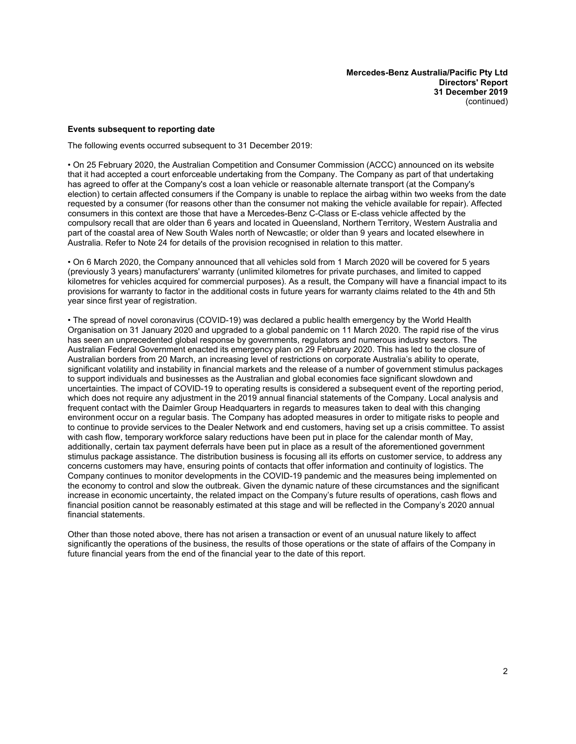## Events subsequent to reporting date

The following events occurred subsequent to 31 December 2019:

- On 25 February 2020, the Australian Competition and Consumer Commission (ACCC) announced on its website that it had accepted a court enforceable undertaking from the Company. The Company as part of that undertaking has agreed to offer at the Company's cost a loan vehicle or reasonable alternate transport (at the Company's election) to certain affected consumers if the Company is unable to replace the airbag within two weeks from the date requested by a consumer (for reasons other than the consumer not making the vehicle available for repair). Affected consumers in this context are those that have a Mercedes-Benz C-Class or E-class vehicle affected by the compulsory recall that are older than 6 years and located in Queensland, Northern Territory, Western Australia and part of the coastal area of New South Wales north of Newcastle; or older than 9 years and located elsewhere in Australia. Refer to Note 24 for details of the provision recognised in relation to this matter.

- On 6 March 2020, the Company announced that all vehicles sold from 1 March 2020 will be covered for 5 years (previously 3 years) manufacturers' warranty (unlimited kilometres for private purchases, and limited to capped kilometres for vehicles acquired for commercial purposes). As a result, the Company will have a financial impact to its provisions for warranty to factor in the additional costs in future years for warranty claims related to the 4th and 5th year since first year of registration.

- The spread of novel coronavirus (COVID-19) was declared a public health emergency by the World Health Organisation on 31 January 2020 and upgraded to a global pandemic on 11 March 2020. The rapid rise of the virus has seen an unprecedented global response by governments, regulators and numerous industry sectors. The Australian Federal Government enacted its emergency plan on 29 February 2020. This has led to the closure of Australian borders from 20 March, an increasing level of restrictions on corporate Australia's ability to operate, significant volatility and instability in financial markets and the release of a number of government stimulus packages to support individuals and businesses as the Australian and global economies face significant slowdown and uncertainties. The impact of COVID-19 to operating results is considered a subsequent event of the reporting period, which does not require any adjustment in the 2019 annual financial statements of the Company. Local analysis and frequent contact with the Daimler Group Headquarters in regards to measures taken to deal with this changing environment occur on a regular basis. The Company has adopted measures in order to mitigate risks to people and to continue to provide services to the Dealer Network and end customers, having set up a crisis committee. To assist with cash flow, temporary workforce salary reductions have been put in place for the calendar month of May, additionally, certain tax payment deferrals have been put in place as a result of the aforementioned government stimulus package assistance. The distribution business is focusing all its efforts on customer service, to address any concerns customers may have, ensuring points of contacts that offer information and continuity of logistics. The Company continues to monitor developments in the COVID-19 pandemic and the measures being implemented on the economy to control and slow the outbreak. Given the dynamic nature of these circumstances and the significant increase in economic uncertainty, the related impact on the Company's future results of operations, cash flows and financial position cannot be reasonably estimated at this stage and will be reflected in the Company's 2020 annual financial statements.

Other than those noted above, there has not arisen a transaction or event of an unusual nature likely to affect significantly the operations of the business, the results of those operations or the state of affairs of the Company in future financial years from the end of the financial year to the date of this report.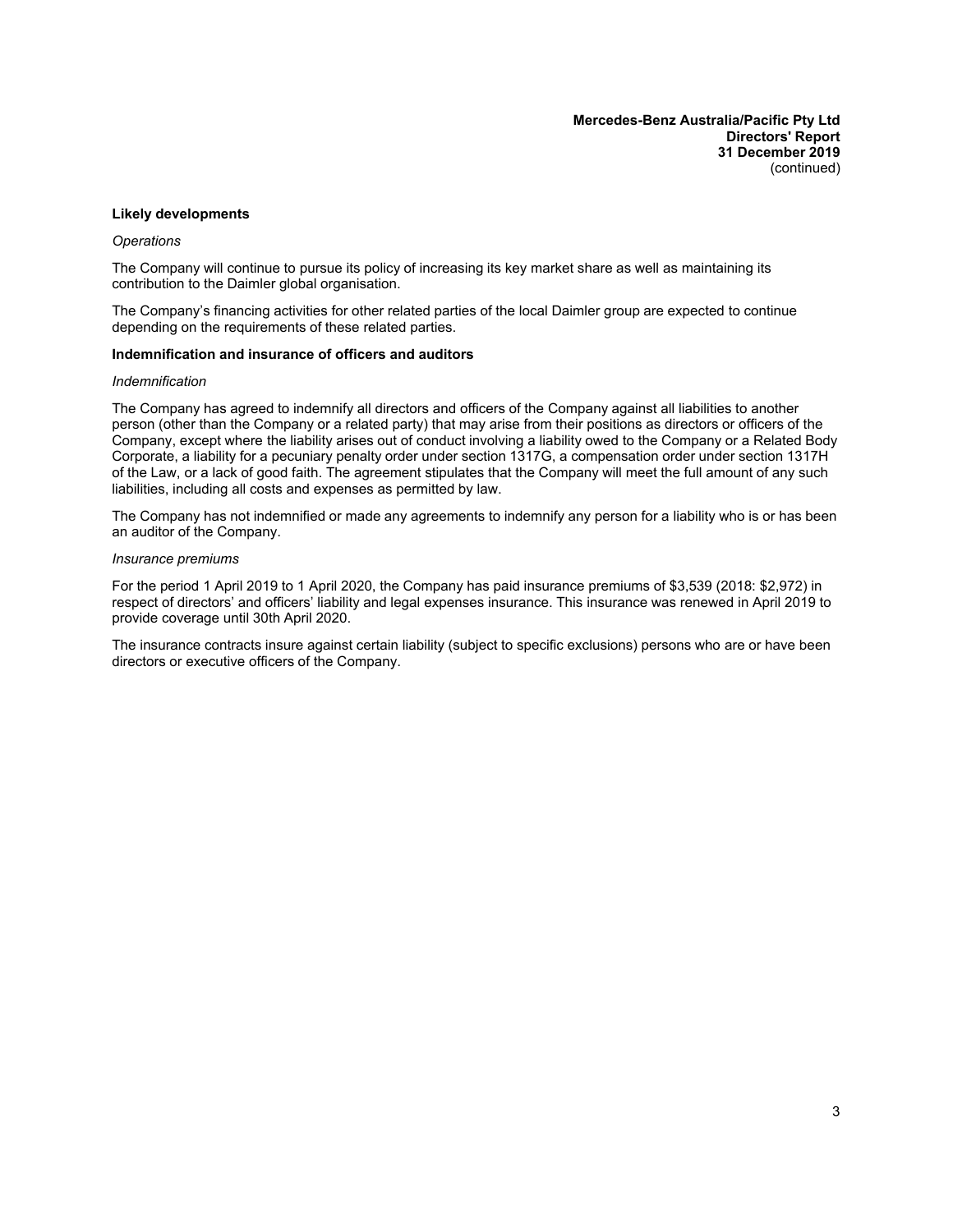**Likely developments**

*Operations*

The Company will continue to pursue its policy of increasing its key market share as well as maintaining its contribution to the Daimler global organisation.

The Company's financing activities for other related parties of the local Daimler group are expected to continue depending on the requirements of these related parties.

**Indemnification and insurance of officers and auditors**

*Indemnification*

The Company has agreed to indemnify all directors and officers of the Company against all liabilities to another person (other than the Company or a related party) that may arise from their positions as directors or officers of the Company, except where the liability arises out of conduct involving a liability owed to the Company or a Related Body Corporate, a liability for a pecuniary penalty order under section 1317G, a compensation order under section 1317H of the Law, or a lack of good faith. The agreement stipulates that the Company will meet the full amount of any such liabilities, including all costs and expenses as permitted by law.

The Company has not indemnified or made any agreements to indemnify any person for a liability who is or has been an auditor of the Company.

*Insurance premiums*

For the period 1 April 2019 to 1 April 2020, the Company has paid insurance premiums of $3,539 (2018: $2,972) in respect of directors' and officers' liability and legal expenses insurance. This insurance was renewed in April 2019 to provide coverage until 30th April 2020.

The insurance contracts insure against certain liability (subject to specific exclusions) persons who are or have been directors or executive officers of the Company.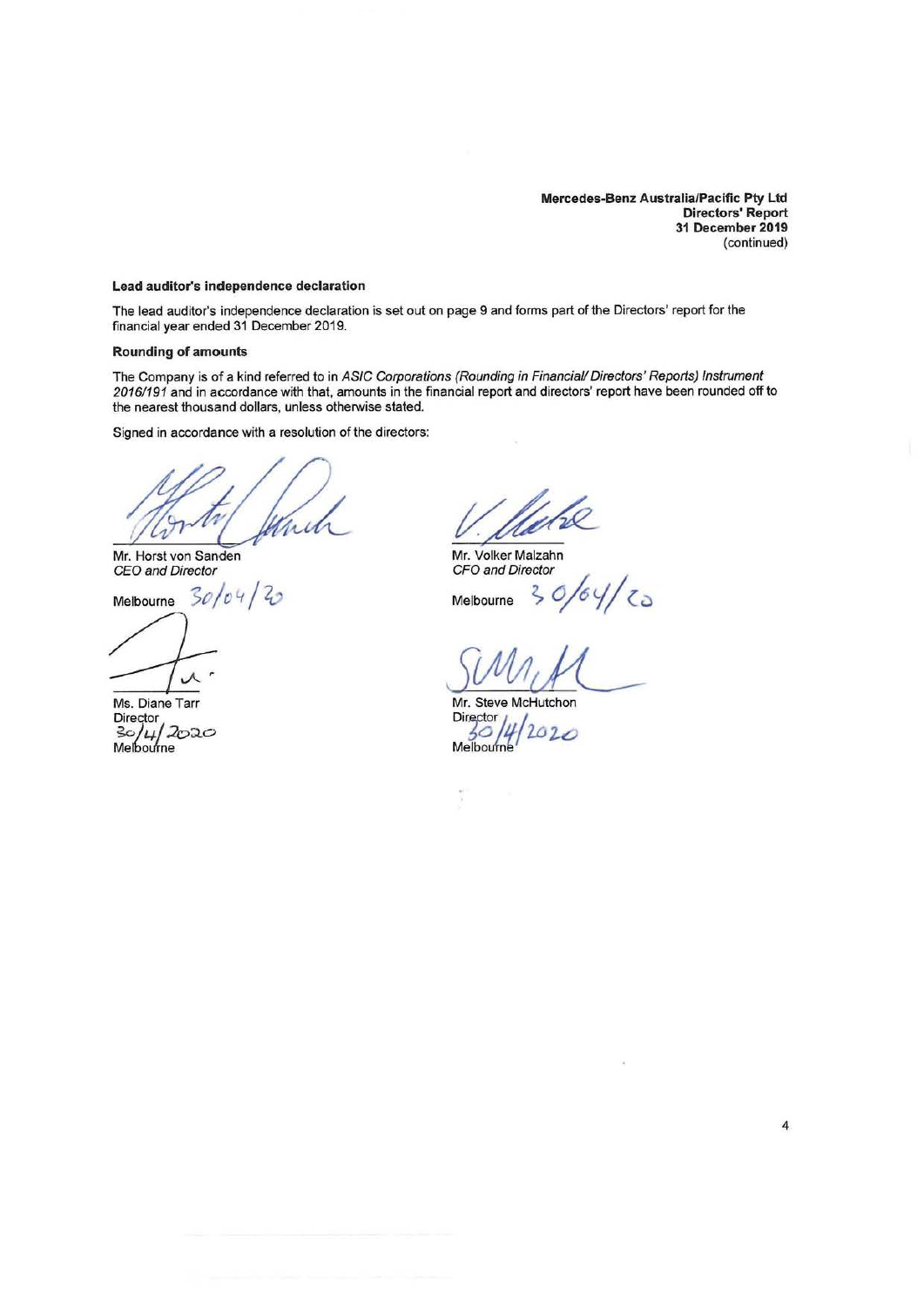**Mercedes-Benz Australia/Pacific Pty Ltd**
**Directors' Report**
**31 December 2019**
(continued)

### Lead auditor's independence declaration

The lead auditor's independence declaration is set out on page 9 and forms part of the Directors' report for the financial year ended 31 December 2019.

### Rounding of amounts

The Company is of a kind referred to in *ASIC Corporations (Rounding in Financial/ Directors' Reports) Instrument 2016/191* and in accordance with that, amounts in the financial report and directors' report have been rounded off to the nearest thousand dollars, unless otherwise stated.

Signed in accordance with a resolution of the directors:

Mr. Horst von Sanden
*CEO and Director*

Melbourne 30/04/20

Mr. Volker Malzahn
*CFO and Director*

Melbourne 30/04/20

Ms. Diane Tarr
Director
30/4/2020
Melbourne

Mr. Steve McHutchon
Director
30/4/2020
Melbourne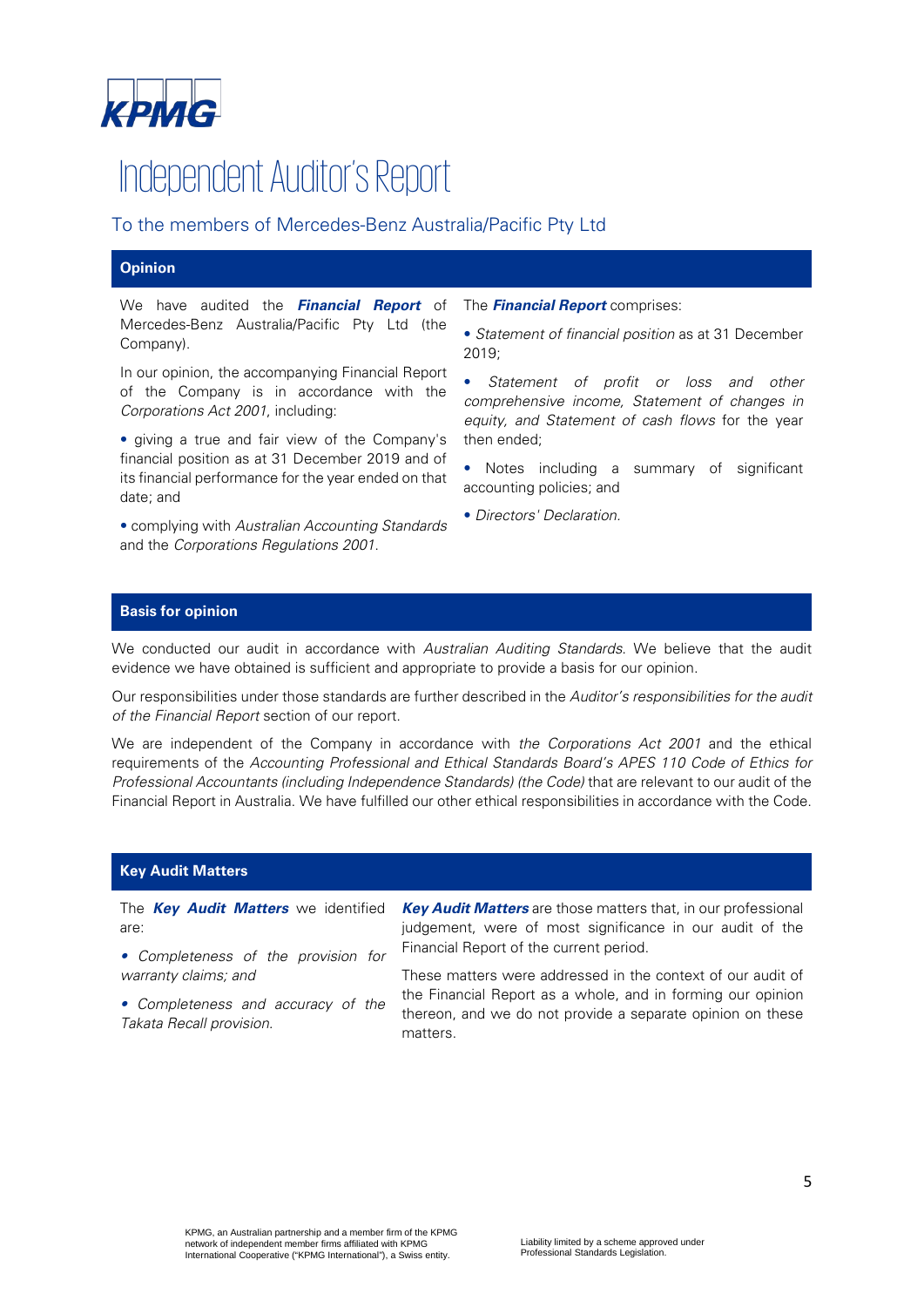# Independent Auditor's Report

## To the members of Mercedes-Benz Australia/Pacific Pty Ltd

### Opinion

We have audited the ***Financial Report*** of Mercedes-Benz Australia/Pacific Pty Ltd (the Company).

In our opinion, the accompanying Financial Report of the Company is in accordance with the *Corporations Act 2001*, including:

- giving a true and fair view of the Company's financial position as at 31 December 2019 and of its financial performance for the year ended on that date; and
- complying with *Australian Accounting Standards* and the *Corporations Regulations 2001*.

The ***Financial Report*** comprises:

- *Statement of financial position* as at 31 December 2019;
- *Statement of profit or loss and other comprehensive income, Statement of changes in equity, and Statement of cash flows* for the year then ended;
- Notes including a summary of significant accounting policies; and
- *Directors' Declaration.*

### Basis for opinion

We conducted our audit in accordance with *Australian Auditing Standards.* We believe that the audit evidence we have obtained is sufficient and appropriate to provide a basis for our opinion.

Our responsibilities under those standards are further described in the *Auditor's responsibilities for the audit of the Financial Report* section of our report.

We are independent of the Company in accordance with *the Corporations Act 2001* and the ethical requirements of the *Accounting Professional and Ethical Standards Board's APES 110 Code of Ethics for Professional Accountants (including Independence Standards) (the Code)* that are relevant to our audit of the Financial Report in Australia. We have fulfilled our other ethical responsibilities in accordance with the Code.

### Key Audit Matters

The ***Key Audit Matters*** we identified are:

- *Completeness of the provision for warranty claims; and*
- *Completeness and accuracy of the Takata Recall provision.*

***Key Audit Matters*** are those matters that, in our professional judgement, were of most significance in our audit of the Financial Report of the current period.

These matters were addressed in the context of our audit of the Financial Report as a whole, and in forming our opinion thereon, and we do not provide a separate opinion on these matters.

KPMG, an Australian partnership and a member firm of the KPMG network of independent member firms affiliated with KPMG International Cooperative ("KPMG International"), a Swiss entity.

Liability limited by a scheme approved under Professional Standards Legislation.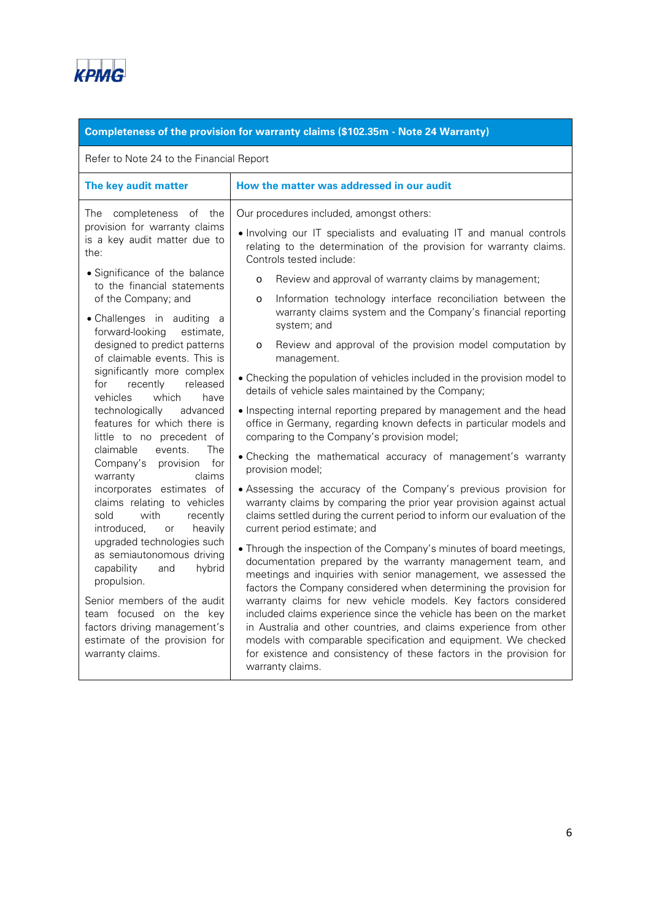| Completeness of the provision for warranty claims ($102.35m - Note 24 Warranty) | |
|---|---|
| Refer to Note 24 to the Financial Report | |
| **The key audit matter** | **How the matter was addressed in our audit** |
| The completeness of the provision for warranty claims is a key audit matter due to the:<br><br>• Significance of the balance to the financial statements of the Company; and<br><br>• Challenges in auditing a forward-looking estimate, designed to predict patterns of claimable events. This is significantly more complex for recently released vehicles which have technologically advanced features for which there is little to no precedent of claimable events. The Company's provision for warranty claims incorporates estimates of claims relating to vehicles sold with recently introduced, or heavily upgraded technologies such as semiautonomous driving capability and hybrid propulsion.<br><br>Senior members of the audit team focused on the key factors driving management's estimate of the provision for warranty claims. | Our procedures included, amongst others:<br><br>• Involving our IT specialists and evaluating IT and manual controls relating to the determination of the provision for warranty claims. Controls tested include:<br>&nbsp;&nbsp;o Review and approval of warranty claims by management;<br>&nbsp;&nbsp;o Information technology interface reconciliation between the warranty claims system and the Company's financial reporting system; and<br>&nbsp;&nbsp;o Review and approval of the provision model computation by management.<br><br>• Checking the population of vehicles included in the provision model to details of vehicle sales maintained by the Company;<br><br>• Inspecting internal reporting prepared by management and the head office in Germany, regarding known defects in particular models and comparing to the Company's provision model;<br><br>• Checking the mathematical accuracy of management's warranty provision model;<br><br>• Assessing the accuracy of the Company's previous provision for warranty claims by comparing the prior year provision against actual claims settled during the current period to inform our evaluation of the current period estimate; and<br><br>• Through the inspection of the Company's minutes of board meetings, documentation prepared by the warranty management team, and meetings and inquiries with senior management, we assessed the factors the Company considered when determining the provision for warranty claims for new vehicle models. Key factors considered included claims experience since the vehicle has been on the market in Australia and other countries, and claims experience from other models with comparable specification and equipment. We checked for existence and consistency of these factors in the provision for warranty claims. |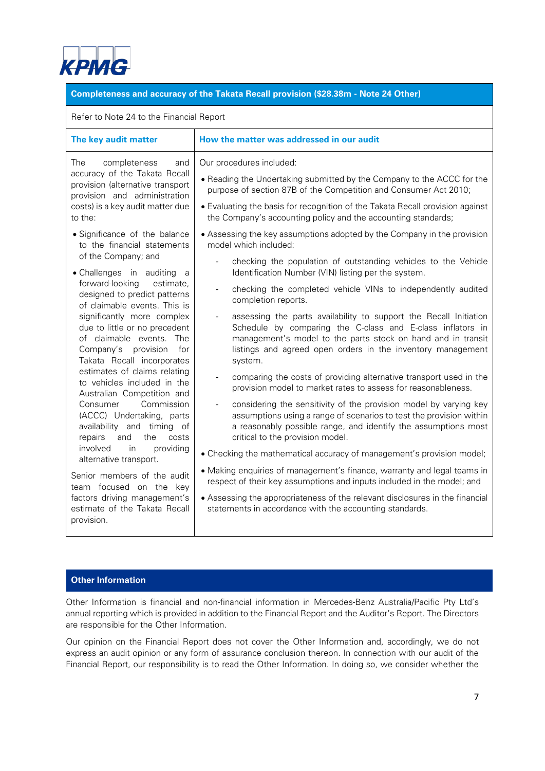## Completeness and accuracy of the Takata Recall provision ($28.38m - Note 24 Other)

Refer to Note 24 to the Financial Report

| The key audit matter | How the matter was addressed in our audit |
|---|---|
| The completeness and accuracy of the Takata Recall provision (alternative transport provision and administration costs) is a key audit matter due to the:<br><br>• Significance of the balance to the financial statements of the Company; and<br><br>• Challenges in auditing a forward-looking estimate, designed to predict patterns of claimable events. This is significantly more complex due to little or no precedent of claimable events. The Company's provision for Takata Recall incorporates estimates of claims relating to vehicles included in the Australian Competition and Consumer Commission (ACCC) Undertaking, parts availability and timing of repairs and the costs involved in providing alternative transport.<br><br>Senior members of the audit team focused on the key factors driving management's estimate of the Takata Recall provision. | Our procedures included:<br><br>• Reading the Undertaking submitted by the Company to the ACCC for the purpose of section 87B of the Competition and Consumer Act 2010;<br><br>• Evaluating the basis for recognition of the Takata Recall provision against the Company's accounting policy and the accounting standards;<br><br>• Assessing the key assumptions adopted by the Company in the provision model which included:<br><br>- checking the population of outstanding vehicles to the Vehicle Identification Number (VIN) listing per the system.<br><br>- checking the completed vehicle VINs to independently audited completion reports.<br><br>- assessing the parts availability to support the Recall Initiation Schedule by comparing the C-class and E-class inflators in management's model to the parts stock on hand and in transit listings and agreed open orders in the inventory management system.<br><br>- comparing the costs of providing alternative transport used in the provision model to market rates to assess for reasonableness.<br><br>- considering the sensitivity of the provision model by varying key assumptions using a range of scenarios to test the provision within a reasonably possible range, and identify the assumptions most critical to the provision model.<br><br>• Checking the mathematical accuracy of management's provision model;<br><br>• Making enquiries of management's finance, warranty and legal teams in respect of their key assumptions and inputs included in the model; and<br><br>• Assessing the appropriateness of the relevant disclosures in the financial statements in accordance with the accounting standards. |

## Other Information

Other Information is financial and non-financial information in Mercedes-Benz Australia/Pacific Pty Ltd's annual reporting which is provided in addition to the Financial Report and the Auditor's Report. The Directors are responsible for the Other Information.

Our opinion on the Financial Report does not cover the Other Information and, accordingly, we do not express an audit opinion or any form of assurance conclusion thereon. In connection with our audit of the Financial Report, our responsibility is to read the Other Information. In doing so, we consider whether the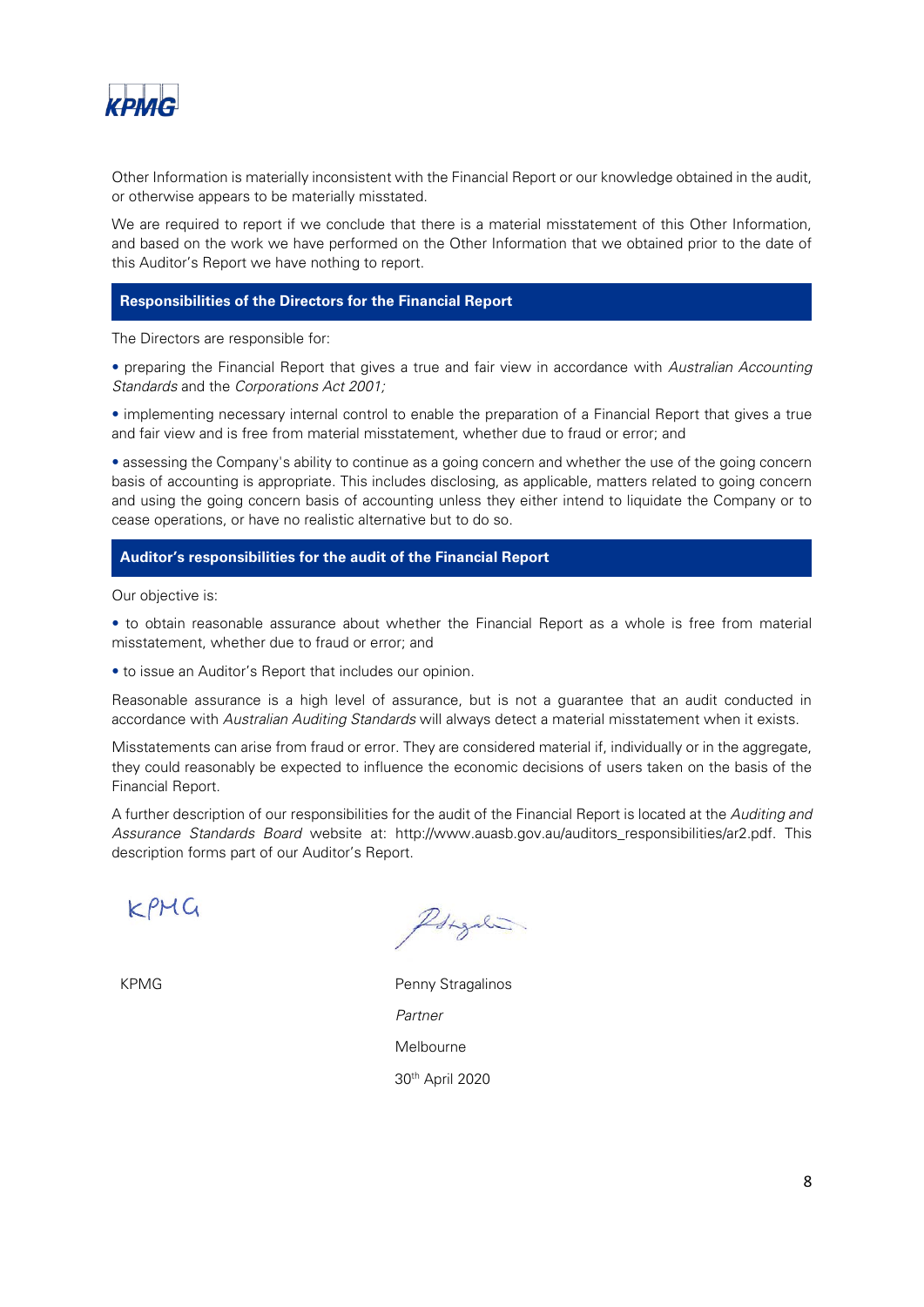Other Information is materially inconsistent with the Financial Report or our knowledge obtained in the audit, or otherwise appears to be materially misstated.

We are required to report if we conclude that there is a material misstatement of this Other Information, and based on the work we have performed on the Other Information that we obtained prior to the date of this Auditor's Report we have nothing to report.

## Responsibilities of the Directors for the Financial Report

The Directors are responsible for:

- preparing the Financial Report that gives a true and fair view in accordance with *Australian Accounting Standards* and the *Corporations Act 2001;*
- implementing necessary internal control to enable the preparation of a Financial Report that gives a true and fair view and is free from material misstatement, whether due to fraud or error; and
- assessing the Company's ability to continue as a going concern and whether the use of the going concern basis of accounting is appropriate. This includes disclosing, as applicable, matters related to going concern and using the going concern basis of accounting unless they either intend to liquidate the Company or to cease operations, or have no realistic alternative but to do so.

## Auditor's responsibilities for the audit of the Financial Report

Our objective is:

- to obtain reasonable assurance about whether the Financial Report as a whole is free from material misstatement, whether due to fraud or error; and
- to issue an Auditor's Report that includes our opinion.

Reasonable assurance is a high level of assurance, but is not a guarantee that an audit conducted in accordance with *Australian Auditing Standards* will always detect a material misstatement when it exists.

Misstatements can arise from fraud or error. They are considered material if, individually or in the aggregate, they could reasonably be expected to influence the economic decisions of users taken on the basis of the Financial Report.

A further description of our responsibilities for the audit of the Financial Report is located at the *Auditing and Assurance Standards Board* website at: http://www.auasb.gov.au/auditors_responsibilities/ar2.pdf. This description forms part of our Auditor's Report.

KPMG

Penny Stragalinos

*Partner*

Melbourne

30th April 2020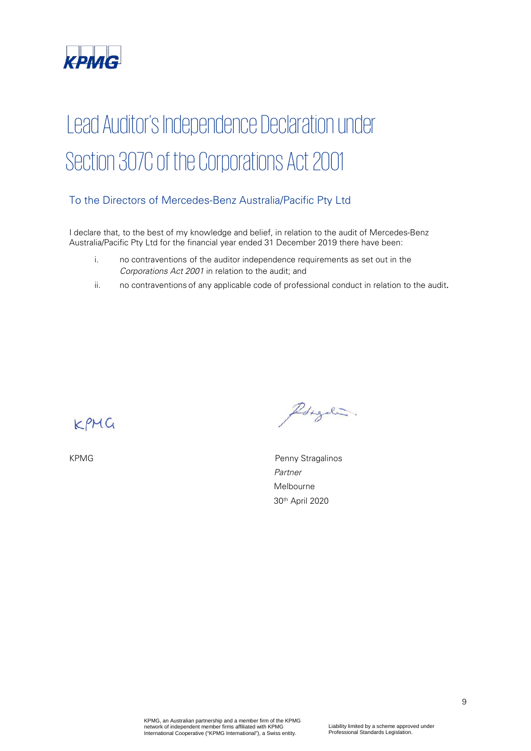# Lead Auditor's Independence Declaration under Section 307C of the Corporations Act 2001

## To the Directors of Mercedes-Benz Australia/Pacific Pty Ltd

I declare that, to the best of my knowledge and belief, in relation to the audit of Mercedes-Benz Australia/Pacific Pty Ltd for the financial year ended 31 December 2019 there have been:

i. no contraventions of the auditor independence requirements as set out in the *Corporations Act 2001* in relation to the audit; and

ii. no contraventions of any applicable code of professional conduct in relation to the audit.

KPMG

Penny Stragalinos
*Partner*
Melbourne
30th April 2020

KPMG, an Australian partnership and a member firm of the KPMG network of independent member firms affiliated with KPMG International Cooperative ("KPMG International"), a Swiss entity.

Liability limited by a scheme approved under Professional Standards Legislation.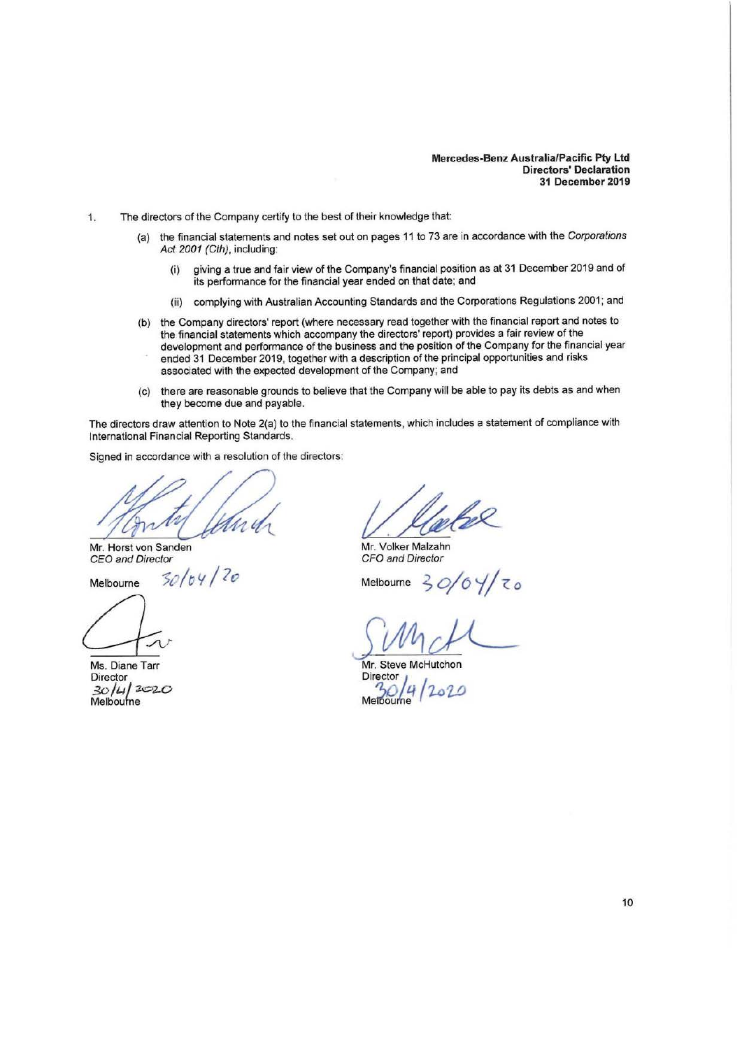**Mercedes-Benz Australia/Pacific Pty Ltd**
**Directors' Declaration**
**31 December 2019**

1. The directors of the Company certify to the best of their knowledge that:

   (a) the financial statements and notes set out on pages 11 to 73 are in accordance with the *Corporations Act 2001 (Cth)*, including:

      (i) giving a true and fair view of the Company's financial position as at 31 December 2019 and of its performance for the financial year ended on that date; and

      (ii) complying with Australian Accounting Standards and the Corporations Regulations 2001; and

   (b) the Company directors' report (where necessary read together with the financial report and notes to the financial statements which accompany the directors' report) provides a fair review of the development and performance of the business and the position of the Company for the financial year ended 31 December 2019, together with a description of the principal opportunities and risks associated with the expected development of the Company; and

   (c) there are reasonable grounds to believe that the Company will be able to pay its debts as and when they become due and payable.

The directors draw attention to Note 2(a) to the financial statements, which includes a statement of compliance with International Financial Reporting Standards.

Signed in accordance with a resolution of the directors:

Mr. Horst von Sanden
*CEO and Director*

Melbourne 30/04/20

Mr. Volker Malzahn
*CFO and Director*

Melbourne 30/04/20

Ms. Diane Tarr
Director
30/4/2020
Melbourne

Mr. Steve McHutchon
Director
30/4/2020
Melbourne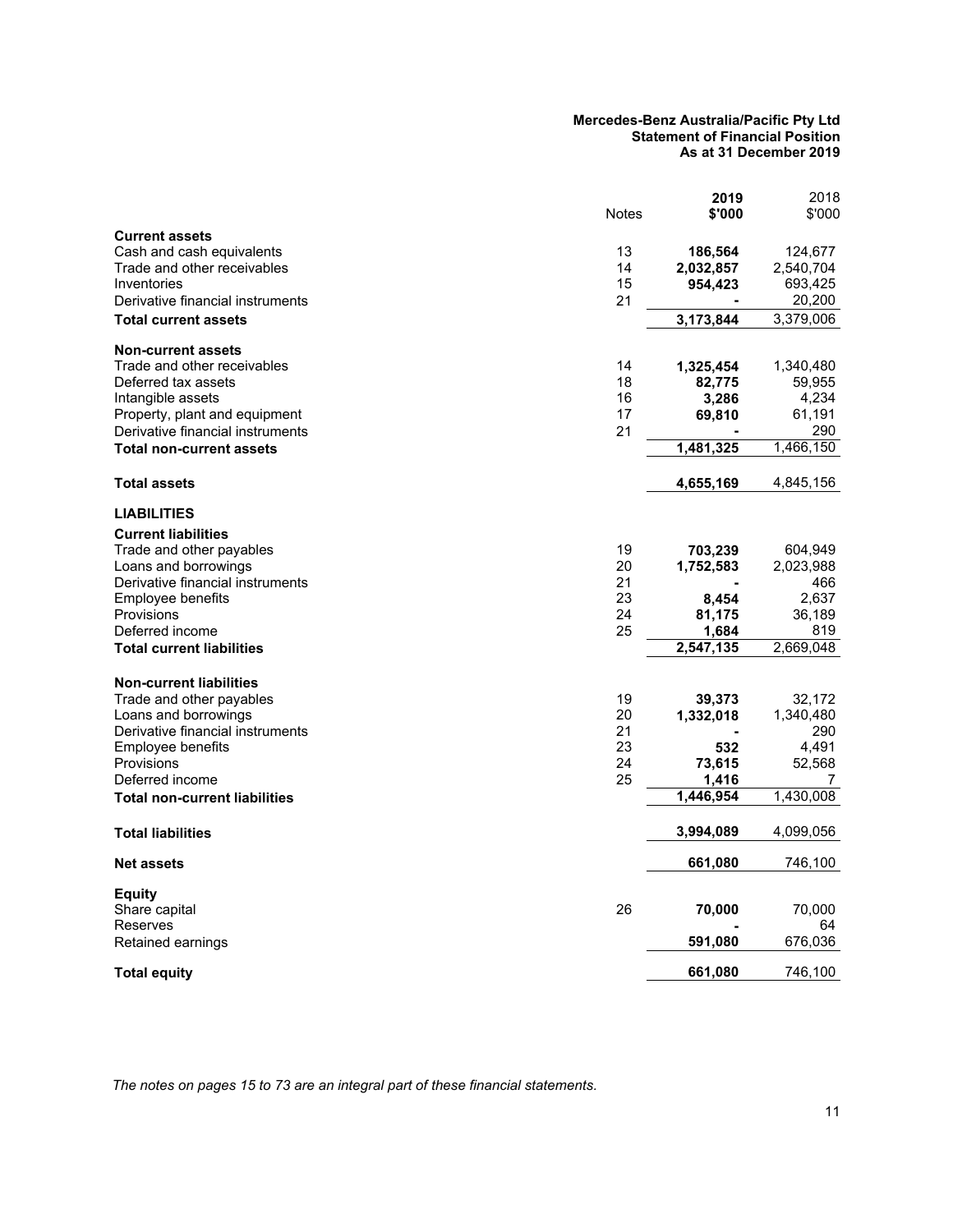**Mercedes-Benz Australia/Pacific Pty Ltd**
**Statement of Financial Position**
**As at 31 December 2019**

| | Notes | 2019 $'000 | 2018 $'000 |
|---|---|---|---|
| **Current assets** | | | |
| Cash and cash equivalents | 13 | **186,564** | 124,677 |
| Trade and other receivables | 14 | **2,032,857** | 2,540,704 |
| Inventories | 15 | **954,423** | 693,425 |
| Derivative financial instruments | 21 | **-** | 20,200 |
| **Total current assets** | | **3,173,844** | 3,379,006 |
| **Non-current assets** | | | |
| Trade and other receivables | 14 | **1,325,454** | 1,340,480 |
| Deferred tax assets | 18 | **82,775** | 59,955 |
| Intangible assets | 16 | **3,286** | 4,234 |
| Property, plant and equipment | 17 | **69,810** | 61,191 |
| Derivative financial instruments | 21 | **-** | 290 |
| **Total non-current assets** | | **1,481,325** | 1,466,150 |
| **Total assets** | | **4,655,169** | 4,845,156 |
| **LIABILITIES** | | | |
| **Current liabilities** | | | |
| Trade and other payables | 19 | **703,239** | 604,949 |
| Loans and borrowings | 20 | **1,752,583** | 2,023,988 |
| Derivative financial instruments | 21 | **-** | 466 |
| Employee benefits | 23 | **8,454** | 2,637 |
| Provisions | 24 | **81,175** | 36,189 |
| Deferred income | 25 | **1,684** | 819 |
| **Total current liabilities** | | **2,547,135** | 2,669,048 |
| **Non-current liabilities** | | | |
| Trade and other payables | 19 | **39,373** | 32,172 |
| Loans and borrowings | 20 | **1,332,018** | 1,340,480 |
| Derivative financial instruments | 21 | **-** | 290 |
| Employee benefits | 23 | **532** | 4,491 |
| Provisions | 24 | **73,615** | 52,568 |
| Deferred income | 25 | **1,416** | 7 |
| **Total non-current liabilities** | | **1,446,954** | 1,430,008 |
| **Total liabilities** | | **3,994,089** | 4,099,056 |
| **Net assets** | | **661,080** | 746,100 |
| **Equity** | | | |
| Share capital | 26 | **70,000** | 70,000 |
| Reserves | | **-** | 64 |
| Retained earnings | | **591,080** | 676,036 |
| **Total equity** | | **661,080** | 746,100 |

*The notes on pages 15 to 73 are an integral part of these financial statements.*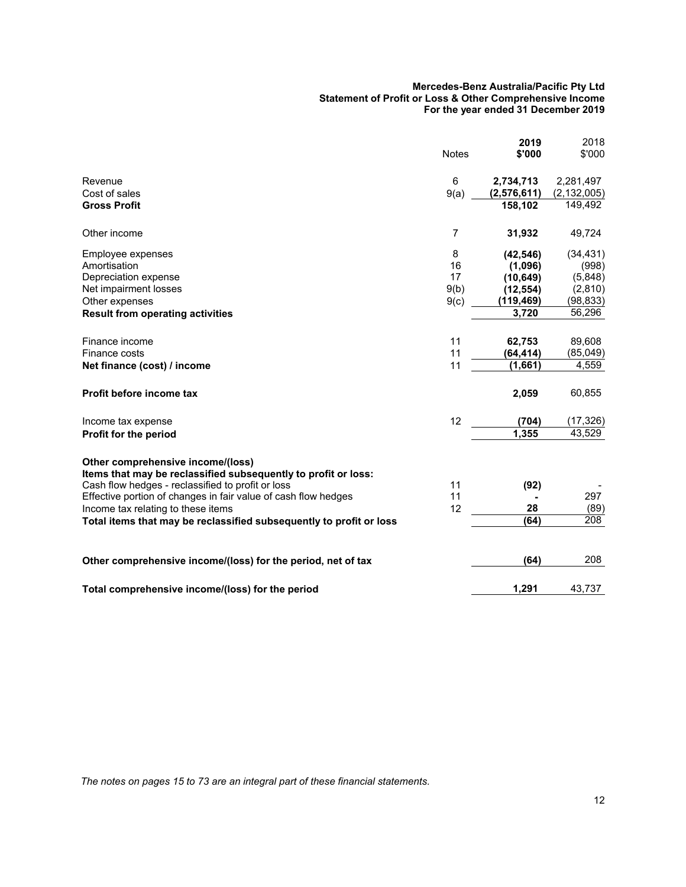**Mercedes-Benz Australia/Pacific Pty Ltd**
**Statement of Profit or Loss & Other Comprehensive Income**
**For the year ended 31 December 2019**

| | Notes | **2019 $'000** | 2018 $'000 |
|---|---|---|---|
| Revenue | 6 | **2,734,713** | 2,281,497 |
| Cost of sales | 9(a) | **(2,576,611)** | (2,132,005) |
| **Gross Profit** | | **158,102** | 149,492 |
| Other income | 7 | **31,932** | 49,724 |
| Employee expenses | 8 | **(42,546)** | (34,431) |
| Amortisation | 16 | **(1,096)** | (998) |
| Depreciation expense | 17 | **(10,649)** | (5,848) |
| Net impairment losses | 9(b) | **(12,554)** | (2,810) |
| Other expenses | 9(c) | **(119,469)** | (98,833) |
| **Result from operating activities** | | **3,720** | 56,296 |
| Finance income | 11 | **62,753** | 89,608 |
| Finance costs | 11 | **(64,414)** | (85,049) |
| **Net finance (cost) / income** | 11 | **(1,661)** | 4,559 |
| **Profit before income tax** | | **2,059** | 60,855 |
| Income tax expense | 12 | **(704)** | (17,326) |
| **Profit for the period** | | **1,355** | 43,529 |
| **Other comprehensive income/(loss)** | | | |
| **Items that may be reclassified subsequently to profit or loss:** | | | |
| Cash flow hedges - reclassified to profit or loss | 11 | **(92)** | - |
| Effective portion of changes in fair value of cash flow hedges | 11 | **-** | 297 |
| Income tax relating to these items | 12 | **28** | (89) |
| **Total items that may be reclassified subsequently to profit or loss** | | **(64)** | 208 |
| **Other comprehensive income/(loss) for the period, net of tax** | | **(64)** | 208 |
| **Total comprehensive income/(loss) for the period** | | **1,291** | 43,737 |

*The notes on pages 15 to 73 are an integral part of these financial statements.*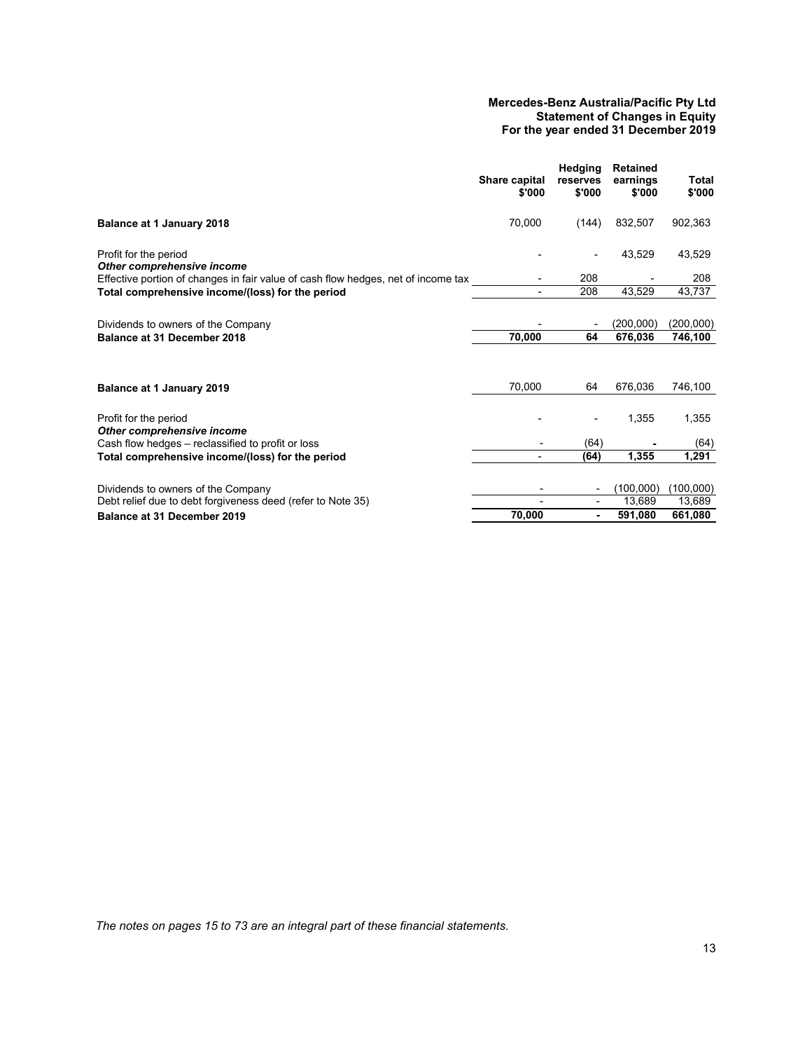**Mercedes-Benz Australia/Pacific Pty Ltd**
**Statement of Changes in Equity**
**For the year ended 31 December 2019**

| | Share capital $'000 | Hedging reserves $'000 | Retained earnings $'000 | Total $'000 |
|---|---|---|---|---|
| **Balance at 1 January 2018** | 70,000 | (144) | 832,507 | 902,363 |
| Profit for the period | - | - | 43,529 | 43,529 |
| ***Other comprehensive income*** | | | | |
| Effective portion of changes in fair value of cash flow hedges, net of income tax | - | 208 | - | 208 |
| **Total comprehensive income/(loss) for the period** | - | 208 | 43,529 | 43,737 |
| Dividends to owners of the Company | - | - | (200,000) | (200,000) |
| **Balance at 31 December 2018** | **70,000** | **64** | **676,036** | **746,100** |
| | | | | |
| **Balance at 1 January 2019** | 70,000 | 64 | 676,036 | 746,100 |
| Profit for the period | - | - | 1,355 | 1,355 |
| ***Other comprehensive income*** | | | | |
| Cash flow hedges – reclassified to profit or loss | - | (64) | - | (64) |
| **Total comprehensive income/(loss) for the period** | - | **(64)** | **1,355** | **1,291** |
| Dividends to owners of the Company | - | - | (100,000) | (100,000) |
| Debt relief due to debt forgiveness deed (refer to Note 35) | - | - | 13,689 | 13,689 |
| **Balance at 31 December 2019** | **70,000** | **-** | **591,080** | **661,080** |

*The notes on pages 15 to 73 are an integral part of these financial statements.*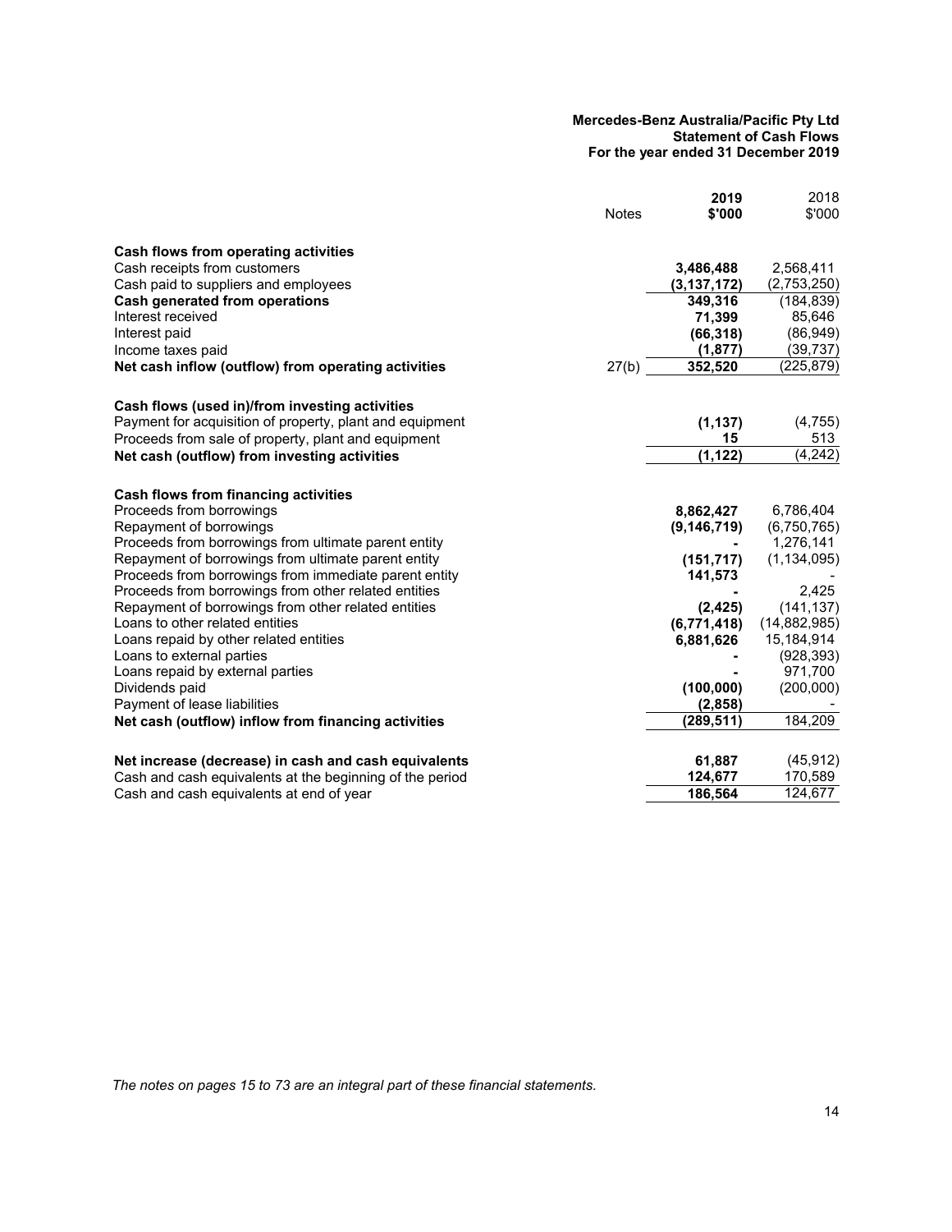**Mercedes-Benz Australia/Pacific Pty Ltd**
**Statement of Cash Flows**
**For the year ended 31 December 2019**

| | Notes | 2019 $'000 | 2018 $'000 |
|---|---|---|---|
| **Cash flows from operating activities** | | | |
| Cash receipts from customers | | **3,486,488** | 2,568,411 |
| Cash paid to suppliers and employees | | **(3,137,172)** | (2,753,250) |
| **Cash generated from operations** | | **349,316** | (184,839) |
| Interest received | | **71,399** | 85,646 |
| Interest paid | | **(66,318)** | (86,949) |
| Income taxes paid | | **(1,877)** | (39,737) |
| **Net cash inflow (outflow) from operating activities** | 27(b) | **352,520** | (225,879) |
| | | | |
| **Cash flows (used in)/from investing activities** | | | |
| Payment for acquisition of property, plant and equipment | | **(1,137)** | (4,755) |
| Proceeds from sale of property, plant and equipment | | **15** | 513 |
| **Net cash (outflow) from investing activities** | | **(1,122)** | (4,242) |
| | | | |
| **Cash flows from financing activities** | | | |
| Proceeds from borrowings | | **8,862,427** | 6,786,404 |
| Repayment of borrowings | | **(9,146,719)** | (6,750,765) |
| Proceeds from borrowings from ultimate parent entity | | **-** | 1,276,141 |
| Repayment of borrowings from ultimate parent entity | | **(151,717)** | (1,134,095) |
| Proceeds from borrowings from immediate parent entity | | **141,573** | - |
| Proceeds from borrowings from other related entities | | **-** | 2,425 |
| Repayment of borrowings from other related entities | | **(2,425)** | (141,137) |
| Loans to other related entities | | **(6,771,418)** | (14,882,985) |
| Loans repaid by other related entities | | **6,881,626** | 15,184,914 |
| Loans to external parties | | **-** | (928,393) |
| Loans repaid by external parties | | **-** | 971,700 |
| Dividends paid | | **(100,000)** | (200,000) |
| Payment of lease liabilities | | **(2,858)** | - |
| **Net cash (outflow) inflow from financing activities** | | **(289,511)** | 184,209 |
| | | | |
| **Net increase (decrease) in cash and cash equivalents** | | **61,887** | (45,912) |
| Cash and cash equivalents at the beginning of the period | | **124,677** | 170,589 |
| Cash and cash equivalents at end of year | | **186,564** | 124,677 |

*The notes on pages 15 to 73 are an integral part of these financial statements.*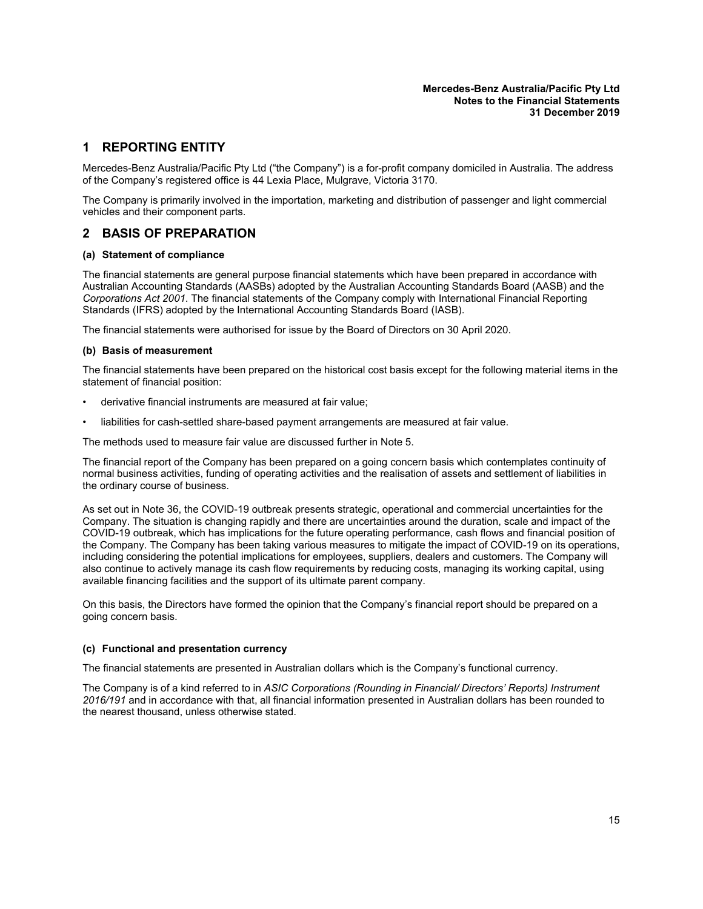# 1 REPORTING ENTITY

Mercedes-Benz Australia/Pacific Pty Ltd ("the Company") is a for-profit company domiciled in Australia. The address of the Company's registered office is 44 Lexia Place, Mulgrave, Victoria 3170.

The Company is primarily involved in the importation, marketing and distribution of passenger and light commercial vehicles and their component parts.

# 2 BASIS OF PREPARATION

### (a) Statement of compliance

The financial statements are general purpose financial statements which have been prepared in accordance with Australian Accounting Standards (AASBs) adopted by the Australian Accounting Standards Board (AASB) and the *Corporations Act 2001*. The financial statements of the Company comply with International Financial Reporting Standards (IFRS) adopted by the International Accounting Standards Board (IASB).

The financial statements were authorised for issue by the Board of Directors on 30 April 2020.

### (b) Basis of measurement

The financial statements have been prepared on the historical cost basis except for the following material items in the statement of financial position:

- derivative financial instruments are measured at fair value;
- liabilities for cash-settled share-based payment arrangements are measured at fair value.

The methods used to measure fair value are discussed further in Note 5.

The financial report of the Company has been prepared on a going concern basis which contemplates continuity of normal business activities, funding of operating activities and the realisation of assets and settlement of liabilities in the ordinary course of business.

As set out in Note 36, the COVID-19 outbreak presents strategic, operational and commercial uncertainties for the Company. The situation is changing rapidly and there are uncertainties around the duration, scale and impact of the COVID-19 outbreak, which has implications for the future operating performance, cash flows and financial position of the Company. The Company has been taking various measures to mitigate the impact of COVID-19 on its operations, including considering the potential implications for employees, suppliers, dealers and customers. The Company will also continue to actively manage its cash flow requirements by reducing costs, managing its working capital, using available financing facilities and the support of its ultimate parent company.

On this basis, the Directors have formed the opinion that the Company's financial report should be prepared on a going concern basis.

### (c) Functional and presentation currency

The financial statements are presented in Australian dollars which is the Company's functional currency.

The Company is of a kind referred to in *ASIC Corporations (Rounding in Financial/ Directors' Reports) Instrument 2016/191* and in accordance with that, all financial information presented in Australian dollars has been rounded to the nearest thousand, unless otherwise stated.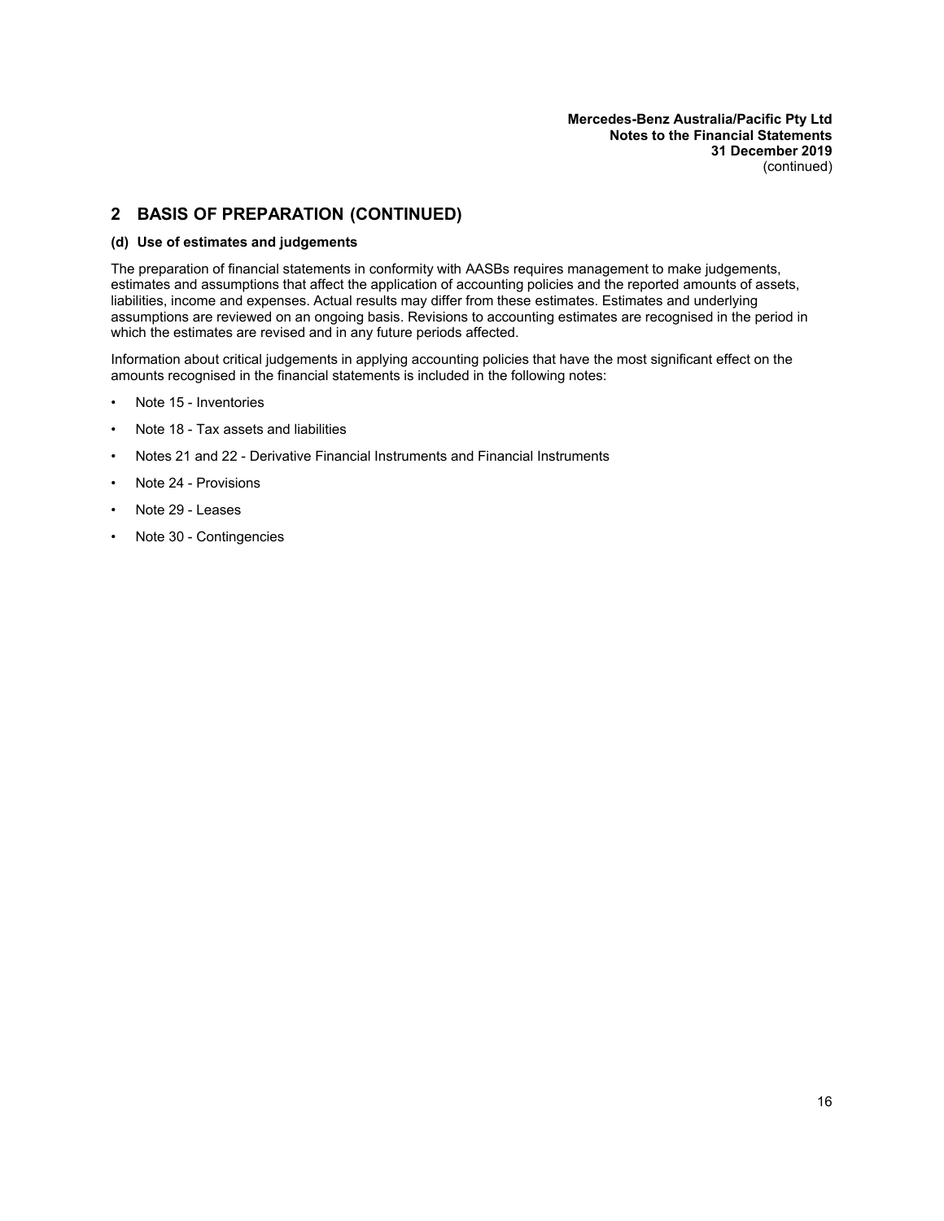## 2 BASIS OF PREPARATION (CONTINUED)

### (d) Use of estimates and judgements

The preparation of financial statements in conformity with AASBs requires management to make judgements, estimates and assumptions that affect the application of accounting policies and the reported amounts of assets, liabilities, income and expenses. Actual results may differ from these estimates. Estimates and underlying assumptions are reviewed on an ongoing basis. Revisions to accounting estimates are recognised in the period in which the estimates are revised and in any future periods affected.

Information about critical judgements in applying accounting policies that have the most significant effect on the amounts recognised in the financial statements is included in the following notes:

- Note 15 - Inventories
- Note 18 - Tax assets and liabilities
- Notes 21 and 22 - Derivative Financial Instruments and Financial Instruments
- Note 24 - Provisions
- Note 29 - Leases
- Note 30 - Contingencies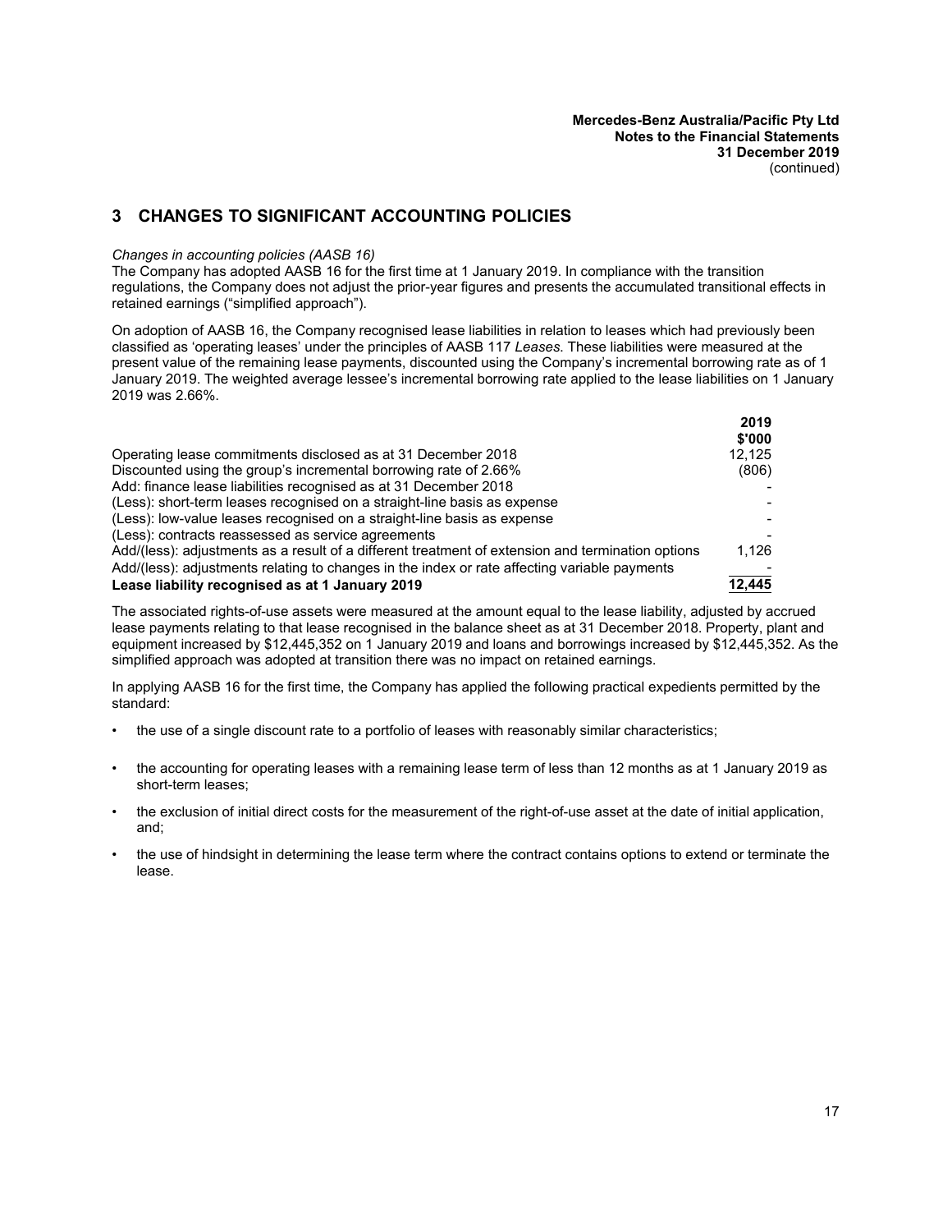## 3 CHANGES TO SIGNIFICANT ACCOUNTING POLICIES

*Changes in accounting policies (AASB 16)*

The Company has adopted AASB 16 for the first time at 1 January 2019. In compliance with the transition regulations, the Company does not adjust the prior-year figures and presents the accumulated transitional effects in retained earnings ("simplified approach").

On adoption of AASB 16, the Company recognised lease liabilities in relation to leases which had previously been classified as 'operating leases' under the principles of AASB 117 *Leases*. These liabilities were measured at the present value of the remaining lease payments, discounted using the Company's incremental borrowing rate as of 1 January 2019. The weighted average lessee's incremental borrowing rate applied to the lease liabilities on 1 January 2019 was 2.66%.

| | 2019<br>$'000 |
|---|---|
| Operating lease commitments disclosed as at 31 December 2018 | 12,125 |
| Discounted using the group's incremental borrowing rate of 2.66% | (806) |
| Add: finance lease liabilities recognised as at 31 December 2018 | - |
| (Less): short-term leases recognised on a straight-line basis as expense | - |
| (Less): low-value leases recognised on a straight-line basis as expense | - |
| (Less): contracts reassessed as service agreements | - |
| Add/(less): adjustments as a result of a different treatment of extension and termination options | 1,126 |
| Add/(less): adjustments relating to changes in the index or rate affecting variable payments | - |
| **Lease liability recognised as at 1 January 2019** | **12,445** |

The associated rights-of-use assets were measured at the amount equal to the lease liability, adjusted by accrued lease payments relating to that lease recognised in the balance sheet as at 31 December 2018. Property, plant and equipment increased by $12,445,352 on 1 January 2019 and loans and borrowings increased by $12,445,352. As the simplified approach was adopted at transition there was no impact on retained earnings.

In applying AASB 16 for the first time, the Company has applied the following practical expedients permitted by the standard:

- the use of a single discount rate to a portfolio of leases with reasonably similar characteristics;
- the accounting for operating leases with a remaining lease term of less than 12 months as at 1 January 2019 as short-term leases;
- the exclusion of initial direct costs for the measurement of the right-of-use asset at the date of initial application, and;
- the use of hindsight in determining the lease term where the contract contains options to extend or terminate the lease.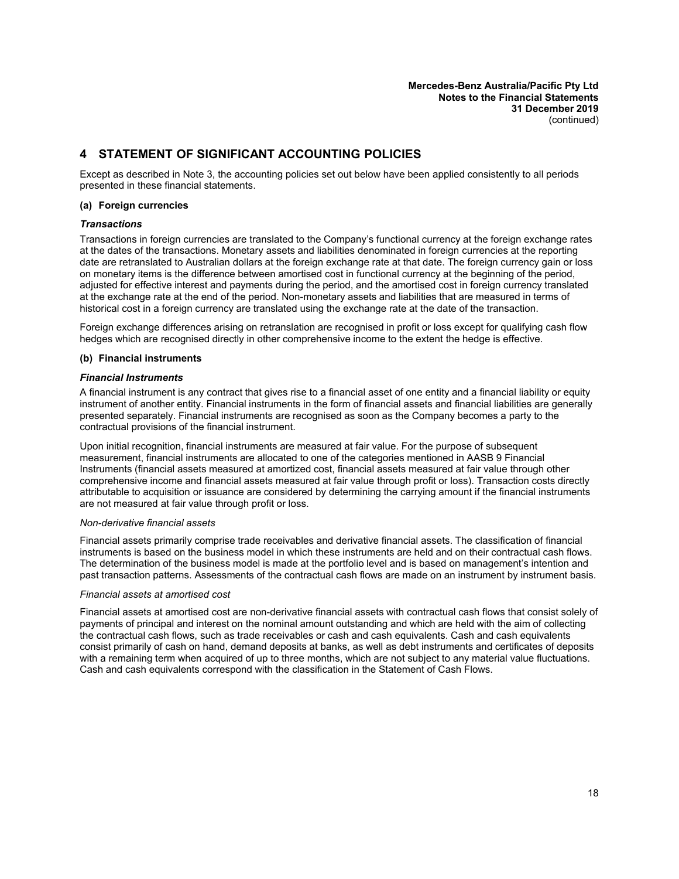## 4 STATEMENT OF SIGNIFICANT ACCOUNTING POLICIES

Except as described in Note 3, the accounting policies set out below have been applied consistently to all periods presented in these financial statements.

### (a) Foreign currencies

***Transactions***

Transactions in foreign currencies are translated to the Company's functional currency at the foreign exchange rates at the dates of the transactions. Monetary assets and liabilities denominated in foreign currencies at the reporting date are retranslated to Australian dollars at the foreign exchange rate at that date. The foreign currency gain or loss on monetary items is the difference between amortised cost in functional currency at the beginning of the period, adjusted for effective interest and payments during the period, and the amortised cost in foreign currency translated at the exchange rate at the end of the period. Non-monetary assets and liabilities that are measured in terms of historical cost in a foreign currency are translated using the exchange rate at the date of the transaction.

Foreign exchange differences arising on retranslation are recognised in profit or loss except for qualifying cash flow hedges which are recognised directly in other comprehensive income to the extent the hedge is effective.

### (b) Financial instruments

***Financial Instruments***

A financial instrument is any contract that gives rise to a financial asset of one entity and a financial liability or equity instrument of another entity. Financial instruments in the form of financial assets and financial liabilities are generally presented separately. Financial instruments are recognised as soon as the Company becomes a party to the contractual provisions of the financial instrument.

Upon initial recognition, financial instruments are measured at fair value. For the purpose of subsequent measurement, financial instruments are allocated to one of the categories mentioned in AASB 9 Financial Instruments (financial assets measured at amortized cost, financial assets measured at fair value through other comprehensive income and financial assets measured at fair value through profit or loss). Transaction costs directly attributable to acquisition or issuance are considered by determining the carrying amount if the financial instruments are not measured at fair value through profit or loss.

*Non-derivative financial assets*

Financial assets primarily comprise trade receivables and derivative financial assets. The classification of financial instruments is based on the business model in which these instruments are held and on their contractual cash flows. The determination of the business model is made at the portfolio level and is based on management's intention and past transaction patterns. Assessments of the contractual cash flows are made on an instrument by instrument basis.

*Financial assets at amortised cost*

Financial assets at amortised cost are non-derivative financial assets with contractual cash flows that consist solely of payments of principal and interest on the nominal amount outstanding and which are held with the aim of collecting the contractual cash flows, such as trade receivables or cash and cash equivalents. Cash and cash equivalents consist primarily of cash on hand, demand deposits at banks, as well as debt instruments and certificates of deposits with a remaining term when acquired of up to three months, which are not subject to any material value fluctuations. Cash and cash equivalents correspond with the classification in the Statement of Cash Flows.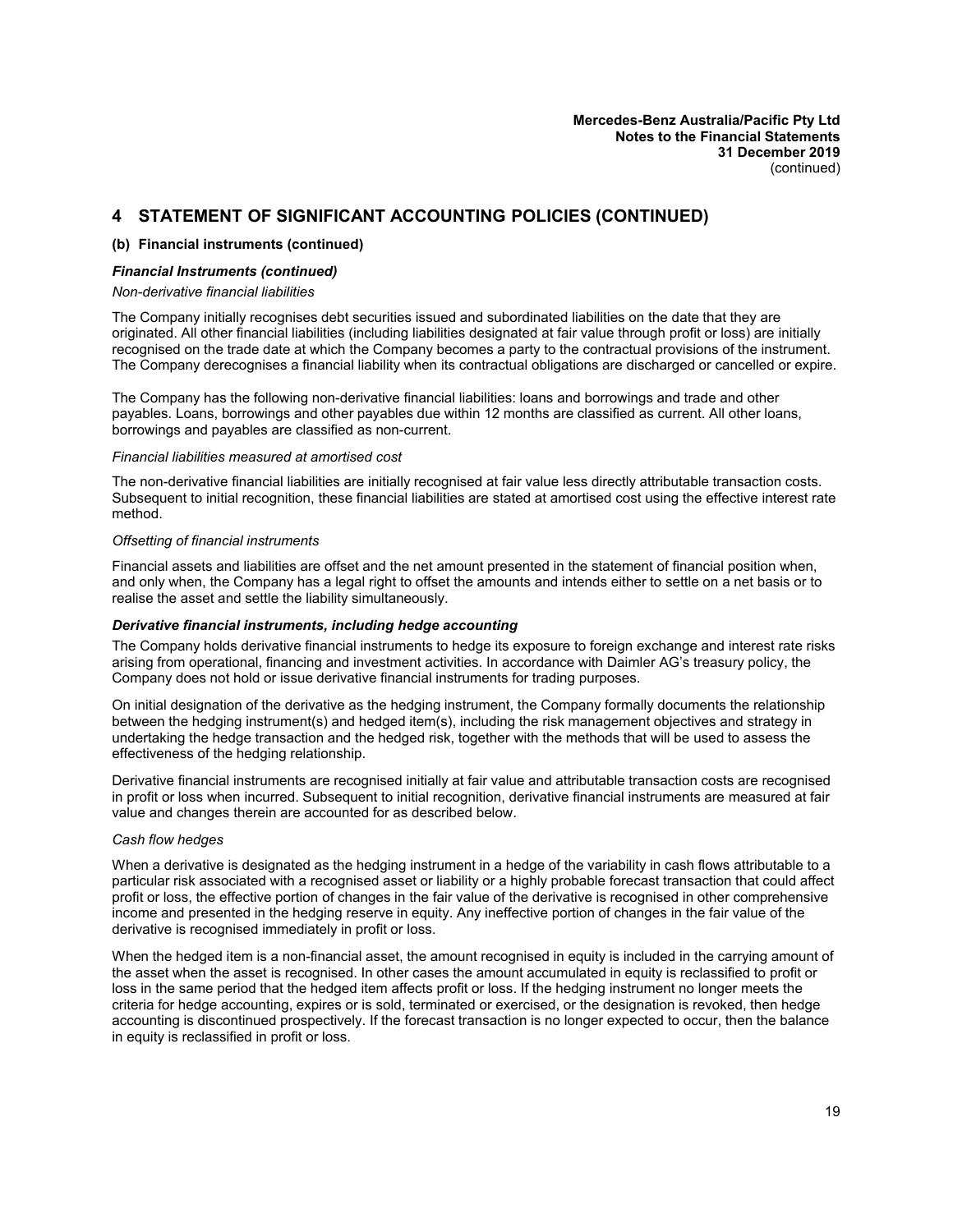## 4 STATEMENT OF SIGNIFICANT ACCOUNTING POLICIES (CONTINUED)

### (b) Financial instruments (continued)

***Financial Instruments (continued)***

*Non-derivative financial liabilities*

The Company initially recognises debt securities issued and subordinated liabilities on the date that they are originated. All other financial liabilities (including liabilities designated at fair value through profit or loss) are initially recognised on the trade date at which the Company becomes a party to the contractual provisions of the instrument. The Company derecognises a financial liability when its contractual obligations are discharged or cancelled or expire.

The Company has the following non-derivative financial liabilities: loans and borrowings and trade and other payables. Loans, borrowings and other payables due within 12 months are classified as current. All other loans, borrowings and payables are classified as non-current.

*Financial liabilities measured at amortised cost*

The non-derivative financial liabilities are initially recognised at fair value less directly attributable transaction costs. Subsequent to initial recognition, these financial liabilities are stated at amortised cost using the effective interest rate method.

*Offsetting of financial instruments*

Financial assets and liabilities are offset and the net amount presented in the statement of financial position when, and only when, the Company has a legal right to offset the amounts and intends either to settle on a net basis or to realise the asset and settle the liability simultaneously.

***Derivative financial instruments, including hedge accounting***

The Company holds derivative financial instruments to hedge its exposure to foreign exchange and interest rate risks arising from operational, financing and investment activities. In accordance with Daimler AG's treasury policy, the Company does not hold or issue derivative financial instruments for trading purposes.

On initial designation of the derivative as the hedging instrument, the Company formally documents the relationship between the hedging instrument(s) and hedged item(s), including the risk management objectives and strategy in undertaking the hedge transaction and the hedged risk, together with the methods that will be used to assess the effectiveness of the hedging relationship.

Derivative financial instruments are recognised initially at fair value and attributable transaction costs are recognised in profit or loss when incurred. Subsequent to initial recognition, derivative financial instruments are measured at fair value and changes therein are accounted for as described below.

*Cash flow hedges*

When a derivative is designated as the hedging instrument in a hedge of the variability in cash flows attributable to a particular risk associated with a recognised asset or liability or a highly probable forecast transaction that could affect profit or loss, the effective portion of changes in the fair value of the derivative is recognised in other comprehensive income and presented in the hedging reserve in equity. Any ineffective portion of changes in the fair value of the derivative is recognised immediately in profit or loss.

When the hedged item is a non-financial asset, the amount recognised in equity is included in the carrying amount of the asset when the asset is recognised. In other cases the amount accumulated in equity is reclassified to profit or loss in the same period that the hedged item affects profit or loss. If the hedging instrument no longer meets the criteria for hedge accounting, expires or is sold, terminated or exercised, or the designation is revoked, then hedge accounting is discontinued prospectively. If the forecast transaction is no longer expected to occur, then the balance in equity is reclassified in profit or loss.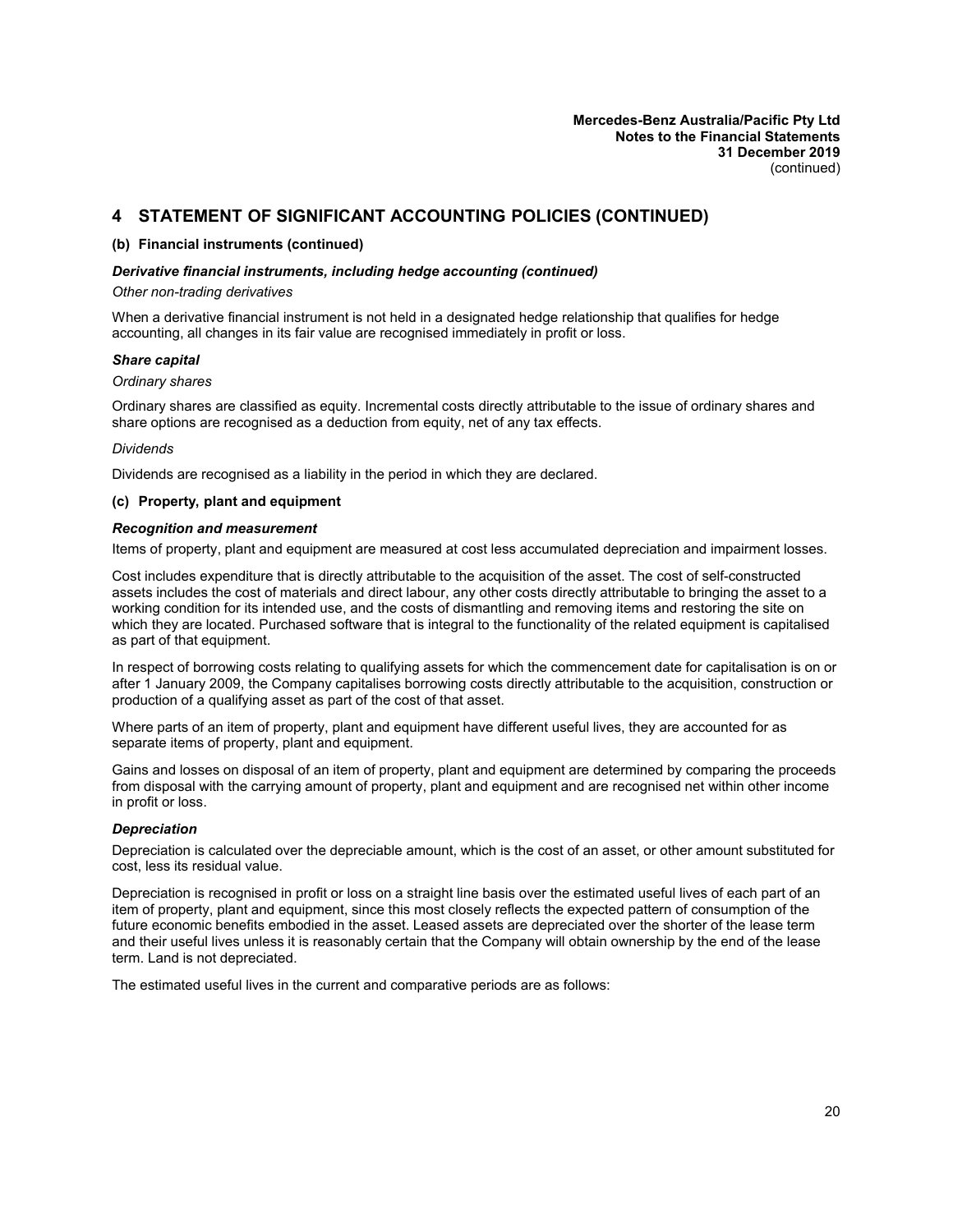## 4 STATEMENT OF SIGNIFICANT ACCOUNTING POLICIES (CONTINUED)

### (b) Financial instruments (continued)

***Derivative financial instruments, including hedge accounting (continued)***

*Other non-trading derivatives*

When a derivative financial instrument is not held in a designated hedge relationship that qualifies for hedge accounting, all changes in its fair value are recognised immediately in profit or loss.

***Share capital***

*Ordinary shares*

Ordinary shares are classified as equity. Incremental costs directly attributable to the issue of ordinary shares and share options are recognised as a deduction from equity, net of any tax effects.

*Dividends*

Dividends are recognised as a liability in the period in which they are declared.

### (c) Property, plant and equipment

***Recognition and measurement***

Items of property, plant and equipment are measured at cost less accumulated depreciation and impairment losses.

Cost includes expenditure that is directly attributable to the acquisition of the asset. The cost of self-constructed assets includes the cost of materials and direct labour, any other costs directly attributable to bringing the asset to a working condition for its intended use, and the costs of dismantling and removing items and restoring the site on which they are located. Purchased software that is integral to the functionality of the related equipment is capitalised as part of that equipment.

In respect of borrowing costs relating to qualifying assets for which the commencement date for capitalisation is on or after 1 January 2009, the Company capitalises borrowing costs directly attributable to the acquisition, construction or production of a qualifying asset as part of the cost of that asset.

Where parts of an item of property, plant and equipment have different useful lives, they are accounted for as separate items of property, plant and equipment.

Gains and losses on disposal of an item of property, plant and equipment are determined by comparing the proceeds from disposal with the carrying amount of property, plant and equipment and are recognised net within other income in profit or loss.

***Depreciation***

Depreciation is calculated over the depreciable amount, which is the cost of an asset, or other amount substituted for cost, less its residual value.

Depreciation is recognised in profit or loss on a straight line basis over the estimated useful lives of each part of an item of property, plant and equipment, since this most closely reflects the expected pattern of consumption of the future economic benefits embodied in the asset. Leased assets are depreciated over the shorter of the lease term and their useful lives unless it is reasonably certain that the Company will obtain ownership by the end of the lease term. Land is not depreciated.

The estimated useful lives in the current and comparative periods are as follows: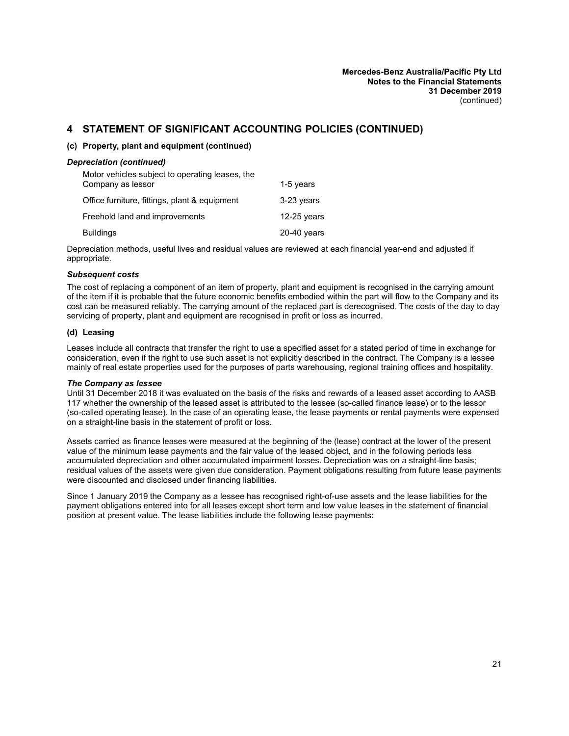## 4 STATEMENT OF SIGNIFICANT ACCOUNTING POLICIES (CONTINUED)

### (c) Property, plant and equipment (continued)

***Depreciation (continued)***

| | |
|---|---|
| Motor vehicles subject to operating leases, the Company as lessor | 1-5 years |
| Office furniture, fittings, plant & equipment | 3-23 years |
| Freehold land and improvements | 12-25 years |
| Buildings | 20-40 years |

Depreciation methods, useful lives and residual values are reviewed at each financial year-end and adjusted if appropriate.

***Subsequent costs***

The cost of replacing a component of an item of property, plant and equipment is recognised in the carrying amount of the item if it is probable that the future economic benefits embodied within the part will flow to the Company and its cost can be measured reliably. The carrying amount of the replaced part is derecognised. The costs of the day to day servicing of property, plant and equipment are recognised in profit or loss as incurred.

### (d) Leasing

Leases include all contracts that transfer the right to use a specified asset for a stated period of time in exchange for consideration, even if the right to use such asset is not explicitly described in the contract. The Company is a lessee mainly of real estate properties used for the purposes of parts warehousing, regional training offices and hospitality.

***The Company as lessee***

Until 31 December 2018 it was evaluated on the basis of the risks and rewards of a leased asset according to AASB 117 whether the ownership of the leased asset is attributed to the lessee (so-called finance lease) or to the lessor (so-called operating lease). In the case of an operating lease, the lease payments or rental payments were expensed on a straight-line basis in the statement of profit or loss.

Assets carried as finance leases were measured at the beginning of the (lease) contract at the lower of the present value of the minimum lease payments and the fair value of the leased object, and in the following periods less accumulated depreciation and other accumulated impairment losses. Depreciation was on a straight-line basis; residual values of the assets were given due consideration. Payment obligations resulting from future lease payments were discounted and disclosed under financing liabilities.

Since 1 January 2019 the Company as a lessee has recognised right-of-use assets and the lease liabilities for the payment obligations entered into for all leases except short term and low value leases in the statement of financial position at present value. The lease liabilities include the following lease payments: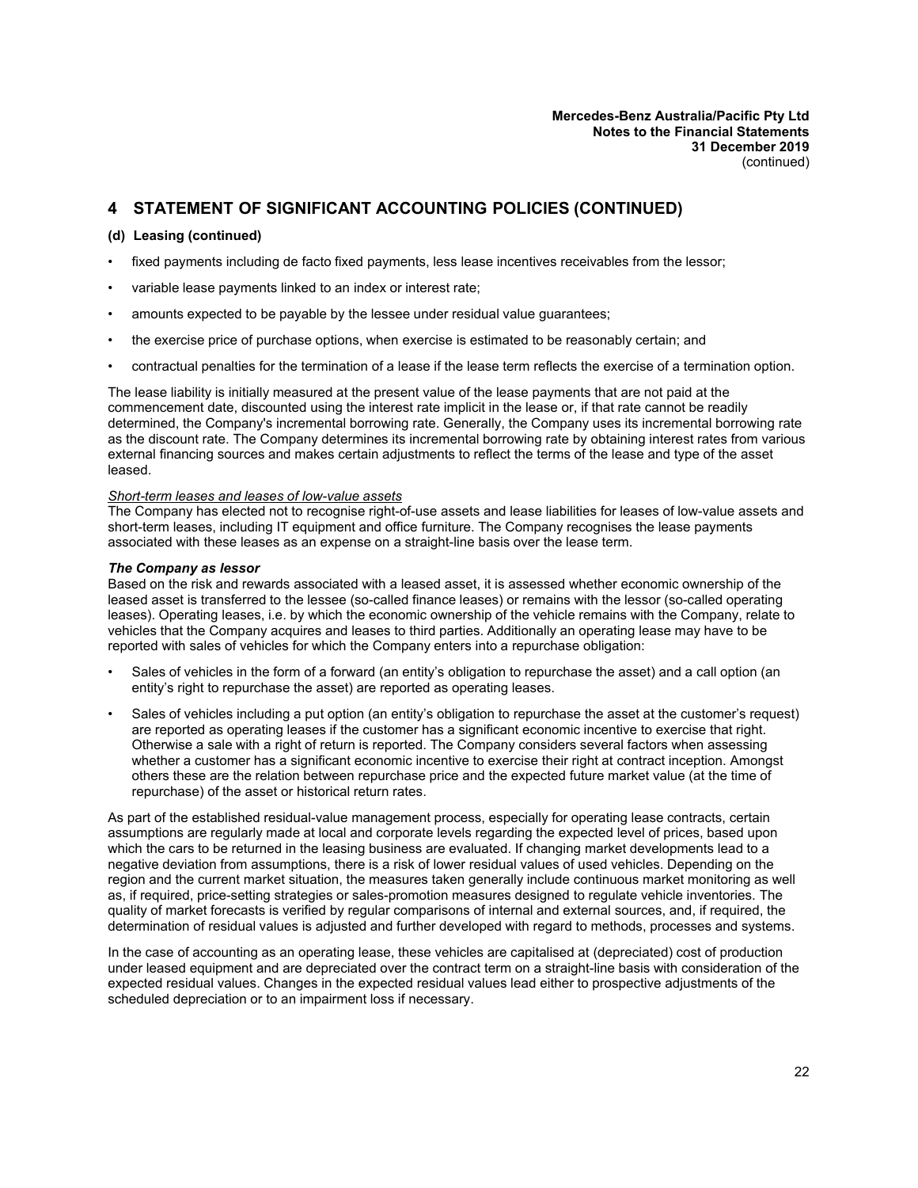## 4 STATEMENT OF SIGNIFICANT ACCOUNTING POLICIES (CONTINUED)

### (d) Leasing (continued)

- fixed payments including de facto fixed payments, less lease incentives receivables from the lessor;
- variable lease payments linked to an index or interest rate;
- amounts expected to be payable by the lessee under residual value guarantees;
- the exercise price of purchase options, when exercise is estimated to be reasonably certain; and
- contractual penalties for the termination of a lease if the lease term reflects the exercise of a termination option.

The lease liability is initially measured at the present value of the lease payments that are not paid at the commencement date, discounted using the interest rate implicit in the lease or, if that rate cannot be readily determined, the Company's incremental borrowing rate. Generally, the Company uses its incremental borrowing rate as the discount rate. The Company determines its incremental borrowing rate by obtaining interest rates from various external financing sources and makes certain adjustments to reflect the terms of the lease and type of the asset leased.

_Short-term leases and leases of low-value assets_
The Company has elected not to recognise right-of-use assets and lease liabilities for leases of low-value assets and short-term leases, including IT equipment and office furniture. The Company recognises the lease payments associated with these leases as an expense on a straight-line basis over the lease term.

***The Company as lessor***
Based on the risk and rewards associated with a leased asset, it is assessed whether economic ownership of the leased asset is transferred to the lessee (so-called finance leases) or remains with the lessor (so-called operating leases). Operating leases, i.e. by which the economic ownership of the vehicle remains with the Company, relate to vehicles that the Company acquires and leases to third parties. Additionally an operating lease may have to be reported with sales of vehicles for which the Company enters into a repurchase obligation:

- Sales of vehicles in the form of a forward (an entity's obligation to repurchase the asset) and a call option (an entity's right to repurchase the asset) are reported as operating leases.
- Sales of vehicles including a put option (an entity's obligation to repurchase the asset at the customer's request) are reported as operating leases if the customer has a significant economic incentive to exercise that right. Otherwise a sale with a right of return is reported. The Company considers several factors when assessing whether a customer has a significant economic incentive to exercise their right at contract inception. Amongst others these are the relation between repurchase price and the expected future market value (at the time of repurchase) of the asset or historical return rates.

As part of the established residual-value management process, especially for operating lease contracts, certain assumptions are regularly made at local and corporate levels regarding the expected level of prices, based upon which the cars to be returned in the leasing business are evaluated. If changing market developments lead to a negative deviation from assumptions, there is a risk of lower residual values of used vehicles. Depending on the region and the current market situation, the measures taken generally include continuous market monitoring as well as, if required, price-setting strategies or sales-promotion measures designed to regulate vehicle inventories. The quality of market forecasts is verified by regular comparisons of internal and external sources, and, if required, the determination of residual values is adjusted and further developed with regard to methods, processes and systems.

In the case of accounting as an operating lease, these vehicles are capitalised at (depreciated) cost of production under leased equipment and are depreciated over the contract term on a straight-line basis with consideration of the expected residual values. Changes in the expected residual values lead either to prospective adjustments of the scheduled depreciation or to an impairment loss if necessary.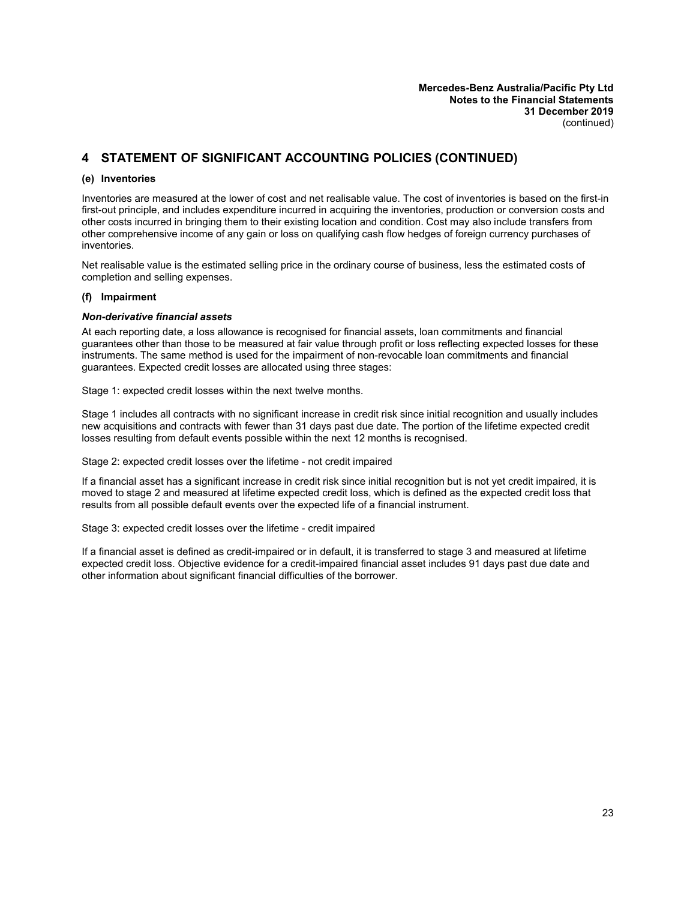## 4 STATEMENT OF SIGNIFICANT ACCOUNTING POLICIES (CONTINUED)

### (e) Inventories

Inventories are measured at the lower of cost and net realisable value. The cost of inventories is based on the first-in first-out principle, and includes expenditure incurred in acquiring the inventories, production or conversion costs and other costs incurred in bringing them to their existing location and condition. Cost may also include transfers from other comprehensive income of any gain or loss on qualifying cash flow hedges of foreign currency purchases of inventories.

Net realisable value is the estimated selling price in the ordinary course of business, less the estimated costs of completion and selling expenses.

### (f) Impairment

***Non-derivative financial assets***

At each reporting date, a loss allowance is recognised for financial assets, loan commitments and financial guarantees other than those to be measured at fair value through profit or loss reflecting expected losses for these instruments. The same method is used for the impairment of non-revocable loan commitments and financial guarantees. Expected credit losses are allocated using three stages:

Stage 1: expected credit losses within the next twelve months.

Stage 1 includes all contracts with no significant increase in credit risk since initial recognition and usually includes new acquisitions and contracts with fewer than 31 days past due date. The portion of the lifetime expected credit losses resulting from default events possible within the next 12 months is recognised.

Stage 2: expected credit losses over the lifetime - not credit impaired

If a financial asset has a significant increase in credit risk since initial recognition but is not yet credit impaired, it is moved to stage 2 and measured at lifetime expected credit loss, which is defined as the expected credit loss that results from all possible default events over the expected life of a financial instrument.

Stage 3: expected credit losses over the lifetime - credit impaired

If a financial asset is defined as credit-impaired or in default, it is transferred to stage 3 and measured at lifetime expected credit loss. Objective evidence for a credit-impaired financial asset includes 91 days past due date and other information about significant financial difficulties of the borrower.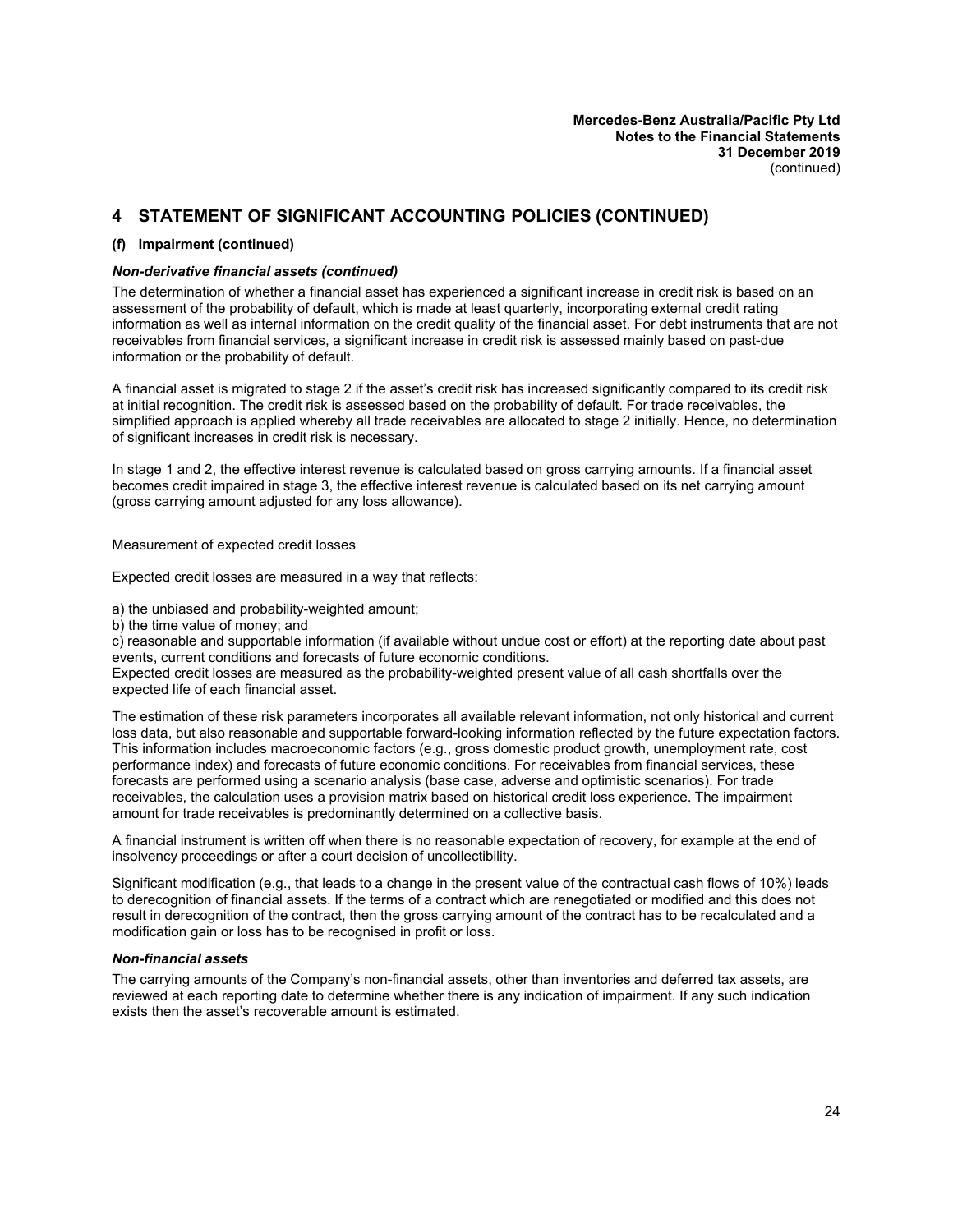## 4 STATEMENT OF SIGNIFICANT ACCOUNTING POLICIES (CONTINUED)

**(f) Impairment (continued)**

***Non-derivative financial assets (continued)***

The determination of whether a financial asset has experienced a significant increase in credit risk is based on an assessment of the probability of default, which is made at least quarterly, incorporating external credit rating information as well as internal information on the credit quality of the financial asset. For debt instruments that are not receivables from financial services, a significant increase in credit risk is assessed mainly based on past-due information or the probability of default.

A financial asset is migrated to stage 2 if the asset's credit risk has increased significantly compared to its credit risk at initial recognition. The credit risk is assessed based on the probability of default. For trade receivables, the simplified approach is applied whereby all trade receivables are allocated to stage 2 initially. Hence, no determination of significant increases in credit risk is necessary.

In stage 1 and 2, the effective interest revenue is calculated based on gross carrying amounts. If a financial asset becomes credit impaired in stage 3, the effective interest revenue is calculated based on its net carrying amount (gross carrying amount adjusted for any loss allowance).

Measurement of expected credit losses

Expected credit losses are measured in a way that reflects:

a) the unbiased and probability-weighted amount;
b) the time value of money; and
c) reasonable and supportable information (if available without undue cost or effort) at the reporting date about past events, current conditions and forecasts of future economic conditions.

Expected credit losses are measured as the probability-weighted present value of all cash shortfalls over the expected life of each financial asset.

The estimation of these risk parameters incorporates all available relevant information, not only historical and current loss data, but also reasonable and supportable forward-looking information reflected by the future expectation factors. This information includes macroeconomic factors (e.g., gross domestic product growth, unemployment rate, cost performance index) and forecasts of future economic conditions. For receivables from financial services, these forecasts are performed using a scenario analysis (base case, adverse and optimistic scenarios). For trade receivables, the calculation uses a provision matrix based on historical credit loss experience. The impairment amount for trade receivables is predominantly determined on a collective basis.

A financial instrument is written off when there is no reasonable expectation of recovery, for example at the end of insolvency proceedings or after a court decision of uncollectibility.

Significant modification (e.g., that leads to a change in the present value of the contractual cash flows of 10%) leads to derecognition of financial assets. If the terms of a contract which are renegotiated or modified and this does not result in derecognition of the contract, then the gross carrying amount of the contract has to be recalculated and a modification gain or loss has to be recognised in profit or loss.

***Non-financial assets***

The carrying amounts of the Company's non-financial assets, other than inventories and deferred tax assets, are reviewed at each reporting date to determine whether there is any indication of impairment. If any such indication exists then the asset's recoverable amount is estimated.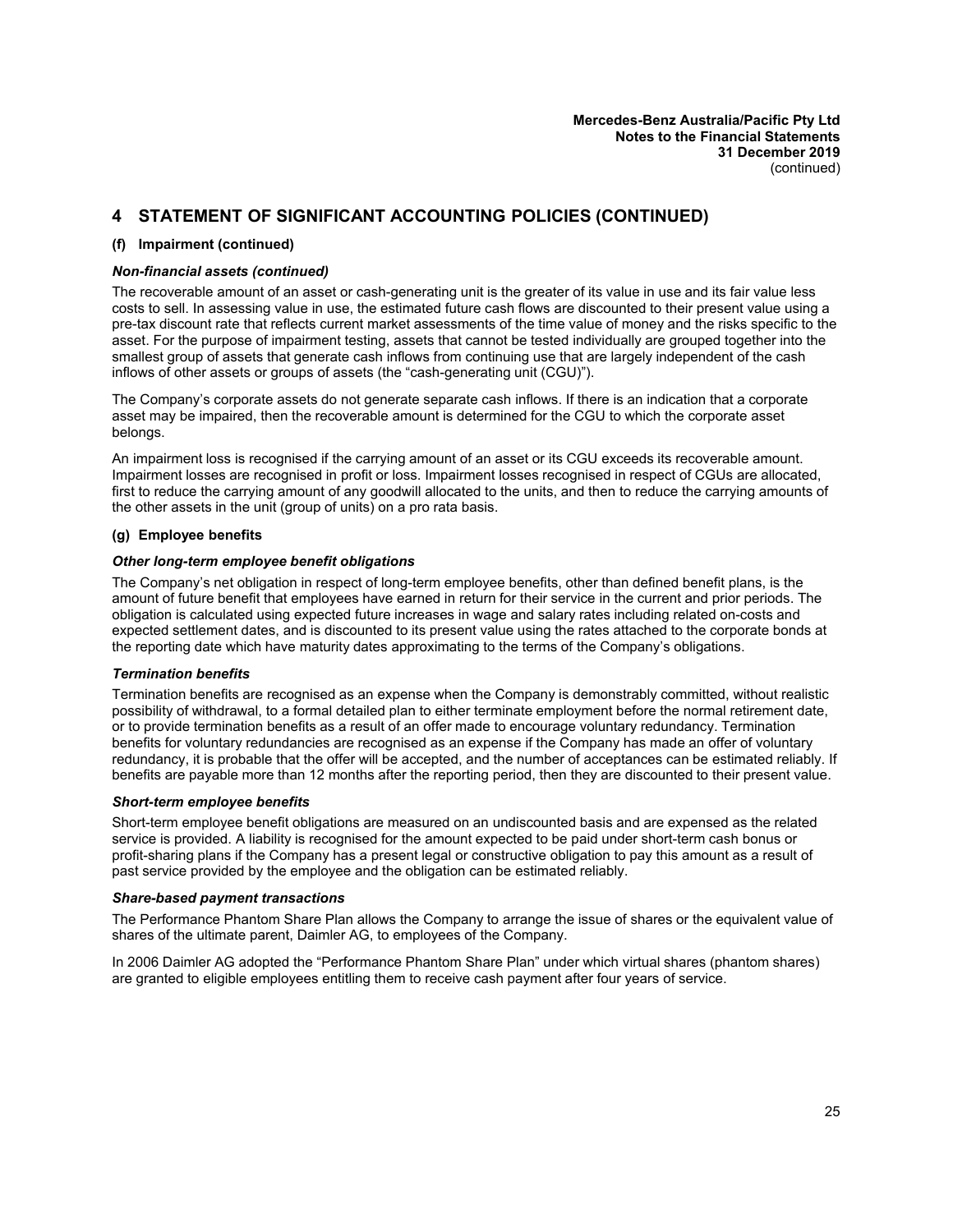## 4 STATEMENT OF SIGNIFICANT ACCOUNTING POLICIES (CONTINUED)

### (f) Impairment (continued)

***Non-financial assets (continued)***

The recoverable amount of an asset or cash-generating unit is the greater of its value in use and its fair value less costs to sell. In assessing value in use, the estimated future cash flows are discounted to their present value using a pre-tax discount rate that reflects current market assessments of the time value of money and the risks specific to the asset. For the purpose of impairment testing, assets that cannot be tested individually are grouped together into the smallest group of assets that generate cash inflows from continuing use that are largely independent of the cash inflows of other assets or groups of assets (the "cash-generating unit (CGU)").

The Company's corporate assets do not generate separate cash inflows. If there is an indication that a corporate asset may be impaired, then the recoverable amount is determined for the CGU to which the corporate asset belongs.

An impairment loss is recognised if the carrying amount of an asset or its CGU exceeds its recoverable amount. Impairment losses are recognised in profit or loss. Impairment losses recognised in respect of CGUs are allocated, first to reduce the carrying amount of any goodwill allocated to the units, and then to reduce the carrying amounts of the other assets in the unit (group of units) on a pro rata basis.

### (g) Employee benefits

***Other long-term employee benefit obligations***

The Company's net obligation in respect of long-term employee benefits, other than defined benefit plans, is the amount of future benefit that employees have earned in return for their service in the current and prior periods. The obligation is calculated using expected future increases in wage and salary rates including related on-costs and expected settlement dates, and is discounted to its present value using the rates attached to the corporate bonds at the reporting date which have maturity dates approximating to the terms of the Company's obligations.

***Termination benefits***

Termination benefits are recognised as an expense when the Company is demonstrably committed, without realistic possibility of withdrawal, to a formal detailed plan to either terminate employment before the normal retirement date, or to provide termination benefits as a result of an offer made to encourage voluntary redundancy. Termination benefits for voluntary redundancies are recognised as an expense if the Company has made an offer of voluntary redundancy, it is probable that the offer will be accepted, and the number of acceptances can be estimated reliably. If benefits are payable more than 12 months after the reporting period, then they are discounted to their present value.

***Short-term employee benefits***

Short-term employee benefit obligations are measured on an undiscounted basis and are expensed as the related service is provided. A liability is recognised for the amount expected to be paid under short-term cash bonus or profit-sharing plans if the Company has a present legal or constructive obligation to pay this amount as a result of past service provided by the employee and the obligation can be estimated reliably.

***Share-based payment transactions***

The Performance Phantom Share Plan allows the Company to arrange the issue of shares or the equivalent value of shares of the ultimate parent, Daimler AG, to employees of the Company.

In 2006 Daimler AG adopted the "Performance Phantom Share Plan" under which virtual shares (phantom shares) are granted to eligible employees entitling them to receive cash payment after four years of service.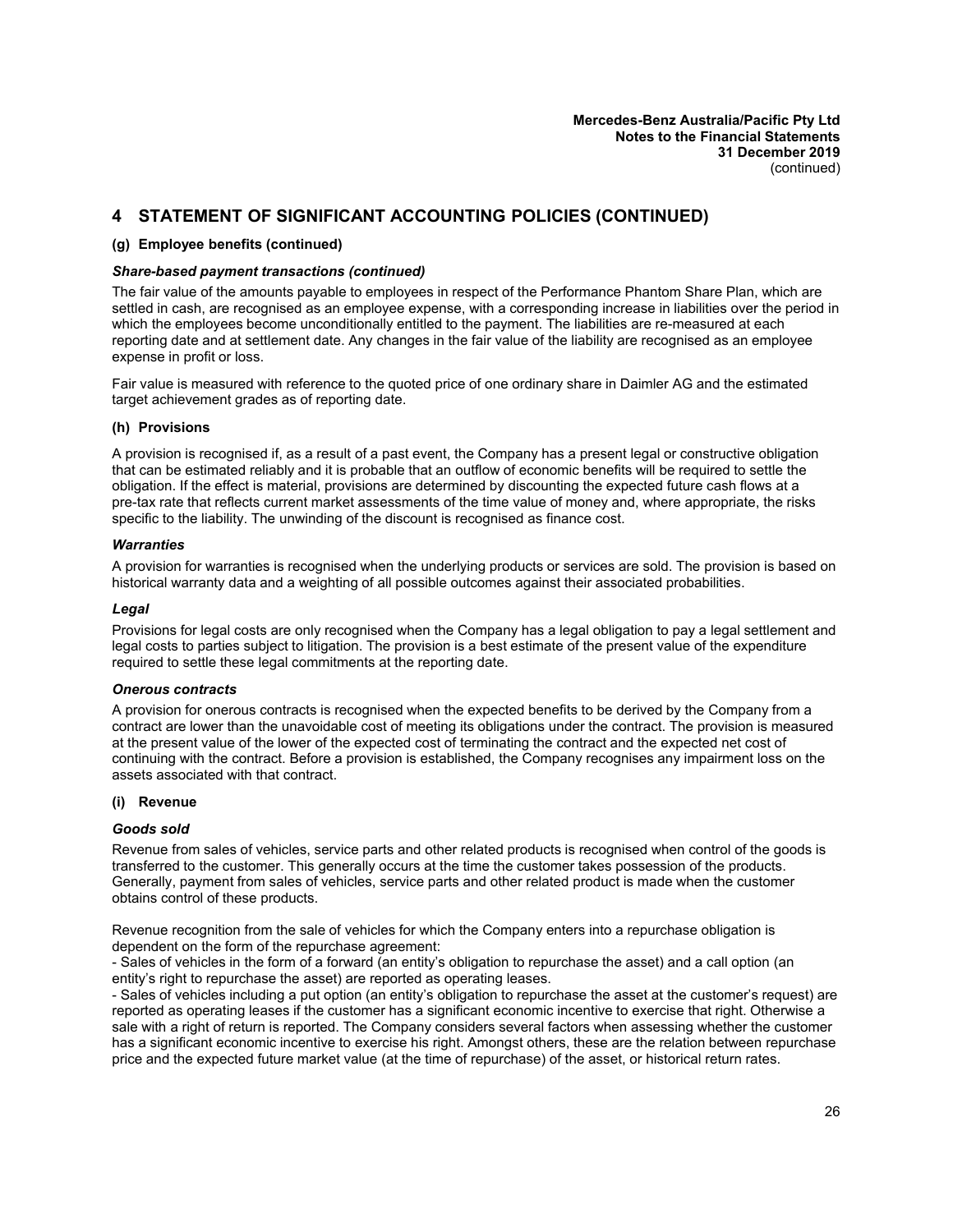## 4 STATEMENT OF SIGNIFICANT ACCOUNTING POLICIES (CONTINUED)

### (g) Employee benefits (continued)

***Share-based payment transactions (continued)***

The fair value of the amounts payable to employees in respect of the Performance Phantom Share Plan, which are settled in cash, are recognised as an employee expense, with a corresponding increase in liabilities over the period in which the employees become unconditionally entitled to the payment. The liabilities are re-measured at each reporting date and at settlement date. Any changes in the fair value of the liability are recognised as an employee expense in profit or loss.

Fair value is measured with reference to the quoted price of one ordinary share in Daimler AG and the estimated target achievement grades as of reporting date.

### (h) Provisions

A provision is recognised if, as a result of a past event, the Company has a present legal or constructive obligation that can be estimated reliably and it is probable that an outflow of economic benefits will be required to settle the obligation. If the effect is material, provisions are determined by discounting the expected future cash flows at a pre-tax rate that reflects current market assessments of the time value of money and, where appropriate, the risks specific to the liability. The unwinding of the discount is recognised as finance cost.

***Warranties***

A provision for warranties is recognised when the underlying products or services are sold. The provision is based on historical warranty data and a weighting of all possible outcomes against their associated probabilities.

***Legal***

Provisions for legal costs are only recognised when the Company has a legal obligation to pay a legal settlement and legal costs to parties subject to litigation. The provision is a best estimate of the present value of the expenditure required to settle these legal commitments at the reporting date.

***Onerous contracts***

A provision for onerous contracts is recognised when the expected benefits to be derived by the Company from a contract are lower than the unavoidable cost of meeting its obligations under the contract. The provision is measured at the present value of the lower of the expected cost of terminating the contract and the expected net cost of continuing with the contract. Before a provision is established, the Company recognises any impairment loss on the assets associated with that contract.

### (i) Revenue

***Goods sold***

Revenue from sales of vehicles, service parts and other related products is recognised when control of the goods is transferred to the customer. This generally occurs at the time the customer takes possession of the products. Generally, payment from sales of vehicles, service parts and other related product is made when the customer obtains control of these products.

Revenue recognition from the sale of vehicles for which the Company enters into a repurchase obligation is dependent on the form of the repurchase agreement:

- Sales of vehicles in the form of a forward (an entity's obligation to repurchase the asset) and a call option (an entity's right to repurchase the asset) are reported as operating leases.
- Sales of vehicles including a put option (an entity's obligation to repurchase the asset at the customer's request) are reported as operating leases if the customer has a significant economic incentive to exercise that right. Otherwise a sale with a right of return is reported. The Company considers several factors when assessing whether the customer has a significant economic incentive to exercise his right. Amongst others, these are the relation between repurchase price and the expected future market value (at the time of repurchase) of the asset, or historical return rates.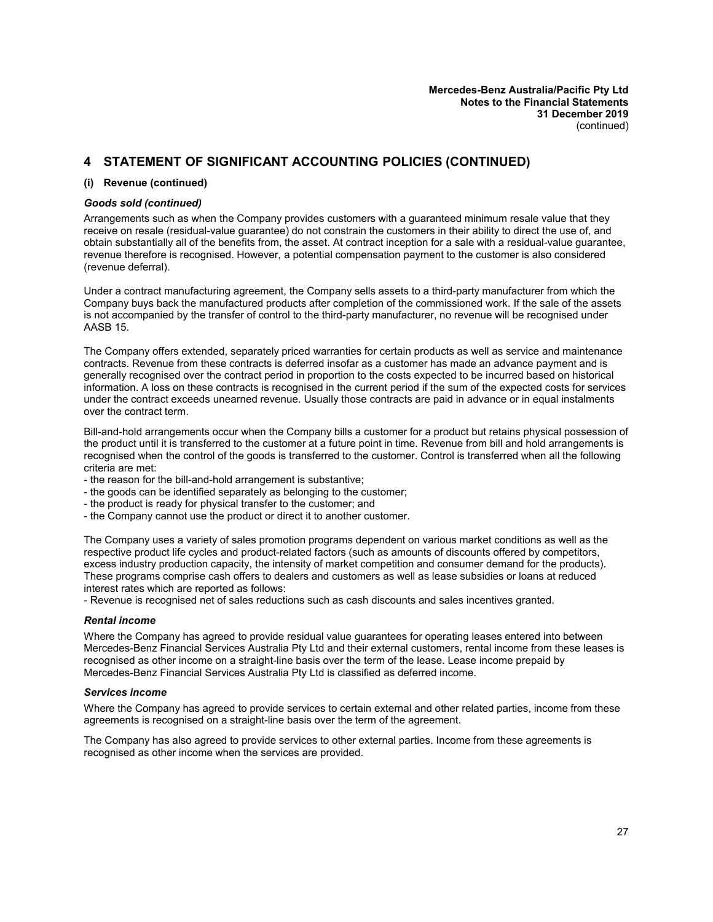## 4 STATEMENT OF SIGNIFICANT ACCOUNTING POLICIES (CONTINUED)

### (i) Revenue (continued)

***Goods sold (continued)***

Arrangements such as when the Company provides customers with a guaranteed minimum resale value that they receive on resale (residual-value guarantee) do not constrain the customers in their ability to direct the use of, and obtain substantially all of the benefits from, the asset. At contract inception for a sale with a residual-value guarantee, revenue therefore is recognised. However, a potential compensation payment to the customer is also considered (revenue deferral).

Under a contract manufacturing agreement, the Company sells assets to a third-party manufacturer from which the Company buys back the manufactured products after completion of the commissioned work. If the sale of the assets is not accompanied by the transfer of control to the third-party manufacturer, no revenue will be recognised under AASB 15.

The Company offers extended, separately priced warranties for certain products as well as service and maintenance contracts. Revenue from these contracts is deferred insofar as a customer has made an advance payment and is generally recognised over the contract period in proportion to the costs expected to be incurred based on historical information. A loss on these contracts is recognised in the current period if the sum of the expected costs for services under the contract exceeds unearned revenue. Usually those contracts are paid in advance or in equal instalments over the contract term.

Bill-and-hold arrangements occur when the Company bills a customer for a product but retains physical possession of the product until it is transferred to the customer at a future point in time. Revenue from bill and hold arrangements is recognised when the control of the goods is transferred to the customer. Control is transferred when all the following criteria are met:

- the reason for the bill-and-hold arrangement is substantive;
- the goods can be identified separately as belonging to the customer;
- the product is ready for physical transfer to the customer; and
- the Company cannot use the product or direct it to another customer.

The Company uses a variety of sales promotion programs dependent on various market conditions as well as the respective product life cycles and product-related factors (such as amounts of discounts offered by competitors, excess industry production capacity, the intensity of market competition and consumer demand for the products). These programs comprise cash offers to dealers and customers as well as lease subsidies or loans at reduced interest rates which are reported as follows:

- Revenue is recognised net of sales reductions such as cash discounts and sales incentives granted.

***Rental income***

Where the Company has agreed to provide residual value guarantees for operating leases entered into between Mercedes-Benz Financial Services Australia Pty Ltd and their external customers, rental income from these leases is recognised as other income on a straight-line basis over the term of the lease. Lease income prepaid by Mercedes-Benz Financial Services Australia Pty Ltd is classified as deferred income.

***Services income***

Where the Company has agreed to provide services to certain external and other related parties, income from these agreements is recognised on a straight-line basis over the term of the agreement.

The Company has also agreed to provide services to other external parties. Income from these agreements is recognised as other income when the services are provided.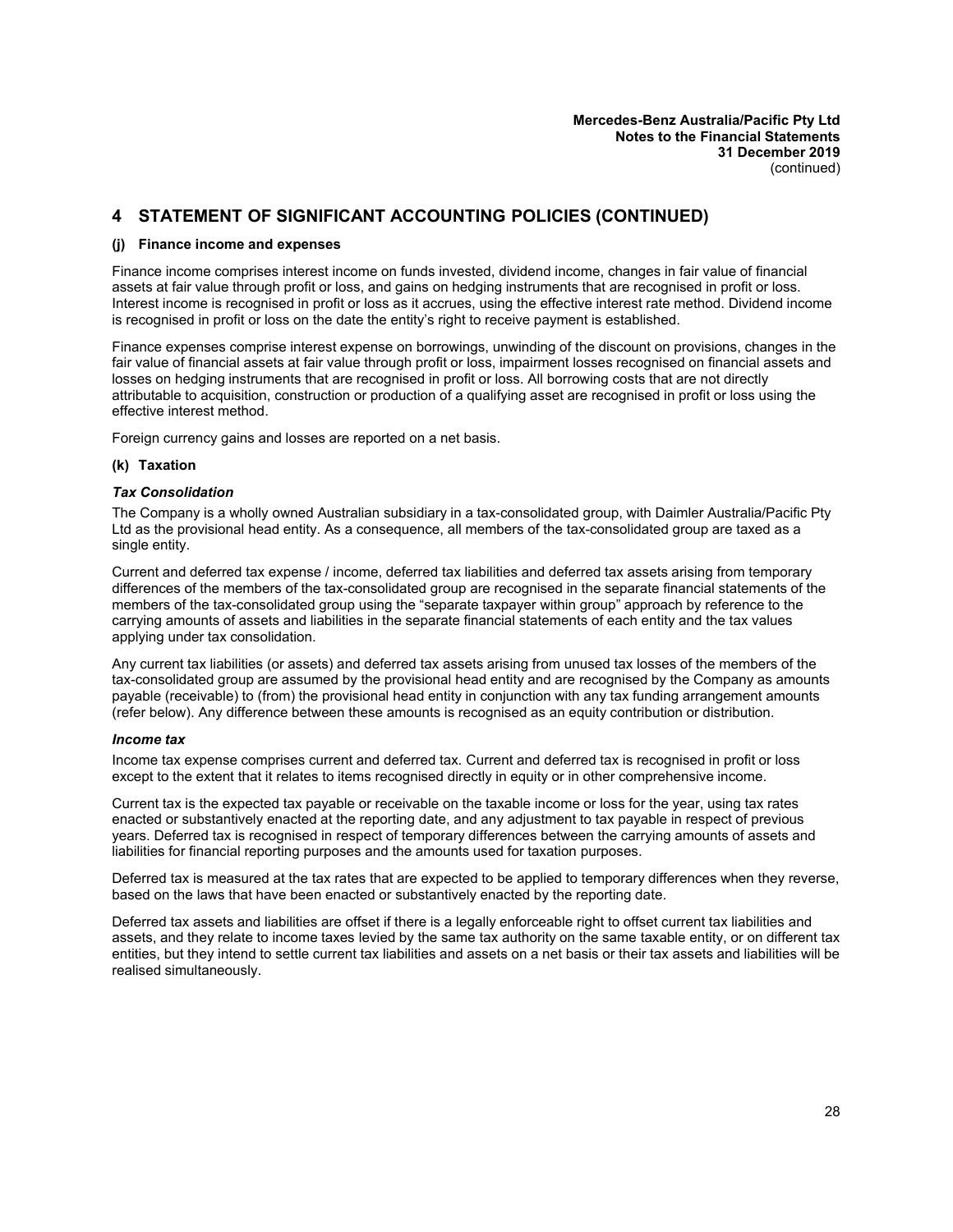## 4 STATEMENT OF SIGNIFICANT ACCOUNTING POLICIES (CONTINUED)

### (j) Finance income and expenses

Finance income comprises interest income on funds invested, dividend income, changes in fair value of financial assets at fair value through profit or loss, and gains on hedging instruments that are recognised in profit or loss. Interest income is recognised in profit or loss as it accrues, using the effective interest rate method. Dividend income is recognised in profit or loss on the date the entity's right to receive payment is established.

Finance expenses comprise interest expense on borrowings, unwinding of the discount on provisions, changes in the fair value of financial assets at fair value through profit or loss, impairment losses recognised on financial assets and losses on hedging instruments that are recognised in profit or loss. All borrowing costs that are not directly attributable to acquisition, construction or production of a qualifying asset are recognised in profit or loss using the effective interest method.

Foreign currency gains and losses are reported on a net basis.

### (k) Taxation

#### *Tax Consolidation*

The Company is a wholly owned Australian subsidiary in a tax-consolidated group, with Daimler Australia/Pacific Pty Ltd as the provisional head entity. As a consequence, all members of the tax-consolidated group are taxed as a single entity.

Current and deferred tax expense / income, deferred tax liabilities and deferred tax assets arising from temporary differences of the members of the tax-consolidated group are recognised in the separate financial statements of the members of the tax-consolidated group using the "separate taxpayer within group" approach by reference to the carrying amounts of assets and liabilities in the separate financial statements of each entity and the tax values applying under tax consolidation.

Any current tax liabilities (or assets) and deferred tax assets arising from unused tax losses of the members of the tax-consolidated group are assumed by the provisional head entity and are recognised by the Company as amounts payable (receivable) to (from) the provisional head entity in conjunction with any tax funding arrangement amounts (refer below). Any difference between these amounts is recognised as an equity contribution or distribution.

#### *Income tax*

Income tax expense comprises current and deferred tax. Current and deferred tax is recognised in profit or loss except to the extent that it relates to items recognised directly in equity or in other comprehensive income.

Current tax is the expected tax payable or receivable on the taxable income or loss for the year, using tax rates enacted or substantively enacted at the reporting date, and any adjustment to tax payable in respect of previous years. Deferred tax is recognised in respect of temporary differences between the carrying amounts of assets and liabilities for financial reporting purposes and the amounts used for taxation purposes.

Deferred tax is measured at the tax rates that are expected to be applied to temporary differences when they reverse, based on the laws that have been enacted or substantively enacted by the reporting date.

Deferred tax assets and liabilities are offset if there is a legally enforceable right to offset current tax liabilities and assets, and they relate to income taxes levied by the same tax authority on the same taxable entity, or on different tax entities, but they intend to settle current tax liabilities and assets on a net basis or their tax assets and liabilities will be realised simultaneously.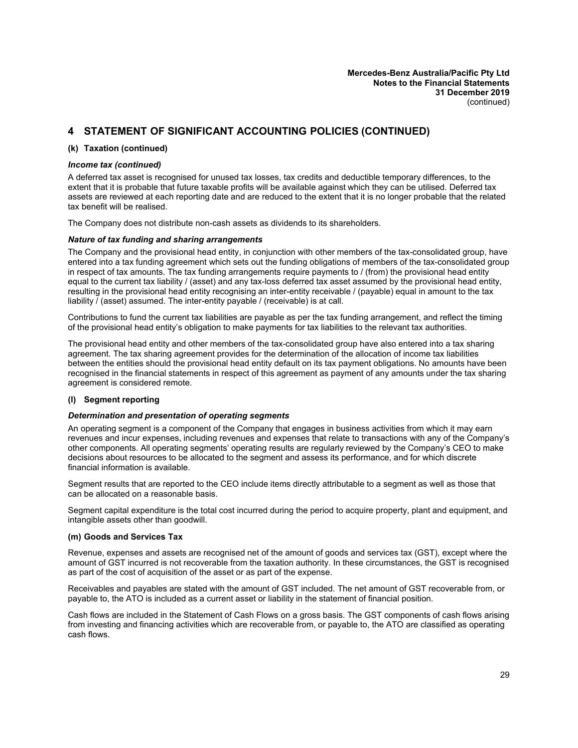## 4 STATEMENT OF SIGNIFICANT ACCOUNTING POLICIES (CONTINUED)

### (k) Taxation (continued)

***Income tax (continued)***

A deferred tax asset is recognised for unused tax losses, tax credits and deductible temporary differences, to the extent that it is probable that future taxable profits will be available against which they can be utilised. Deferred tax assets are reviewed at each reporting date and are reduced to the extent that it is no longer probable that the related tax benefit will be realised.

The Company does not distribute non-cash assets as dividends to its shareholders.

***Nature of tax funding and sharing arrangements***

The Company and the provisional head entity, in conjunction with other members of the tax-consolidated group, have entered into a tax funding agreement which sets out the funding obligations of members of the tax-consolidated group in respect of tax amounts. The tax funding arrangements require payments to / (from) the provisional head entity equal to the current tax liability / (asset) and any tax-loss deferred tax asset assumed by the provisional head entity, resulting in the provisional head entity recognising an inter-entity receivable / (payable) equal in amount to the tax liability / (asset) assumed. The inter-entity payable / (receivable) is at call.

Contributions to fund the current tax liabilities are payable as per the tax funding arrangement, and reflect the timing of the provisional head entity's obligation to make payments for tax liabilities to the relevant tax authorities.

The provisional head entity and other members of the tax-consolidated group have also entered into a tax sharing agreement. The tax sharing agreement provides for the determination of the allocation of income tax liabilities between the entities should the provisional head entity default on its tax payment obligations. No amounts have been recognised in the financial statements in respect of this agreement as payment of any amounts under the tax sharing agreement is considered remote.

### (l) Segment reporting

***Determination and presentation of operating segments***

An operating segment is a component of the Company that engages in business activities from which it may earn revenues and incur expenses, including revenues and expenses that relate to transactions with any of the Company's other components. All operating segments' operating results are regularly reviewed by the Company's CEO to make decisions about resources to be allocated to the segment and assess its performance, and for which discrete financial information is available.

Segment results that are reported to the CEO include items directly attributable to a segment as well as those that can be allocated on a reasonable basis.

Segment capital expenditure is the total cost incurred during the period to acquire property, plant and equipment, and intangible assets other than goodwill.

### (m) Goods and Services Tax

Revenue, expenses and assets are recognised net of the amount of goods and services tax (GST), except where the amount of GST incurred is not recoverable from the taxation authority. In these circumstances, the GST is recognised as part of the cost of acquisition of the asset or as part of the expense.

Receivables and payables are stated with the amount of GST included. The net amount of GST recoverable from, or payable to, the ATO is included as a current asset or liability in the statement of financial position.

Cash flows are included in the Statement of Cash Flows on a gross basis. The GST components of cash flows arising from investing and financing activities which are recoverable from, or payable to, the ATO are classified as operating cash flows.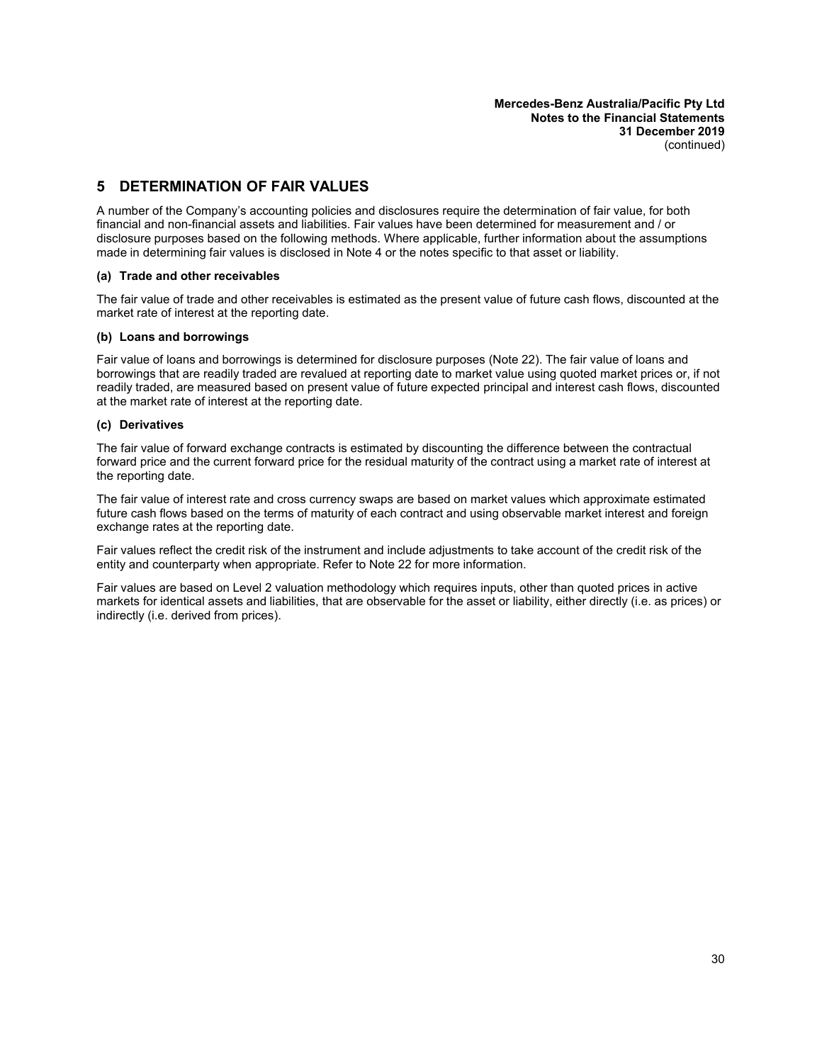## 5 DETERMINATION OF FAIR VALUES

A number of the Company's accounting policies and disclosures require the determination of fair value, for both financial and non-financial assets and liabilities. Fair values have been determined for measurement and / or disclosure purposes based on the following methods. Where applicable, further information about the assumptions made in determining fair values is disclosed in Note 4 or the notes specific to that asset or liability.

### (a) Trade and other receivables

The fair value of trade and other receivables is estimated as the present value of future cash flows, discounted at the market rate of interest at the reporting date.

### (b) Loans and borrowings

Fair value of loans and borrowings is determined for disclosure purposes (Note 22). The fair value of loans and borrowings that are readily traded are revalued at reporting date to market value using quoted market prices or, if not readily traded, are measured based on present value of future expected principal and interest cash flows, discounted at the market rate of interest at the reporting date.

### (c) Derivatives

The fair value of forward exchange contracts is estimated by discounting the difference between the contractual forward price and the current forward price for the residual maturity of the contract using a market rate of interest at the reporting date.

The fair value of interest rate and cross currency swaps are based on market values which approximate estimated future cash flows based on the terms of maturity of each contract and using observable market interest and foreign exchange rates at the reporting date.

Fair values reflect the credit risk of the instrument and include adjustments to take account of the credit risk of the entity and counterparty when appropriate. Refer to Note 22 for more information.

Fair values are based on Level 2 valuation methodology which requires inputs, other than quoted prices in active markets for identical assets and liabilities, that are observable for the asset or liability, either directly (i.e. as prices) or indirectly (i.e. derived from prices).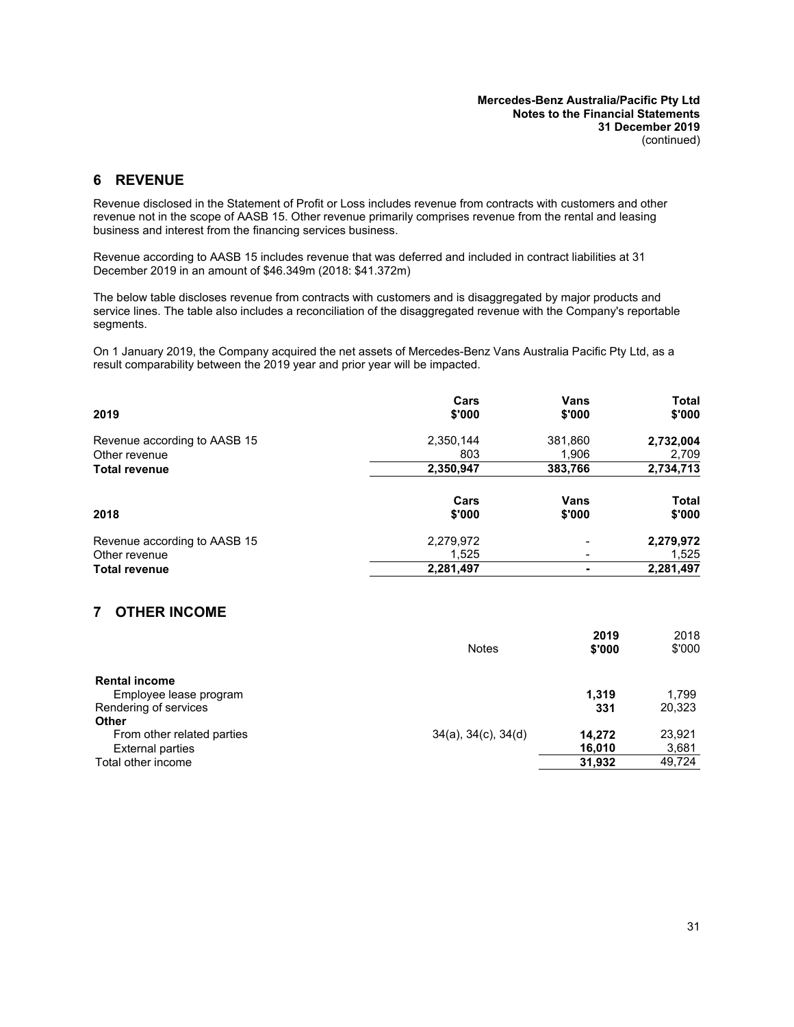## 6 REVENUE

Revenue disclosed in the Statement of Profit or Loss includes revenue from contracts with customers and other revenue not in the scope of AASB 15. Other revenue primarily comprises revenue from the rental and leasing business and interest from the financing services business.

Revenue according to AASB 15 includes revenue that was deferred and included in contract liabilities at 31 December 2019 in an amount of $46.349m (2018: $41.372m)

The below table discloses revenue from contracts with customers and is disaggregated by major products and service lines. The table also includes a reconciliation of the disaggregated revenue with the Company's reportable segments.

On 1 January 2019, the Company acquired the net assets of Mercedes-Benz Vans Australia Pacific Pty Ltd, as a result comparability between the 2019 year and prior year will be impacted.

| **2019** | **Cars $'000** | **Vans $'000** | **Total $'000** |
|---|---|---|---|
| Revenue according to AASB 15 | 2,350,144 | 381,860 | **2,732,004** |
| Other revenue | 803 | 1,906 | 2,709 |
| **Total revenue** | **2,350,947** | **383,766** | **2,734,713** |

| **2018** | **Cars $'000** | **Vans $'000** | **Total $'000** |
|---|---|---|---|
| Revenue according to AASB 15 | 2,279,972 | - | **2,279,972** |
| Other revenue | 1,525 | - | 1,525 |
| **Total revenue** | **2,281,497** | **-** | **2,281,497** |

## 7 OTHER INCOME

| | Notes | **2019 $'000** | 2018 $'000 |
|---|---|---|---|
| **Rental income** | | | |
| Employee lease program | | **1,319** | 1,799 |
| Rendering of services | | **331** | 20,323 |
| **Other** | | | |
| From other related parties | 34(a), 34(c), 34(d) | **14,272** | 23,921 |
| External parties | | **16,010** | 3,681 |
| Total other income | | **31,932** | 49,724 |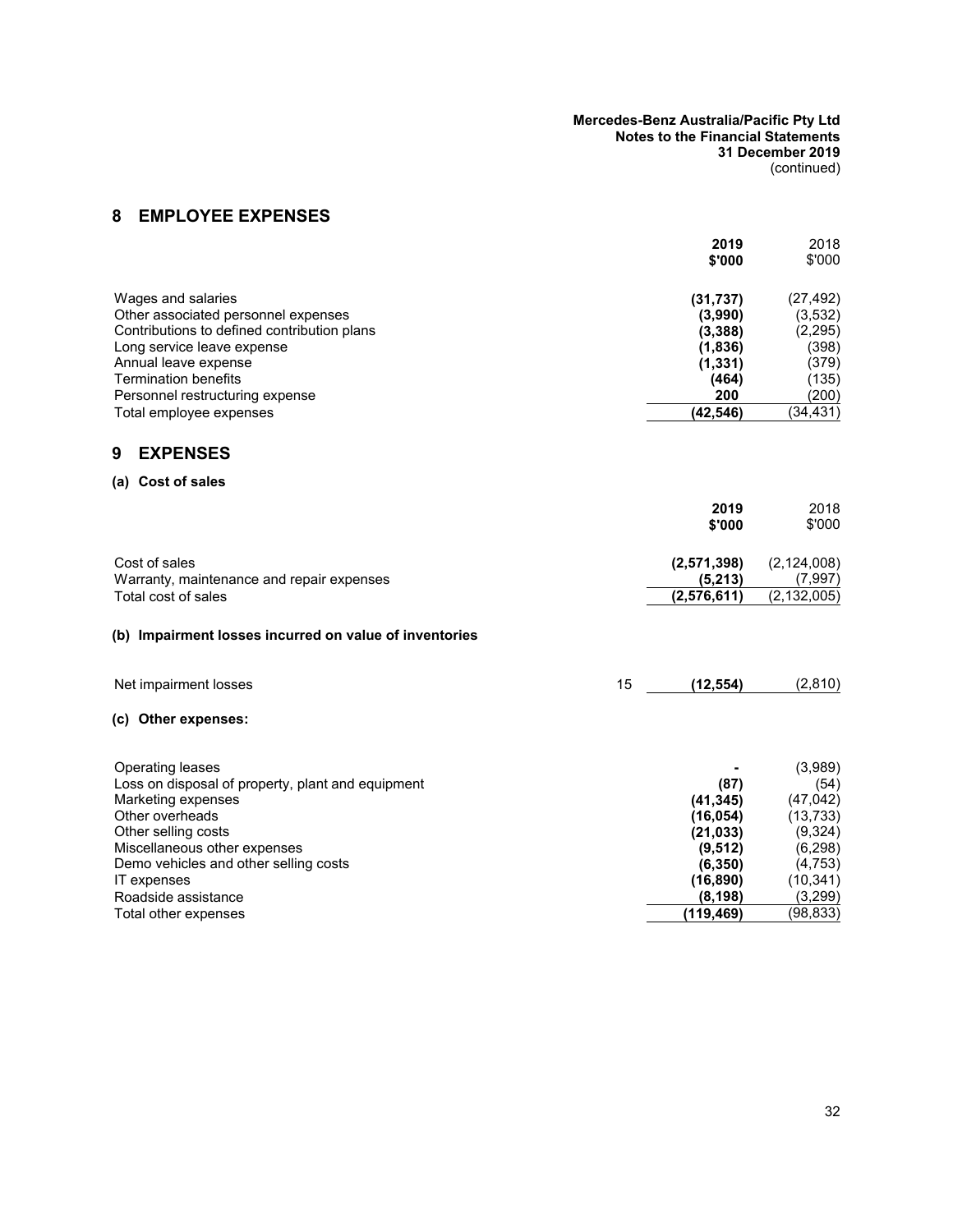## 8 EMPLOYEE EXPENSES

| | 2019 $'000 | 2018 $'000 |
|---|---|---|
| Wages and salaries | **(31,737)** | (27,492) |
| Other associated personnel expenses | **(3,990)** | (3,532) |
| Contributions to defined contribution plans | **(3,388)** | (2,295) |
| Long service leave expense | **(1,836)** | (398) |
| Annual leave expense | **(1,331)** | (379) |
| Termination benefits | **(464)** | (135) |
| Personnel restructuring expense | **200** | (200) |
| Total employee expenses | **(42,546)** | (34,431) |

## 9 EXPENSES

### (a) Cost of sales

| | 2019 $'000 | 2018 $'000 |
|---|---|---|
| Cost of sales | **(2,571,398)** | (2,124,008) |
| Warranty, maintenance and repair expenses | **(5,213)** | (7,997) |
| Total cost of sales | **(2,576,611)** | (2,132,005) |

### (b) Impairment losses incurred on value of inventories

| | Note | 2019 $'000 | 2018 $'000 |
|---|---|---|---|
| Net impairment losses | 15 | **(12,554)** | (2,810) |

### (c) Other expenses:

| | 2019 $'000 | 2018 $'000 |
|---|---|---|
| Operating leases | **-** | (3,989) |
| Loss on disposal of property, plant and equipment | **(87)** | (54) |
| Marketing expenses | **(41,345)** | (47,042) |
| Other overheads | **(16,054)** | (13,733) |
| Other selling costs | **(21,033)** | (9,324) |
| Miscellaneous other expenses | **(9,512)** | (6,298) |
| Demo vehicles and other selling costs | **(6,350)** | (4,753) |
| IT expenses | **(16,890)** | (10,341) |
| Roadside assistance | **(8,198)** | (3,299) |
| Total other expenses | **(119,469)** | (98,833) |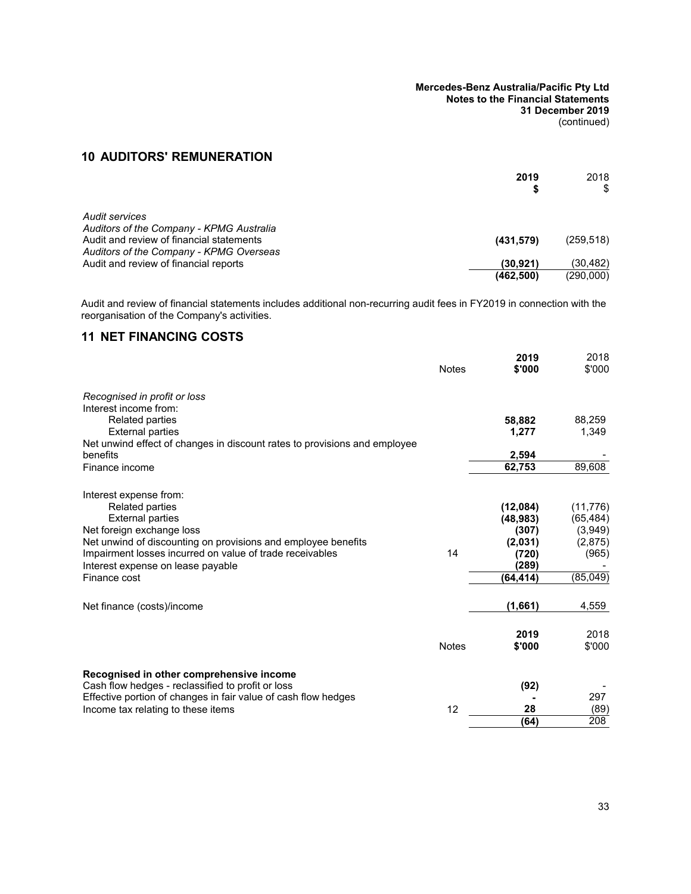## 10 AUDITORS' REMUNERATION

| | 2019 $ | 2018 $ |
|---|---|---|
| *Audit services* | | |
| *Auditors of the Company - KPMG Australia* | | |
| Audit and review of financial statements | **(431,579)** | (259,518) |
| *Auditors of the Company - KPMG Overseas* | | |
| Audit and review of financial reports | **(30,921)** | (30,482) |
| | **(462,500)** | (290,000) |

Audit and review of financial statements includes additional non-recurring audit fees in FY2019 in connection with the reorganisation of the Company's activities.

## 11 NET FINANCING COSTS

| | Notes | 2019 $'000 | 2018 $'000 |
|---|---|---|---|
| *Recognised in profit or loss* | | | |
| Interest income from: | | | |
| Related parties | | **58,882** | 88,259 |
| External parties | | **1,277** | 1,349 |
| Net unwind effect of changes in discount rates to provisions and employee benefits | | **2,594** | - |
| Finance income | | **62,753** | 89,608 |
| | | | |
| Interest expense from: | | | |
| Related parties | | **(12,084)** | (11,776) |
| External parties | | **(48,983)** | (65,484) |
| Net foreign exchange loss | | **(307)** | (3,949) |
| Net unwind of discounting on provisions and employee benefits | | **(2,031)** | (2,875) |
| Impairment losses incurred on value of trade receivables | 14 | **(720)** | (965) |
| Interest expense on lease payable | | **(289)** | - |
| Finance cost | | **(64,414)** | (85,049) |
| | | | |
| Net finance (costs)/income | | **(1,661)** | 4,559 |

| | Notes | 2019 $'000 | 2018 $'000 |
|---|---|---|---|
| **Recognised in other comprehensive income** | | | |
| Cash flow hedges - reclassified to profit or loss | | **(92)** | - |
| Effective portion of changes in fair value of cash flow hedges | | **-** | 297 |
| Income tax relating to these items | 12 | **28** | (89) |
| | | **(64)** | 208 |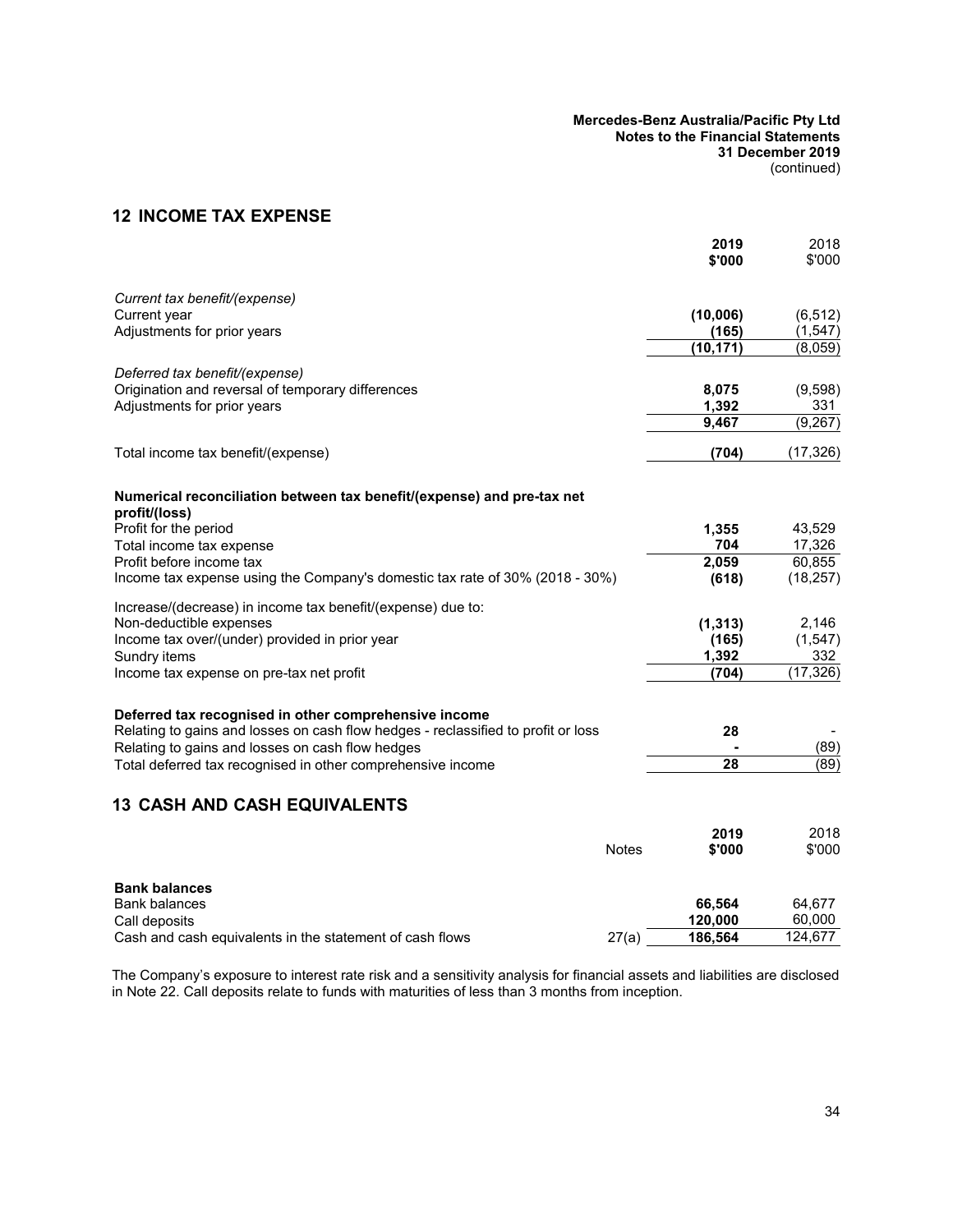## 12 INCOME TAX EXPENSE

| | 2019 $'000 | 2018 $'000 |
|---|---|---|
| *Current tax benefit/(expense)* | | |
| Current year | **(10,006)** | (6,512) |
| Adjustments for prior years | **(165)** | (1,547) |
| | **(10,171)** | (8,059) |
| *Deferred tax benefit/(expense)* | | |
| Origination and reversal of temporary differences | **8,075** | (9,598) |
| Adjustments for prior years | **1,392** | 331 |
| | **9,467** | (9,267) |
| Total income tax benefit/(expense) | **(704)** | (17,326) |
| **Numerical reconciliation between tax benefit/(expense) and pre-tax net profit/(loss)** | | |
| Profit for the period | **1,355** | 43,529 |
| Total income tax expense | **704** | 17,326 |
| Profit before income tax | **2,059** | 60,855 |
| Income tax expense using the Company's domestic tax rate of 30% (2018 - 30%) | **(618)** | (18,257) |
| Increase/(decrease) in income tax benefit/(expense) due to: | | |
| Non-deductible expenses | **(1,313)** | 2,146 |
| Income tax over/(under) provided in prior year | **(165)** | (1,547) |
| Sundry items | **1,392** | 332 |
| Income tax expense on pre-tax net profit | **(704)** | (17,326) |
| **Deferred tax recognised in other comprehensive income** | | |
| Relating to gains and losses on cash flow hedges - reclassified to profit or loss | **28** | - |
| Relating to gains and losses on cash flow hedges | **-** | (89) |
| Total deferred tax recognised in other comprehensive income | **28** | (89) |

## 13 CASH AND CASH EQUIVALENTS

| | Notes | 2019 $'000 | 2018 $'000 |
|---|---|---|---|
| **Bank balances** | | | |
| Bank balances | | **66,564** | 64,677 |
| Call deposits | | **120,000** | 60,000 |
| Cash and cash equivalents in the statement of cash flows | 27(a) | **186,564** | 124,677 |

The Company's exposure to interest rate risk and a sensitivity analysis for financial assets and liabilities are disclosed in Note 22. Call deposits relate to funds with maturities of less than 3 months from inception.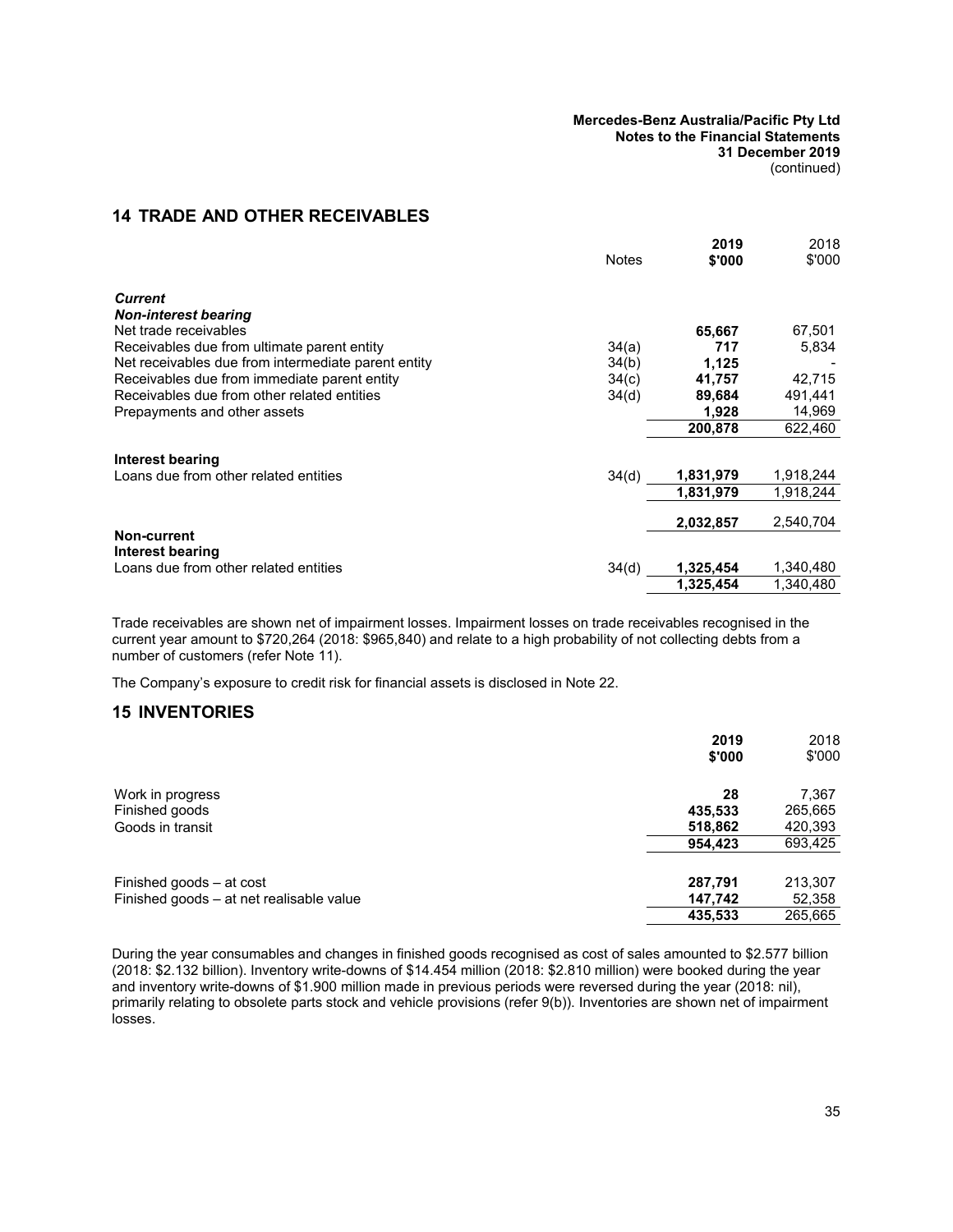## 14 TRADE AND OTHER RECEIVABLES

| | Notes | 2019 $'000 | 2018 $'000 |
|---|---|---|---|
| ***Current*** | | | |
| ***Non-interest bearing*** | | | |
| Net trade receivables | | **65,667** | 67,501 |
| Receivables due from ultimate parent entity | 34(a) | **717** | 5,834 |
| Net receivables due from intermediate parent entity | 34(b) | **1,125** | - |
| Receivables due from immediate parent entity | 34(c) | **41,757** | 42,715 |
| Receivables due from other related entities | 34(d) | **89,684** | 491,441 |
| Prepayments and other assets | | **1,928** | 14,969 |
| | | **200,878** | 622,460 |
| **Interest bearing** | | | |
| Loans due from other related entities | 34(d) | **1,831,979** | 1,918,244 |
| | | **1,831,979** | 1,918,244 |
| | | **2,032,857** | 2,540,704 |
| **Non-current** | | | |
| **Interest bearing** | | | |
| Loans due from other related entities | 34(d) | **1,325,454** | 1,340,480 |
| | | **1,325,454** | 1,340,480 |

Trade receivables are shown net of impairment losses. Impairment losses on trade receivables recognised in the current year amount to $720,264 (2018: $965,840) and relate to a high probability of not collecting debts from a number of customers (refer Note 11).

The Company's exposure to credit risk for financial assets is disclosed in Note 22.

## 15 INVENTORIES

| | 2019 $'000 | 2018 $'000 |
|---|---|---|
| Work in progress | **28** | 7,367 |
| Finished goods | **435,533** | 265,665 |
| Goods in transit | **518,862** | 420,393 |
| | **954,423** | 693,425 |
| | | |
| Finished goods – at cost | **287,791** | 213,307 |
| Finished goods – at net realisable value | **147,742** | 52,358 |
| | **435,533** | 265,665 |

During the year consumables and changes in finished goods recognised as cost of sales amounted to $2.577 billion (2018: $2.132 billion). Inventory write-downs of $14.454 million (2018: $2.810 million) were booked during the year and inventory write-downs of $1.900 million made in previous periods were reversed during the year (2018: nil), primarily relating to obsolete parts stock and vehicle provisions (refer 9(b)). Inventories are shown net of impairment losses.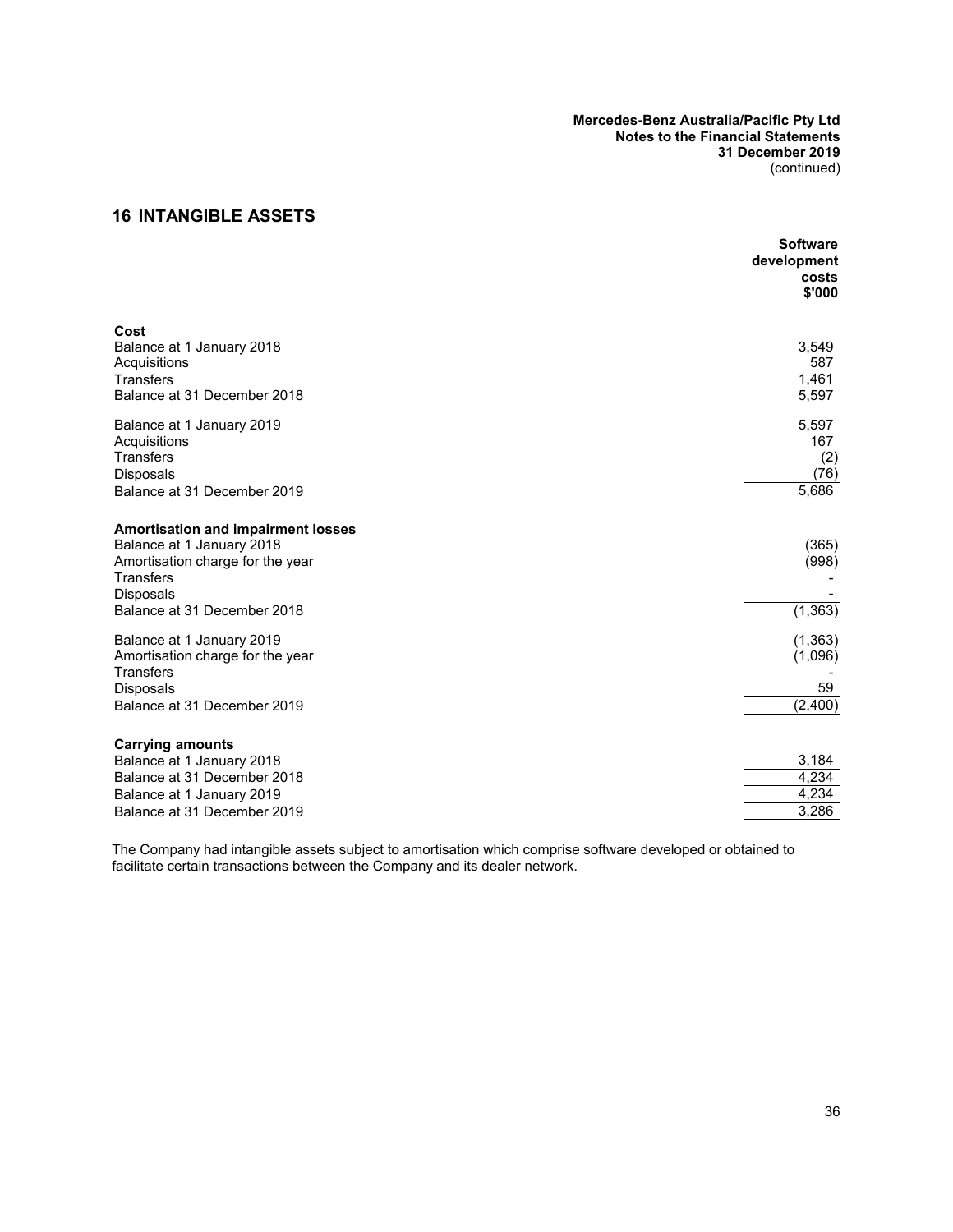## 16 INTANGIBLE ASSETS

| | Software development costs $'000 |
|---|---|
| **Cost** | |
| Balance at 1 January 2018 | 3,549 |
| Acquisitions | 587 |
| Transfers | 1,461 |
| Balance at 31 December 2018 | 5,597 |
| Balance at 1 January 2019 | 5,597 |
| Acquisitions | 167 |
| Transfers | (2) |
| Disposals | (76) |
| Balance at 31 December 2019 | 5,686 |
| **Amortisation and impairment losses** | |
| Balance at 1 January 2018 | (365) |
| Amortisation charge for the year | (998) |
| Transfers | - |
| Disposals | - |
| Balance at 31 December 2018 | (1,363) |
| Balance at 1 January 2019 | (1,363) |
| Amortisation charge for the year | (1,096) |
| Transfers | - |
| Disposals | 59 |
| Balance at 31 December 2019 | (2,400) |
| **Carrying amounts** | |
| Balance at 1 January 2018 | 3,184 |
| Balance at 31 December 2018 | 4,234 |
| Balance at 1 January 2019 | 4,234 |
| Balance at 31 December 2019 | 3,286 |

The Company had intangible assets subject to amortisation which comprise software developed or obtained to facilitate certain transactions between the Company and its dealer network.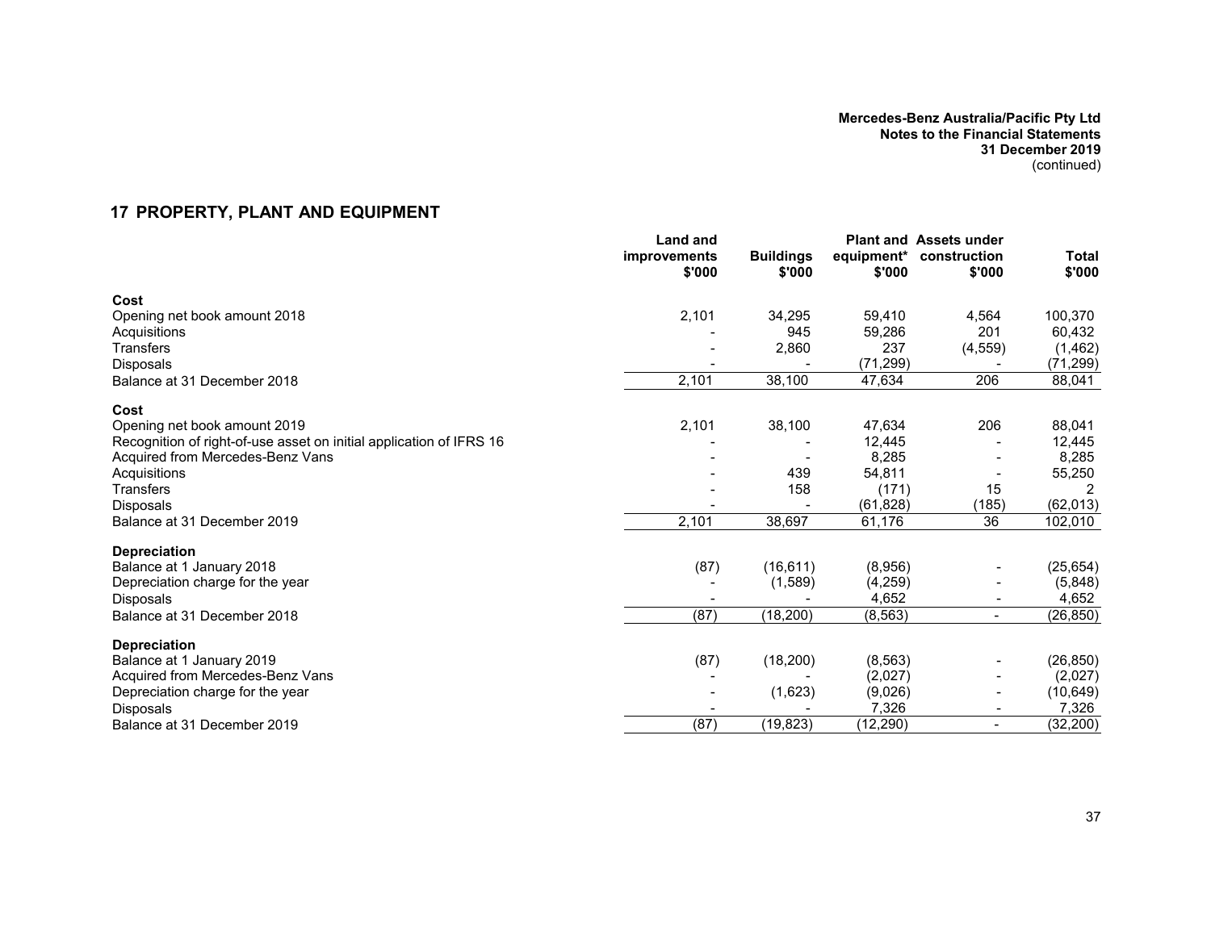## 17 PROPERTY, PLANT AND EQUIPMENT

| | Land and improvements $'000 | Buildings $'000 | Plant and equipment* $'000 | Assets under construction $'000 | Total $'000 |
|---|---|---|---|---|---|
| **Cost** | | | | | |
| Opening net book amount 2018 | 2,101 | 34,295 | 59,410 | 4,564 | 100,370 |
| Acquisitions | - | 945 | 59,286 | 201 | 60,432 |
| Transfers | - | 2,860 | 237 | (4,559) | (1,462) |
| Disposals | - | - | (71,299) | - | (71,299) |
| Balance at 31 December 2018 | 2,101 | 38,100 | 47,634 | 206 | 88,041 |
| **Cost** | | | | | |
| Opening net book amount 2019 | 2,101 | 38,100 | 47,634 | 206 | 88,041 |
| Recognition of right-of-use asset on initial application of IFRS 16 | - | - | 12,445 | - | 12,445 |
| Acquired from Mercedes-Benz Vans | - | - | 8,285 | - | 8,285 |
| Acquisitions | - | 439 | 54,811 | - | 55,250 |
| Transfers | - | 158 | (171) | 15 | 2 |
| Disposals | - | - | (61,828) | (185) | (62,013) |
| Balance at 31 December 2019 | 2,101 | 38,697 | 61,176 | 36 | 102,010 |
| **Depreciation** | | | | | |
| Balance at 1 January 2018 | (87) | (16,611) | (8,956) | - | (25,654) |
| Depreciation charge for the year | - | (1,589) | (4,259) | - | (5,848) |
| Disposals | - | - | 4,652 | - | 4,652 |
| Balance at 31 December 2018 | (87) | (18,200) | (8,563) | - | (26,850) |
| **Depreciation** | | | | | |
| Balance at 1 January 2019 | (87) | (18,200) | (8,563) | - | (26,850) |
| Acquired from Mercedes-Benz Vans | - | - | (2,027) | - | (2,027) |
| Depreciation charge for the year | - | (1,623) | (9,026) | - | (10,649) |
| Disposals | - | - | 7,326 | - | 7,326 |
| Balance at 31 December 2019 | (87) | (19,823) | (12,290) | - | (32,200) |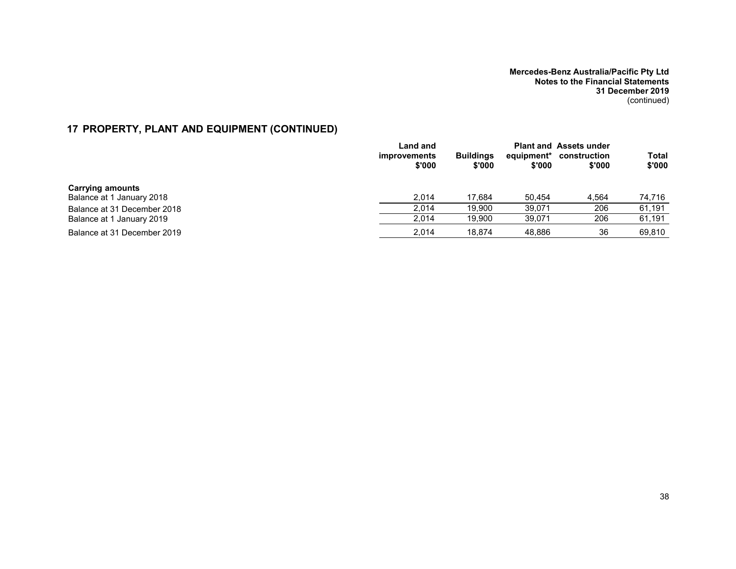## 17 PROPERTY, PLANT AND EQUIPMENT (CONTINUED)

| | Land and improvements $'000 | Buildings $'000 | Plant and equipment* $'000 | Assets under construction $'000 | Total $'000 |
|---|---|---|---|---|---|
| **Carrying amounts** | | | | | |
| Balance at 1 January 2018 | 2,014 | 17,684 | 50,454 | 4,564 | 74,716 |
| Balance at 31 December 2018 | 2,014 | 19,900 | 39,071 | 206 | 61,191 |
| Balance at 1 January 2019 | 2,014 | 19,900 | 39,071 | 206 | 61,191 |
| Balance at 31 December 2019 | 2,014 | 18,874 | 48,886 | 36 | 69,810 |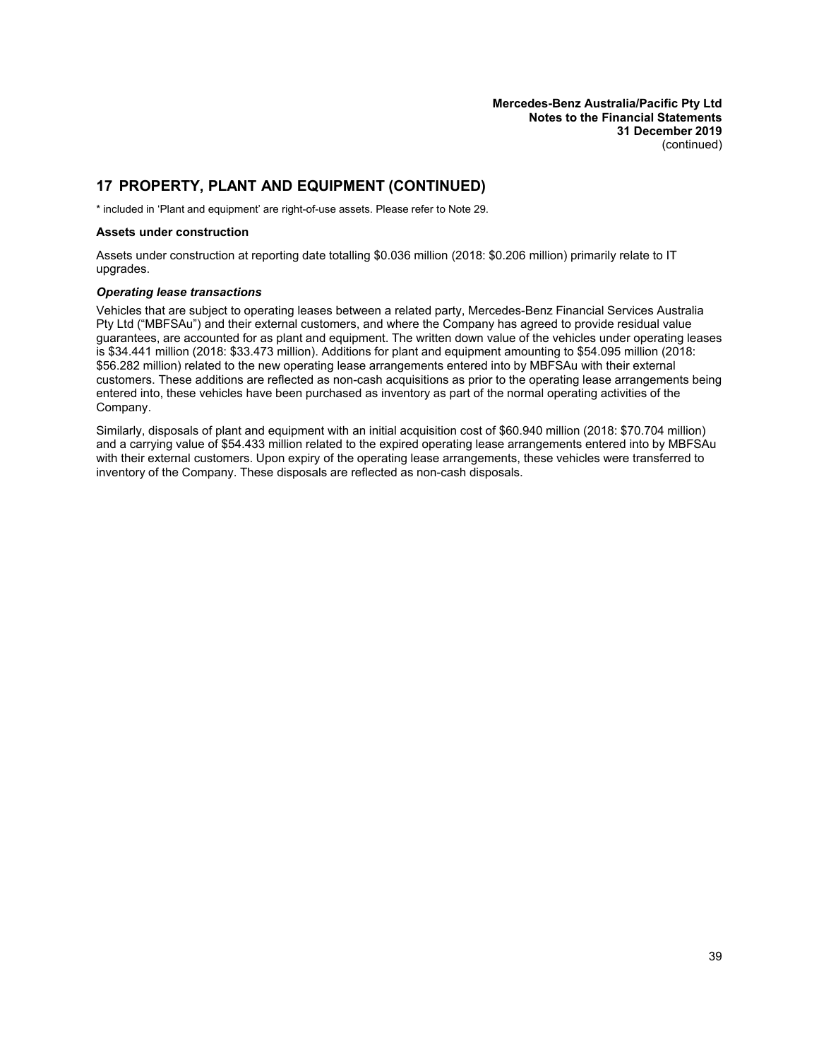## 17 PROPERTY, PLANT AND EQUIPMENT (CONTINUED)

* included in 'Plant and equipment' are right-of-use assets. Please refer to Note 29.

**Assets under construction**

Assets under construction at reporting date totalling $0.036 million (2018: $0.206 million) primarily relate to IT upgrades.

***Operating lease transactions***

Vehicles that are subject to operating leases between a related party, Mercedes-Benz Financial Services Australia Pty Ltd ("MBFSAu") and their external customers, and where the Company has agreed to provide residual value guarantees, are accounted for as plant and equipment. The written down value of the vehicles under operating leases is $34.441 million (2018: $33.473 million). Additions for plant and equipment amounting to $54.095 million (2018: $56.282 million) related to the new operating lease arrangements entered into by MBFSAu with their external customers. These additions are reflected as non-cash acquisitions as prior to the operating lease arrangements being entered into, these vehicles have been purchased as inventory as part of the normal operating activities of the Company.

Similarly, disposals of plant and equipment with an initial acquisition cost of $60.940 million (2018: $70.704 million) and a carrying value of $54.433 million related to the expired operating lease arrangements entered into by MBFSAu with their external customers. Upon expiry of the operating lease arrangements, these vehicles were transferred to inventory of the Company. These disposals are reflected as non-cash disposals.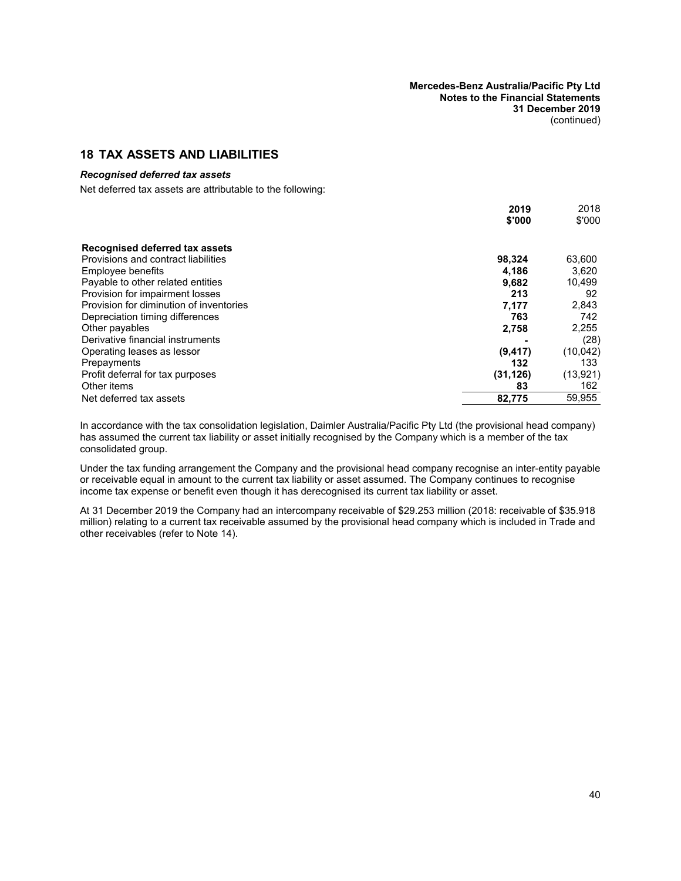## 18 TAX ASSETS AND LIABILITIES

### *Recognised deferred tax assets*

Net deferred tax assets are attributable to the following:

| | **2019 \$'000** | 2018 \$'000 |
|---|---|---|
| **Recognised deferred tax assets** | | |
| Provisions and contract liabilities | **98,324** | 63,600 |
| Employee benefits | **4,186** | 3,620 |
| Payable to other related entities | **9,682** | 10,499 |
| Provision for impairment losses | **213** | 92 |
| Provision for diminution of inventories | **7,177** | 2,843 |
| Depreciation timing differences | **763** | 742 |
| Other payables | **2,758** | 2,255 |
| Derivative financial instruments | **-** | (28) |
| Operating leases as lessor | **(9,417)** | (10,042) |
| Prepayments | **132** | 133 |
| Profit deferral for tax purposes | **(31,126)** | (13,921) |
| Other items | **83** | 162 |
| Net deferred tax assets | **82,775** | 59,955 |

In accordance with the tax consolidation legislation, Daimler Australia/Pacific Pty Ltd (the provisional head company) has assumed the current tax liability or asset initially recognised by the Company which is a member of the tax consolidated group.

Under the tax funding arrangement the Company and the provisional head company recognise an inter-entity payable or receivable equal in amount to the current tax liability or asset assumed. The Company continues to recognise income tax expense or benefit even though it has derecognised its current tax liability or asset.

At 31 December 2019 the Company had an intercompany receivable of $29.253 million (2018: receivable of $35.918 million) relating to a current tax receivable assumed by the provisional head company which is included in Trade and other receivables (refer to Note 14).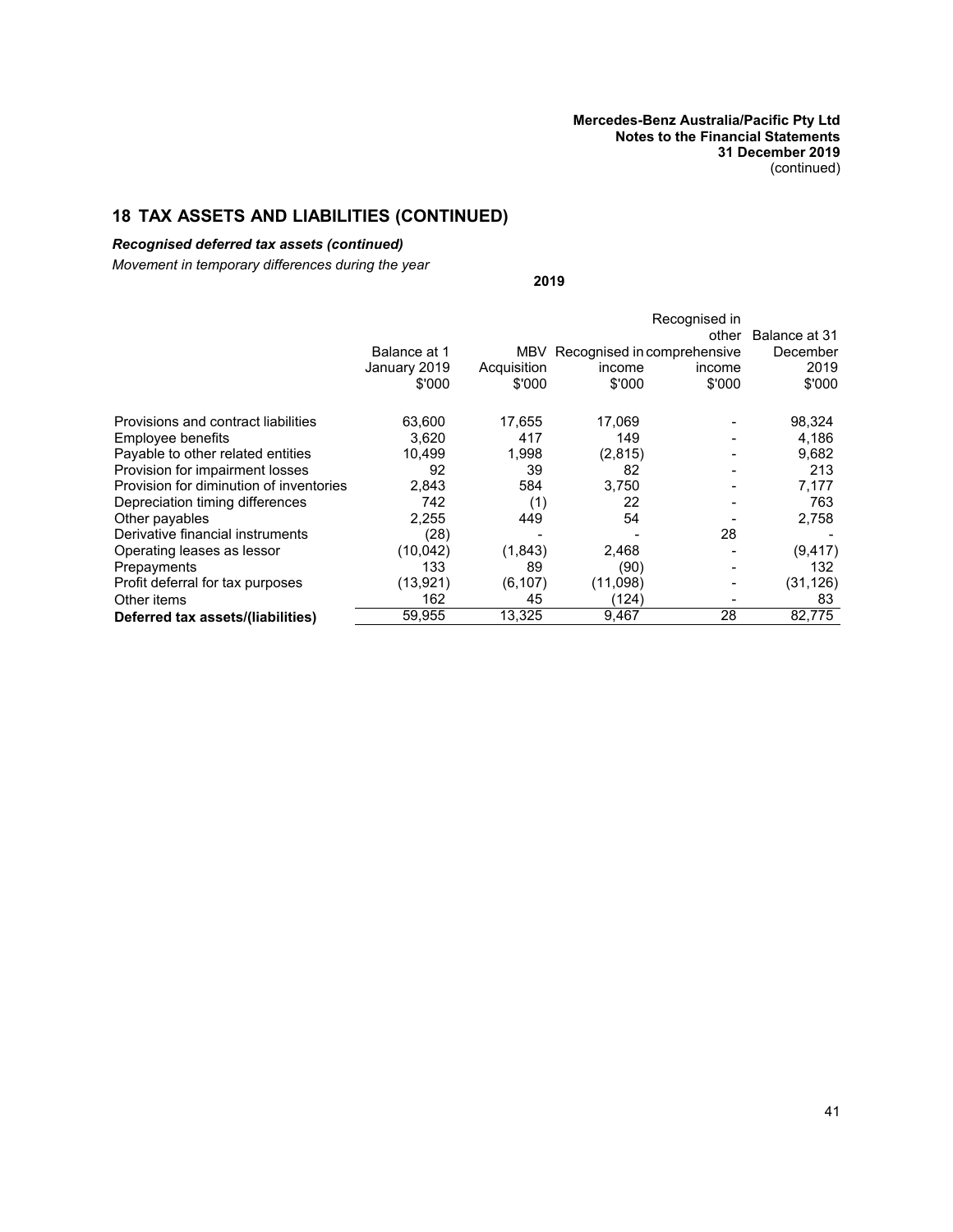## 18 TAX ASSETS AND LIABILITIES (CONTINUED)

***Recognised deferred tax assets (continued)***

*Movement in temporary differences during the year*

**2019**

| | Balance at 1 January 2019 $'000 | MBV Acquisition $'000 | Recognised in income $'000 | Recognised in other comprehensive income $'000 | Balance at 31 December 2019 $'000 |
|---|---|---|---|---|---|
| Provisions and contract liabilities | 63,600 | 17,655 | 17,069 | - | 98,324 |
| Employee benefits | 3,620 | 417 | 149 | - | 4,186 |
| Payable to other related entities | 10,499 | 1,998 | (2,815) | - | 9,682 |
| Provision for impairment losses | 92 | 39 | 82 | - | 213 |
| Provision for diminution of inventories | 2,843 | 584 | 3,750 | - | 7,177 |
| Depreciation timing differences | 742 | (1) | 22 | - | 763 |
| Other payables | 2,255 | 449 | 54 | - | 2,758 |
| Derivative financial instruments | (28) | - | - | 28 | - |
| Operating leases as lessor | (10,042) | (1,843) | 2,468 | - | (9,417) |
| Prepayments | 133 | 89 | (90) | - | 132 |
| Profit deferral for tax purposes | (13,921) | (6,107) | (11,098) | - | (31,126) |
| Other items | 162 | 45 | (124) | - | 83 |
| **Deferred tax assets/(liabilities)** | 59,955 | 13,325 | 9,467 | 28 | 82,775 |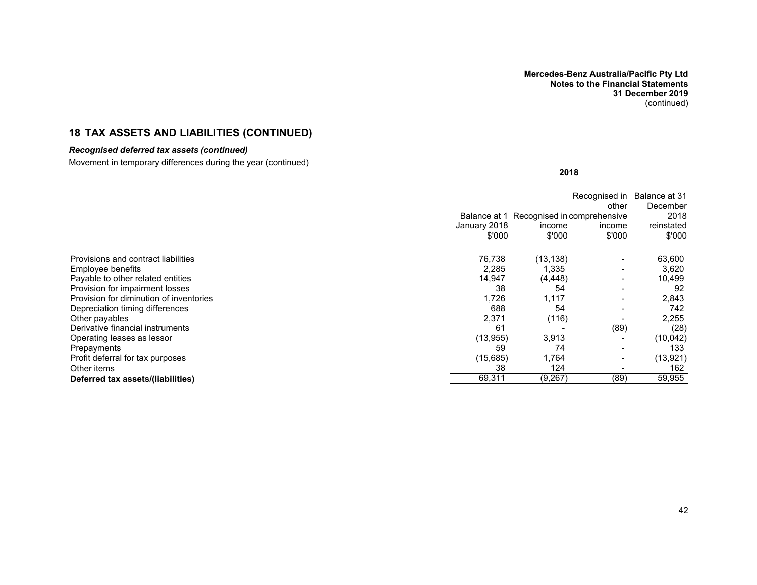## 18 TAX ASSETS AND LIABILITIES (CONTINUED)

### *Recognised deferred tax assets (continued)*

Movement in temporary differences during the year (continued)

| | 2018 | | | |
|---|---|---|---|---|
| | Balance at 1 January 2018 $'000 | Recognised in income $'000 | Recognised in other comprehensive income $'000 | Balance at 31 December 2018 reinstated $'000 |
| Provisions and contract liabilities | 76,738 | (13,138) | - | 63,600 |
| Employee benefits | 2,285 | 1,335 | - | 3,620 |
| Payable to other related entities | 14,947 | (4,448) | - | 10,499 |
| Provision for impairment losses | 38 | 54 | - | 92 |
| Provision for diminution of inventories | 1,726 | 1,117 | - | 2,843 |
| Depreciation timing differences | 688 | 54 | - | 742 |
| Other payables | 2,371 | (116) | - | 2,255 |
| Derivative financial instruments | 61 | - | (89) | (28) |
| Operating leases as lessor | (13,955) | 3,913 | - | (10,042) |
| Prepayments | 59 | 74 | - | 133 |
| Profit deferral for tax purposes | (15,685) | 1,764 | - | (13,921) |
| Other items | 38 | 124 | - | 162 |
| **Deferred tax assets/(liabilities)** | 69,311 | (9,267) | (89) | 59,955 |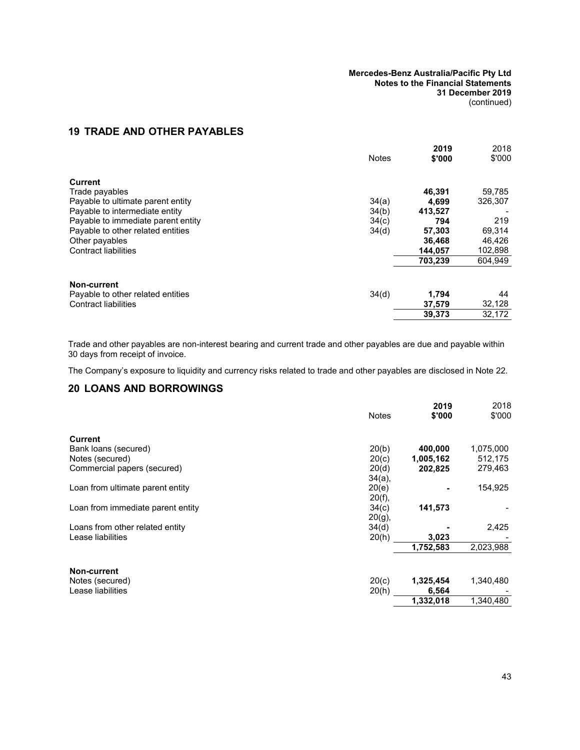## 19 TRADE AND OTHER PAYABLES

| | Notes | 2019 $'000 | 2018 $'000 |
|---|---|---|---|
| **Current** | | | |
| Trade payables | | **46,391** | 59,785 |
| Payable to ultimate parent entity | 34(a) | **4,699** | 326,307 |
| Payable to intermediate parent entity | 34(b) | **413,527** | - |
| Payable to immediate parent entity | 34(c) | **794** | 219 |
| Payable to other related entities | 34(d) | **57,303** | 69,314 |
| Other payables | | **36,468** | 46,426 |
| Contract liabilities | | **144,057** | 102,898 |
| | | **703,239** | 604,949 |
| **Non-current** | | | |
| Payable to other related entities | 34(d) | **1,794** | 44 |
| Contract liabilities | | **37,579** | 32,128 |
| | | **39,373** | 32,172 |

Trade and other payables are non-interest bearing and current trade and other payables are due and payable within 30 days from receipt of invoice.

The Company's exposure to liquidity and currency risks related to trade and other payables are disclosed in Note 22.

## 20 LOANS AND BORROWINGS

| | Notes | 2019 $'000 | 2018 $'000 |
|---|---|---|---|
| **Current** | | | |
| Bank loans (secured) | 20(b) | **400,000** | 1,075,000 |
| Notes (secured) | 20(c) | **1,005,162** | 512,175 |
| Commercial papers (secured) | 20(d) | **202,825** | 279,463 |
| Loan from ultimate parent entity | 34(a), 20(e) | **-** | 154,925 |
| Loan from immediate parent entity | 20(f), 34(c) | **141,573** | - |
| Loans from other related entity | 20(g), 34(d) | **-** | 2,425 |
| Lease liabilities | 20(h) | **3,023** | - |
| | | **1,752,583** | 2,023,988 |
| **Non-current** | | | |
| Notes (secured) | 20(c) | **1,325,454** | 1,340,480 |
| Lease liabilities | 20(h) | **6,564** | - |
| | | **1,332,018** | 1,340,480 |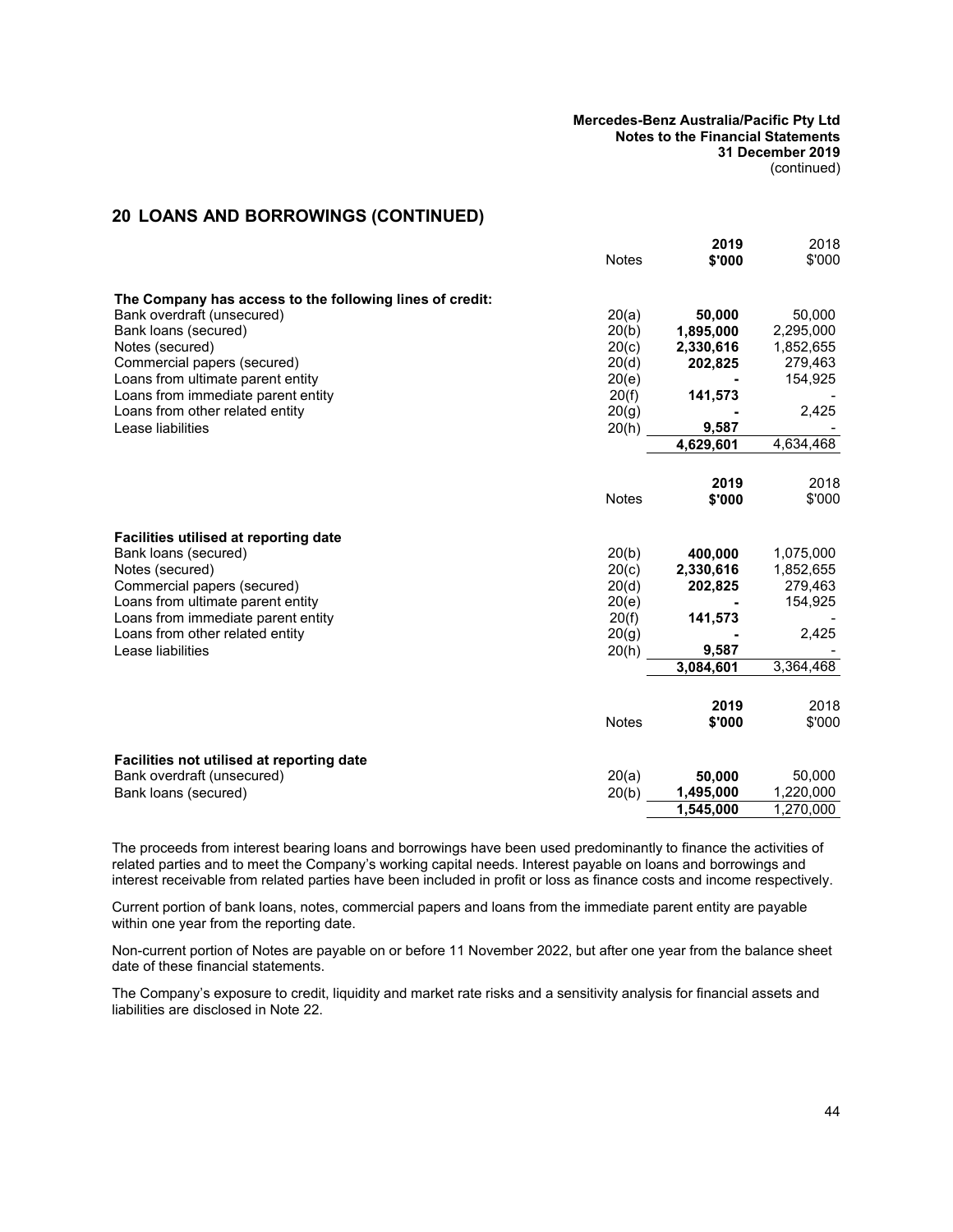## 20 LOANS AND BORROWINGS (CONTINUED)

| | Notes | 2019 $'000 | 2018 $'000 |
|---|---|---|---|
| **The Company has access to the following lines of credit:** | | | |
| Bank overdraft (unsecured) | 20(a) | **50,000** | 50,000 |
| Bank loans (secured) | 20(b) | **1,895,000** | 2,295,000 |
| Notes (secured) | 20(c) | **2,330,616** | 1,852,655 |
| Commercial papers (secured) | 20(d) | **202,825** | 279,463 |
| Loans from ultimate parent entity | 20(e) | **-** | 154,925 |
| Loans from immediate parent entity | 20(f) | **141,573** | - |
| Loans from other related entity | 20(g) | **-** | 2,425 |
| Lease liabilities | 20(h) | **9,587** | - |
| | | **4,629,601** | 4,634,468 |

| | Notes | 2019 $'000 | 2018 $'000 |
|---|---|---|---|
| **Facilities utilised at reporting date** | | | |
| Bank loans (secured) | 20(b) | **400,000** | 1,075,000 |
| Notes (secured) | 20(c) | **2,330,616** | 1,852,655 |
| Commercial papers (secured) | 20(d) | **202,825** | 279,463 |
| Loans from ultimate parent entity | 20(e) | **-** | 154,925 |
| Loans from immediate parent entity | 20(f) | **141,573** | - |
| Loans from other related entity | 20(g) | **-** | 2,425 |
| Lease liabilities | 20(h) | **9,587** | - |
| | | **3,084,601** | 3,364,468 |

| | Notes | 2019 $'000 | 2018 $'000 |
|---|---|---|---|
| **Facilities not utilised at reporting date** | | | |
| Bank overdraft (unsecured) | 20(a) | **50,000** | 50,000 |
| Bank loans (secured) | 20(b) | **1,495,000** | 1,220,000 |
| | | **1,545,000** | 1,270,000 |

The proceeds from interest bearing loans and borrowings have been used predominantly to finance the activities of related parties and to meet the Company's working capital needs. Interest payable on loans and borrowings and interest receivable from related parties have been included in profit or loss as finance costs and income respectively.

Current portion of bank loans, notes, commercial papers and loans from the immediate parent entity are payable within one year from the reporting date.

Non-current portion of Notes are payable on or before 11 November 2022, but after one year from the balance sheet date of these financial statements.

The Company's exposure to credit, liquidity and market rate risks and a sensitivity analysis for financial assets and liabilities are disclosed in Note 22.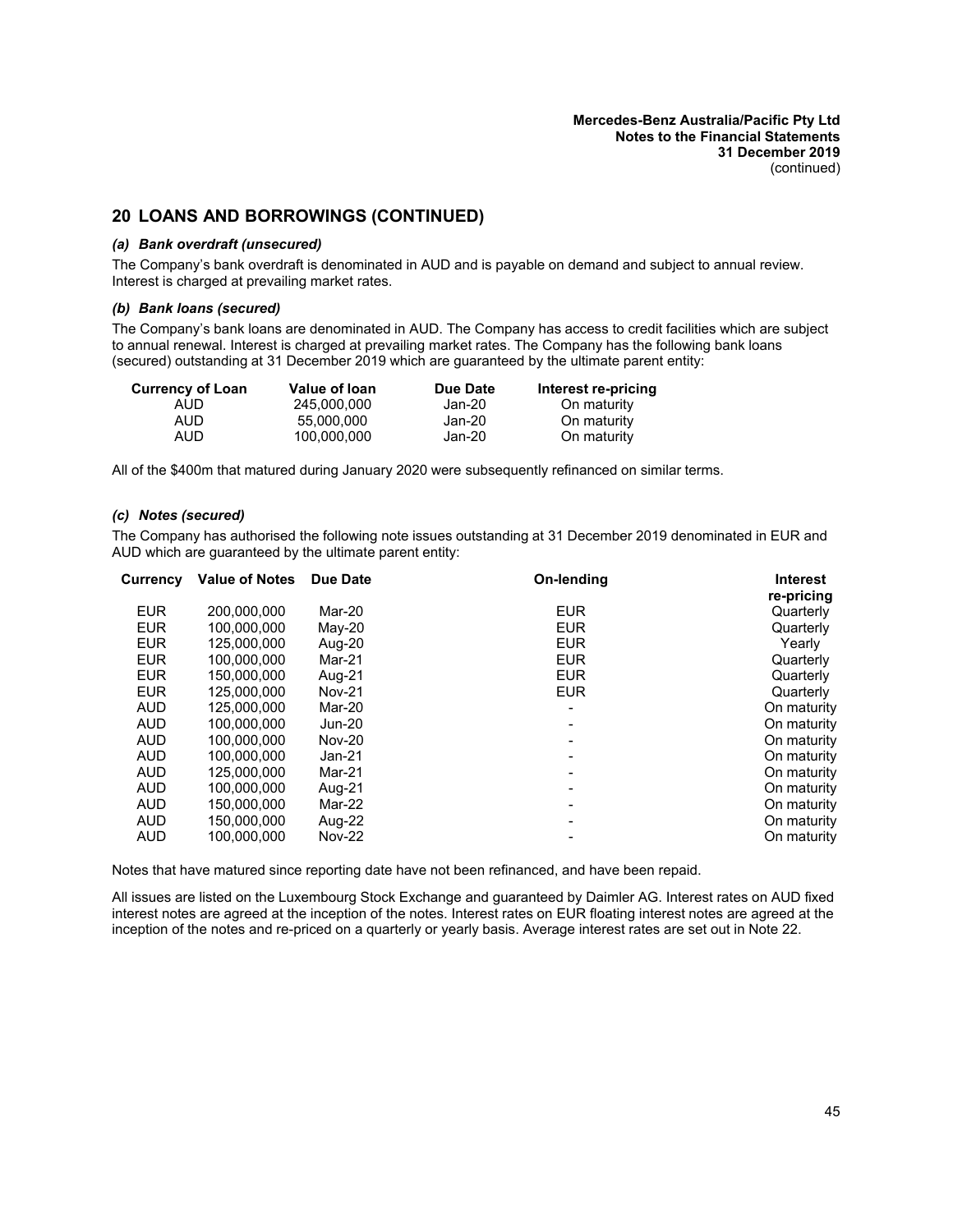## 20 LOANS AND BORROWINGS (CONTINUED)

### *(a) Bank overdraft (unsecured)*

The Company's bank overdraft is denominated in AUD and is payable on demand and subject to annual review. Interest is charged at prevailing market rates.

### *(b) Bank loans (secured)*

The Company's bank loans are denominated in AUD. The Company has access to credit facilities which are subject to annual renewal. Interest is charged at prevailing market rates. The Company has the following bank loans (secured) outstanding at 31 December 2019 which are guaranteed by the ultimate parent entity:

| Currency of Loan | Value of loan | Due Date | Interest re-pricing |
|---|---|---|---|
| AUD | 245,000,000 | Jan-20 | On maturity |
| AUD | 55,000,000 | Jan-20 | On maturity |
| AUD | 100,000,000 | Jan-20 | On maturity |

All of the $400m that matured during January 2020 were subsequently refinanced on similar terms.

### *(c) Notes (secured)*

The Company has authorised the following note issues outstanding at 31 December 2019 denominated in EUR and AUD which are guaranteed by the ultimate parent entity:

| Currency | Value of Notes | Due Date | On-lending | Interest re-pricing |
|---|---|---|---|---|
| EUR | 200,000,000 | Mar-20 | EUR | Quarterly |
| EUR | 100,000,000 | May-20 | EUR | Quarterly |
| EUR | 125,000,000 | Aug-20 | EUR | Yearly |
| EUR | 100,000,000 | Mar-21 | EUR | Quarterly |
| EUR | 150,000,000 | Aug-21 | EUR | Quarterly |
| EUR | 125,000,000 | Nov-21 | EUR | Quarterly |
| AUD | 125,000,000 | Mar-20 | - | On maturity |
| AUD | 100,000,000 | Jun-20 | - | On maturity |
| AUD | 100,000,000 | Nov-20 | - | On maturity |
| AUD | 100,000,000 | Jan-21 | - | On maturity |
| AUD | 125,000,000 | Mar-21 | - | On maturity |
| AUD | 100,000,000 | Aug-21 | - | On maturity |
| AUD | 150,000,000 | Mar-22 | - | On maturity |
| AUD | 150,000,000 | Aug-22 | - | On maturity |
| AUD | 100,000,000 | Nov-22 | - | On maturity |

Notes that have matured since reporting date have not been refinanced, and have been repaid.

All issues are listed on the Luxembourg Stock Exchange and guaranteed by Daimler AG. Interest rates on AUD fixed interest notes are agreed at the inception of the notes. Interest rates on EUR floating interest notes are agreed at the inception of the notes and re-priced on a quarterly or yearly basis. Average interest rates are set out in Note 22.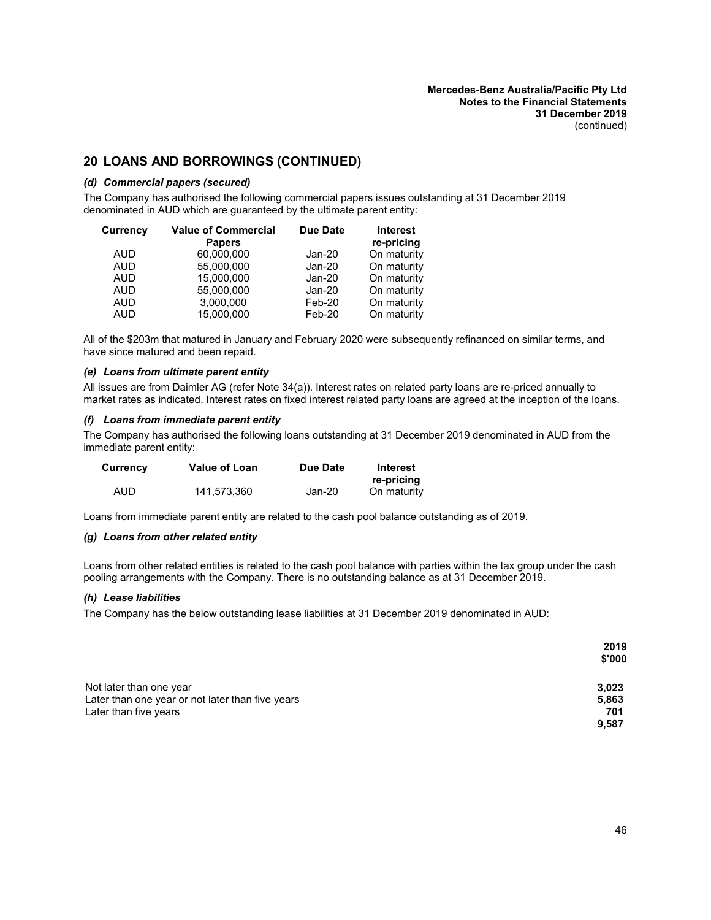## 20 LOANS AND BORROWINGS (CONTINUED)

### *(d) Commercial papers (secured)*

The Company has authorised the following commercial papers issues outstanding at 31 December 2019 denominated in AUD which are guaranteed by the ultimate parent entity:

| Currency | Value of Commercial Papers | Due Date | Interest re-pricing |
|---|---|---|---|
| AUD | 60,000,000 | Jan-20 | On maturity |
| AUD | 55,000,000 | Jan-20 | On maturity |
| AUD | 15,000,000 | Jan-20 | On maturity |
| AUD | 55,000,000 | Jan-20 | On maturity |
| AUD | 3,000,000 | Feb-20 | On maturity |
| AUD | 15,000,000 | Feb-20 | On maturity |

All of the $203m that matured in January and February 2020 were subsequently refinanced on similar terms, and have since matured and been repaid.

### *(e) Loans from ultimate parent entity*

All issues are from Daimler AG (refer Note 34(a)). Interest rates on related party loans are re-priced annually to market rates as indicated. Interest rates on fixed interest related party loans are agreed at the inception of the loans.

### *(f) Loans from immediate parent entity*

The Company has authorised the following loans outstanding at 31 December 2019 denominated in AUD from the immediate parent entity:

| Currency | Value of Loan | Due Date | Interest re-pricing |
|---|---|---|---|
| AUD | 141,573,360 | Jan-20 | On maturity |

Loans from immediate parent entity are related to the cash pool balance outstanding as of 2019.

### *(g) Loans from other related entity*

Loans from other related entities is related to the cash pool balance with parties within the tax group under the cash pooling arrangements with the Company. There is no outstanding balance as at 31 December 2019.

### *(h) Lease liabilities*

The Company has the below outstanding lease liabilities at 31 December 2019 denominated in AUD:

| | 2019 $'000 |
|---|---|
| Not later than one year | 3,023 |
| Later than one year or not later than five years | 5,863 |
| Later than five years | 701 |
| | 9,587 |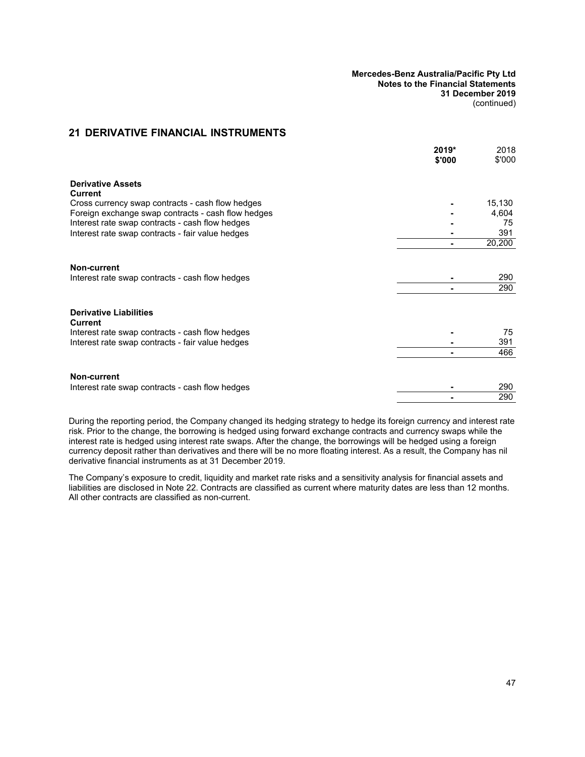## 21 DERIVATIVE FINANCIAL INSTRUMENTS

| | 2019* $'000 | 2018 $'000 |
|---|---|---|
| **Derivative Assets** | | |
| **Current** | | |
| Cross currency swap contracts - cash flow hedges | - | 15,130 |
| Foreign exchange swap contracts - cash flow hedges | - | 4,604 |
| Interest rate swap contracts - cash flow hedges | - | 75 |
| Interest rate swap contracts - fair value hedges | - | 391 |
| | - | 20,200 |
| **Non-current** | | |
| Interest rate swap contracts - cash flow hedges | - | 290 |
| | - | 290 |
| **Derivative Liabilities** | | |
| **Current** | | |
| Interest rate swap contracts - cash flow hedges | - | 75 |
| Interest rate swap contracts - fair value hedges | - | 391 |
| | - | 466 |
| **Non-current** | | |
| Interest rate swap contracts - cash flow hedges | - | 290 |
| | - | 290 |

During the reporting period, the Company changed its hedging strategy to hedge its foreign currency and interest rate risk. Prior to the change, the borrowing is hedged using forward exchange contracts and currency swaps while the interest rate is hedged using interest rate swaps. After the change, the borrowings will be hedged using a foreign currency deposit rather than derivatives and there will be no more floating interest. As a result, the Company has nil derivative financial instruments as at 31 December 2019.

The Company's exposure to credit, liquidity and market rate risks and a sensitivity analysis for financial assets and liabilities are disclosed in Note 22. Contracts are classified as current where maturity dates are less than 12 months. All other contracts are classified as non-current.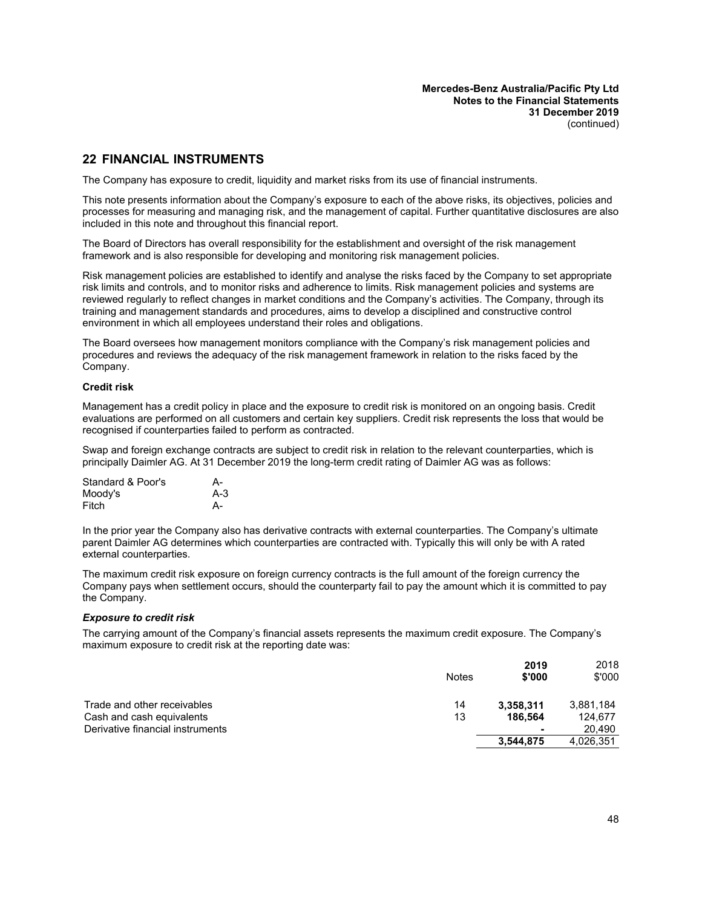## 22 FINANCIAL INSTRUMENTS

The Company has exposure to credit, liquidity and market risks from its use of financial instruments.

This note presents information about the Company's exposure to each of the above risks, its objectives, policies and processes for measuring and managing risk, and the management of capital. Further quantitative disclosures are also included in this note and throughout this financial report.

The Board of Directors has overall responsibility for the establishment and oversight of the risk management framework and is also responsible for developing and monitoring risk management policies.

Risk management policies are established to identify and analyse the risks faced by the Company to set appropriate risk limits and controls, and to monitor risks and adherence to limits. Risk management policies and systems are reviewed regularly to reflect changes in market conditions and the Company's activities. The Company, through its training and management standards and procedures, aims to develop a disciplined and constructive control environment in which all employees understand their roles and obligations.

The Board oversees how management monitors compliance with the Company's risk management policies and procedures and reviews the adequacy of the risk management framework in relation to the risks faced by the Company.

**Credit risk**

Management has a credit policy in place and the exposure to credit risk is monitored on an ongoing basis. Credit evaluations are performed on all customers and certain key suppliers. Credit risk represents the loss that would be recognised if counterparties failed to perform as contracted.

Swap and foreign exchange contracts are subject to credit risk in relation to the relevant counterparties, which is principally Daimler AG. At 31 December 2019 the long-term credit rating of Daimler AG was as follows:

| | |
|---|---|
| Standard & Poor's | A- |
| Moody's | A-3 |
| Fitch | A- |

In the prior year the Company also has derivative contracts with external counterparties. The Company's ultimate parent Daimler AG determines which counterparties are contracted with. Typically this will only be with A rated external counterparties.

The maximum credit risk exposure on foreign currency contracts is the full amount of the foreign currency the Company pays when settlement occurs, should the counterparty fail to pay the amount which it is committed to pay the Company.

***Exposure to credit risk***

The carrying amount of the Company's financial assets represents the maximum credit exposure. The Company's maximum exposure to credit risk at the reporting date was:

| | Notes | 2019 $'000 | 2018 $'000 |
|---|---|---|---|
| Trade and other receivables | 14 | **3,358,311** | 3,881,184 |
| Cash and cash equivalents | 13 | **186,564** | 124,677 |
| Derivative financial instruments | | **-** | 20,490 |
| | | **3,544,875** | 4,026,351 |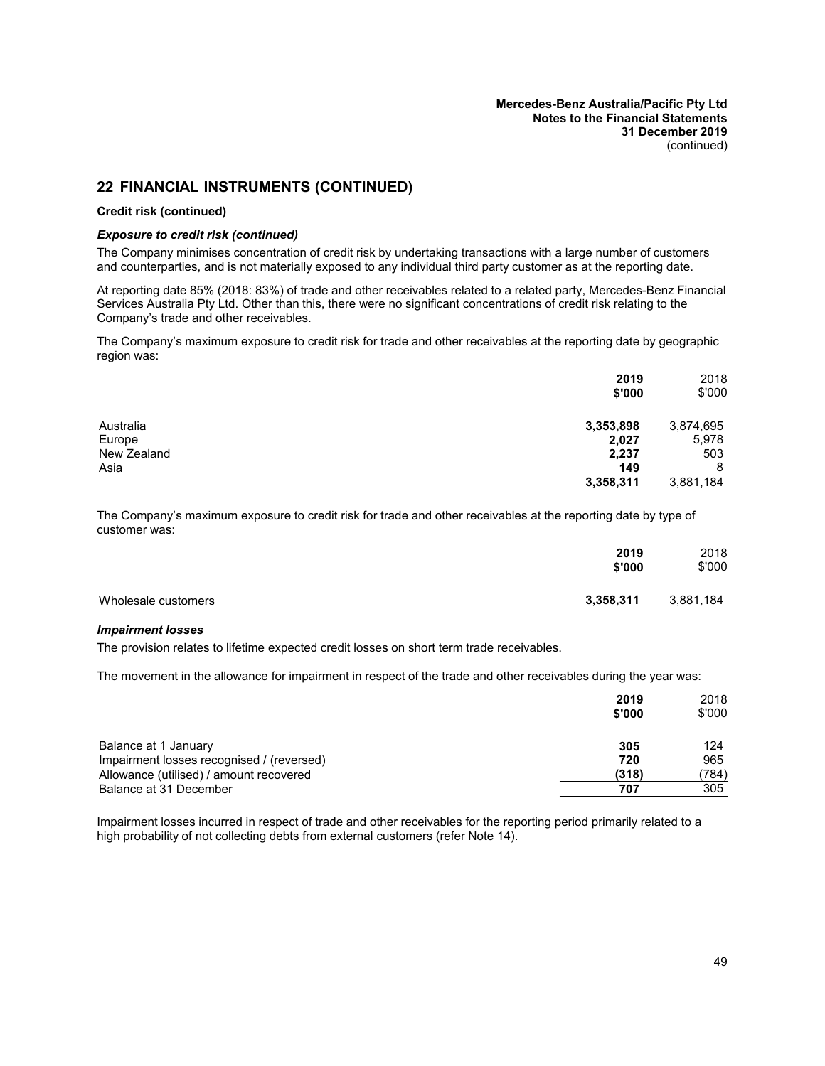## 22 FINANCIAL INSTRUMENTS (CONTINUED)

**Credit risk (continued)**

***Exposure to credit risk (continued)***

The Company minimises concentration of credit risk by undertaking transactions with a large number of customers and counterparties, and is not materially exposed to any individual third party customer as at the reporting date.

At reporting date 85% (2018: 83%) of trade and other receivables related to a related party, Mercedes-Benz Financial Services Australia Pty Ltd. Other than this, there were no significant concentrations of credit risk relating to the Company's trade and other receivables.

The Company's maximum exposure to credit risk for trade and other receivables at the reporting date by geographic region was:

| | 2019 $'000 | 2018 $'000 |
|---|---|---|
| Australia | **3,353,898** | 3,874,695 |
| Europe | **2,027** | 5,978 |
| New Zealand | **2,237** | 503 |
| Asia | **149** | 8 |
| | **3,358,311** | 3,881,184 |

The Company's maximum exposure to credit risk for trade and other receivables at the reporting date by type of customer was:

| | 2019 $'000 | 2018 $'000 |
|---|---|---|
| Wholesale customers | **3,358,311** | 3,881,184 |

***Impairment losses***

The provision relates to lifetime expected credit losses on short term trade receivables.

The movement in the allowance for impairment in respect of the trade and other receivables during the year was:

| | 2019 $'000 | 2018 $'000 |
|---|---|---|
| Balance at 1 January | **305** | 124 |
| Impairment losses recognised / (reversed) | **720** | 965 |
| Allowance (utilised) / amount recovered | **(318)** | (784) |
| Balance at 31 December | **707** | 305 |

Impairment losses incurred in respect of trade and other receivables for the reporting period primarily related to a high probability of not collecting debts from external customers (refer Note 14).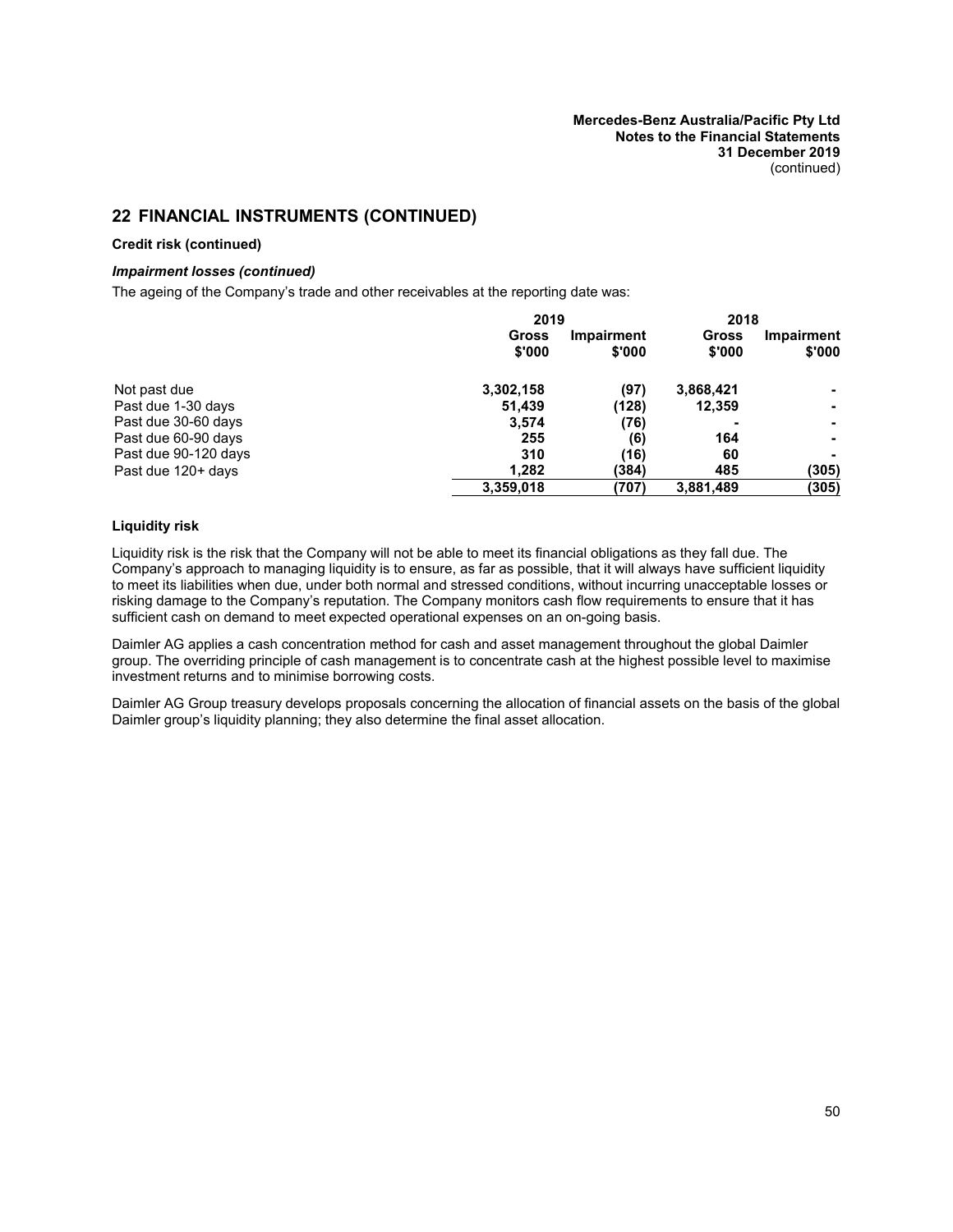## 22 FINANCIAL INSTRUMENTS (CONTINUED)

**Credit risk (continued)**

***Impairment losses (continued)***

The ageing of the Company's trade and other receivables at the reporting date was:

| | 2019 | | 2018 | |
|---|---|---|---|---|
| | Gross $'000 | Impairment $'000 | Gross $'000 | Impairment $'000 |
| Not past due | 3,302,158 | (97) | 3,868,421 | - |
| Past due 1-30 days | 51,439 | (128) | 12,359 | - |
| Past due 30-60 days | 3,574 | (76) | - | - |
| Past due 60-90 days | 255 | (6) | 164 | - |
| Past due 90-120 days | 310 | (16) | 60 | - |
| Past due 120+ days | 1,282 | (384) | 485 | (305) |
| | 3,359,018 | (707) | 3,881,489 | (305) |

**Liquidity risk**

Liquidity risk is the risk that the Company will not be able to meet its financial obligations as they fall due. The Company's approach to managing liquidity is to ensure, as far as possible, that it will always have sufficient liquidity to meet its liabilities when due, under both normal and stressed conditions, without incurring unacceptable losses or risking damage to the Company's reputation. The Company monitors cash flow requirements to ensure that it has sufficient cash on demand to meet expected operational expenses on an on-going basis.

Daimler AG applies a cash concentration method for cash and asset management throughout the global Daimler group. The overriding principle of cash management is to concentrate cash at the highest possible level to maximise investment returns and to minimise borrowing costs.

Daimler AG Group treasury develops proposals concerning the allocation of financial assets on the basis of the global Daimler group's liquidity planning; they also determine the final asset allocation.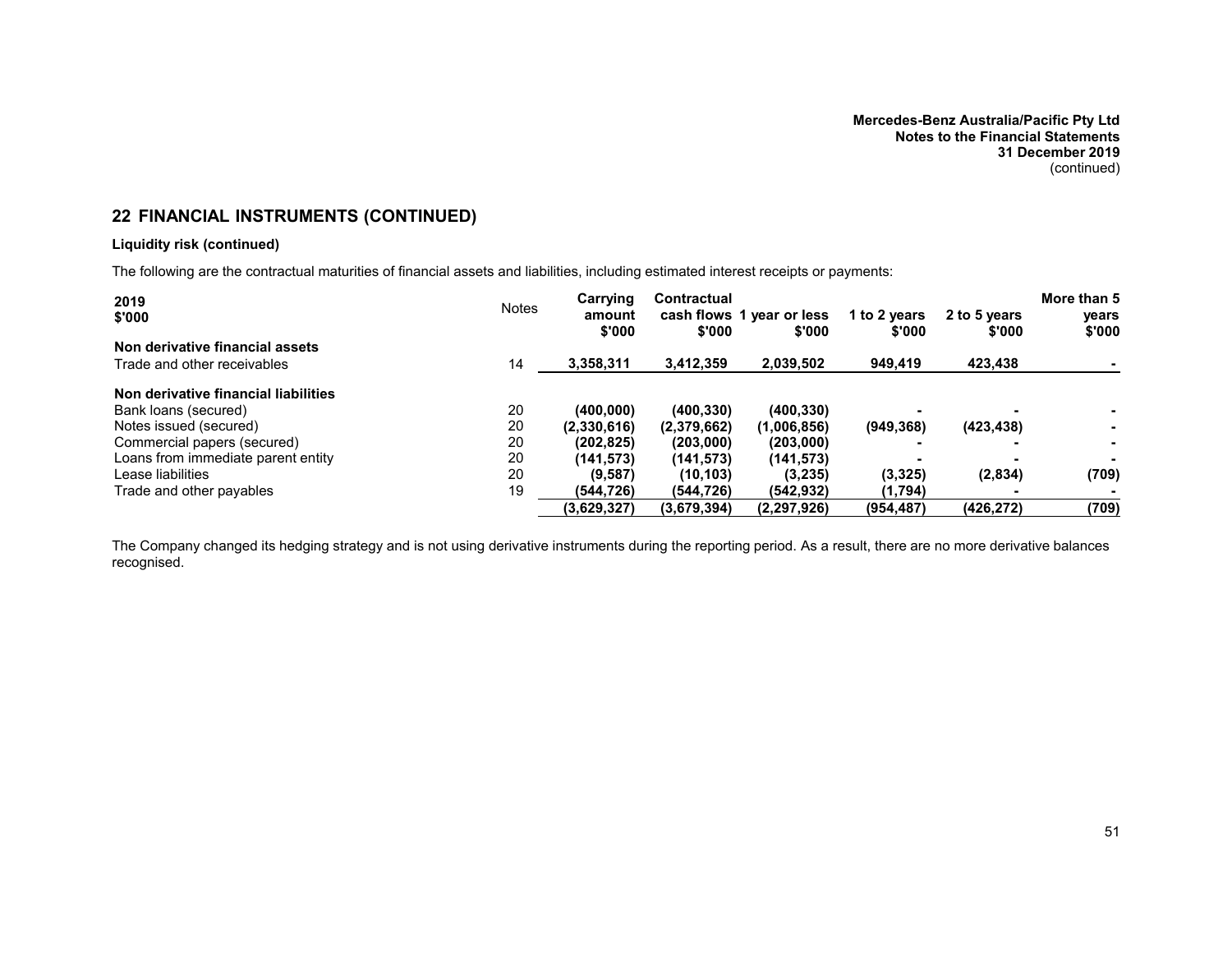## 22 FINANCIAL INSTRUMENTS (CONTINUED)

**Liquidity risk (continued)**

The following are the contractual maturities of financial assets and liabilities, including estimated interest receipts or payments:

| 2019 $'000 | Notes | Carrying amount $'000 | Contractual cash flows $'000 | 1 year or less $'000 | 1 to 2 years $'000 | 2 to 5 years $'000 | More than 5 years $'000 |
|---|---|---|---|---|---|---|---|
| **Non derivative financial assets** | | | | | | | |
| Trade and other receivables | 14 | **3,358,311** | **3,412,359** | **2,039,502** | **949,419** | **423,438** | **-** |
| **Non derivative financial liabilities** | | | | | | | |
| Bank loans (secured) | 20 | **(400,000)** | **(400,330)** | **(400,330)** | **-** | **-** | **-** |
| Notes issued (secured) | 20 | **(2,330,616)** | **(2,379,662)** | **(1,006,856)** | **(949,368)** | **(423,438)** | **-** |
| Commercial papers (secured) | 20 | **(202,825)** | **(203,000)** | **(203,000)** | **-** | **-** | **-** |
| Loans from immediate parent entity | 20 | **(141,573)** | **(141,573)** | **(141,573)** | **-** | **-** | **-** |
| Lease liabilities | 20 | **(9,587)** | **(10,103)** | **(3,235)** | **(3,325)** | **(2,834)** | **(709)** |
| Trade and other payables | 19 | **(544,726)** | **(544,726)** | **(542,932)** | **(1,794)** | **-** | **-** |
| | | **(3,629,327)** | **(3,679,394)** | **(2,297,926)** | **(954,487)** | **(426,272)** | **(709)** |

The Company changed its hedging strategy and is not using derivative instruments during the reporting period. As a result, there are no more derivative balances recognised.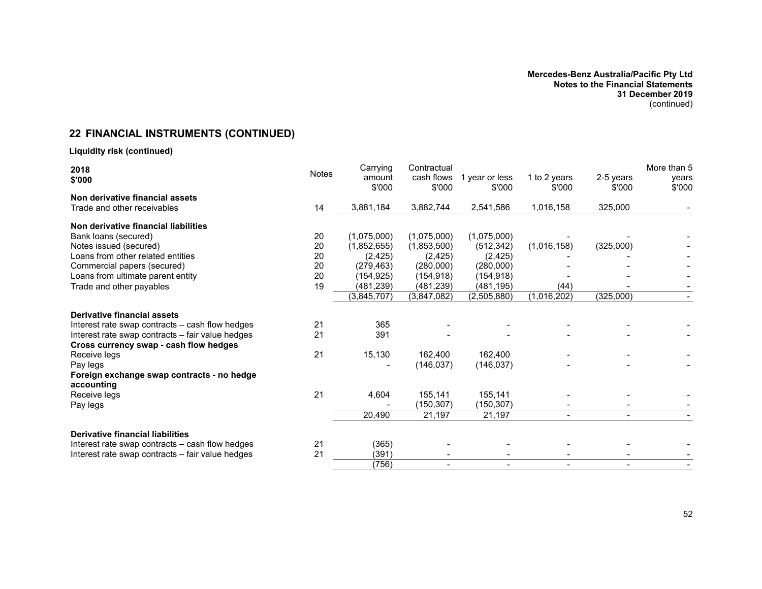## 22 FINANCIAL INSTRUMENTS (CONTINUED)

**Liquidity risk (continued)**

| 2018 $'000 | Notes | Carrying amount $'000 | Contractual cash flows $'000 | 1 year or less $'000 | 1 to 2 years $'000 | 2-5 years $'000 | More than 5 years $'000 |
|---|---|---|---|---|---|---|---|
| **Non derivative financial assets** | | | | | | | |
| Trade and other receivables | 14 | 3,881,184 | 3,882,744 | 2,541,586 | 1,016,158 | 325,000 | - |
| **Non derivative financial liabilities** | | | | | | | |
| Bank loans (secured) | 20 | (1,075,000) | (1,075,000) | (1,075,000) | - | - | - |
| Notes issued (secured) | 20 | (1,852,655) | (1,853,500) | (512,342) | (1,016,158) | (325,000) | - |
| Loans from other related entities | 20 | (2,425) | (2,425) | (2,425) | - | - | - |
| Commercial papers (secured) | 20 | (279,463) | (280,000) | (280,000) | - | - | - |
| Loans from ultimate parent entity | 20 | (154,925) | (154,918) | (154,918) | - | - | - |
| Trade and other payables | 19 | (481,239) | (481,239) | (481,195) | (44) | - | - |
| | | (3,845,707) | (3,847,082) | (2,505,880) | (1,016,202) | (325,000) | - |
| **Derivative financial assets** | | | | | | | |
| Interest rate swap contracts – cash flow hedges | 21 | 365 | - | - | - | - | - |
| Interest rate swap contracts – fair value hedges | 21 | 391 | - | - | - | - | - |
| **Cross currency swap - cash flow hedges** | | | | | | | |
| Receive legs | 21 | 15,130 | 162,400 | 162,400 | - | - | - |
| Pay legs | | - | (146,037) | (146,037) | - | - | - |
| **Foreign exchange swap contracts - no hedge accounting** | | | | | | | |
| Receive legs | 21 | 4,604 | 155,141 | 155,141 | - | - | - |
| Pay legs | | - | (150,307) | (150,307) | - | - | - |
| | | 20,490 | 21,197 | 21,197 | - | - | - |
| **Derivative financial liabilities** | | | | | | | |
| Interest rate swap contracts – cash flow hedges | 21 | (365) | - | - | - | - | - |
| Interest rate swap contracts – fair value hedges | 21 | (391) | - | - | - | - | - |
| | | (756) | - | - | - | - | - |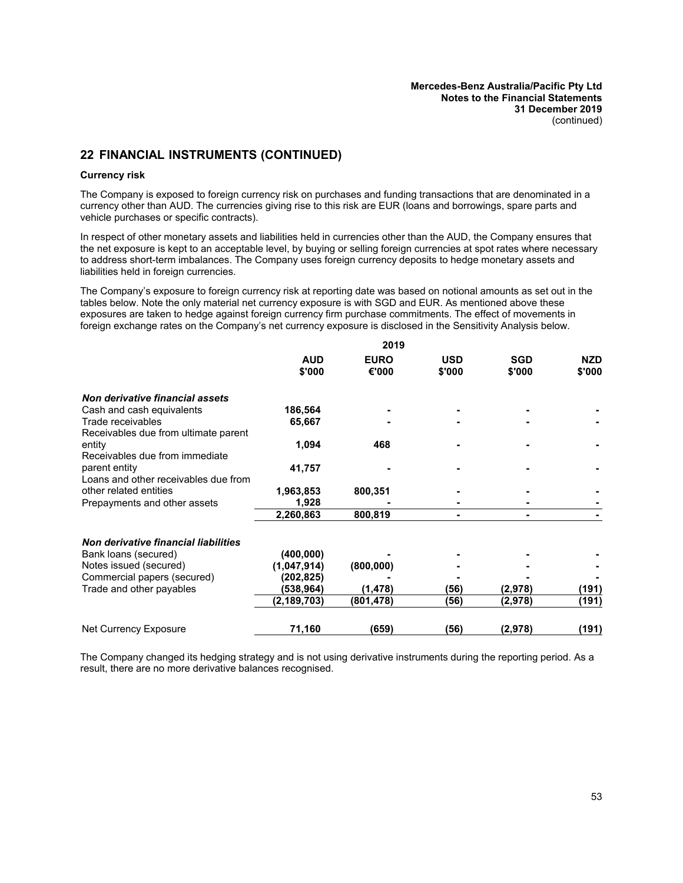## 22 FINANCIAL INSTRUMENTS (CONTINUED)

**Currency risk**

The Company is exposed to foreign currency risk on purchases and funding transactions that are denominated in a currency other than AUD. The currencies giving rise to this risk are EUR (loans and borrowings, spare parts and vehicle purchases or specific contracts).

In respect of other monetary assets and liabilities held in currencies other than the AUD, the Company ensures that the net exposure is kept to an acceptable level, by buying or selling foreign currencies at spot rates where necessary to address short-term imbalances. The Company uses foreign currency deposits to hedge monetary assets and liabilities held in foreign currencies.

The Company's exposure to foreign currency risk at reporting date was based on notional amounts as set out in the tables below. Note the only material net currency exposure is with SGD and EUR. As mentioned above these exposures are taken to hedge against foreign currency firm purchase commitments. The effect of movements in foreign exchange rates on the Company's net currency exposure is disclosed in the Sensitivity Analysis below.

| | 2019 | | | | |
|---|---|---|---|---|---|
| | **AUD $'000** | **EURO €'000** | **USD $'000** | **SGD $'000** | **NZD $'000** |
| ***Non derivative financial assets*** | | | | | |
| Cash and cash equivalents | 186,564 | - | - | - | - |
| Trade receivables | 65,667 | - | - | - | - |
| Receivables due from ultimate parent entity | 1,094 | 468 | - | - | - |
| Receivables due from immediate parent entity | 41,757 | - | - | - | - |
| Loans and other receivables due from other related entities | 1,963,853 | 800,351 | - | - | - |
| Prepayments and other assets | 1,928 | - | - | - | - |
| | 2,260,863 | 800,819 | - | - | - |
| ***Non derivative financial liabilities*** | | | | | |
| Bank loans (secured) | (400,000) | - | - | - | - |
| Notes issued (secured) | (1,047,914) | (800,000) | - | - | - |
| Commercial papers (secured) | (202,825) | - | - | - | - |
| Trade and other payables | (538,964) | (1,478) | (56) | (2,978) | (191) |
| | (2,189,703) | (801,478) | (56) | (2,978) | (191) |
| Net Currency Exposure | 71,160 | (659) | (56) | (2,978) | (191) |

The Company changed its hedging strategy and is not using derivative instruments during the reporting period. As a result, there are no more derivative balances recognised.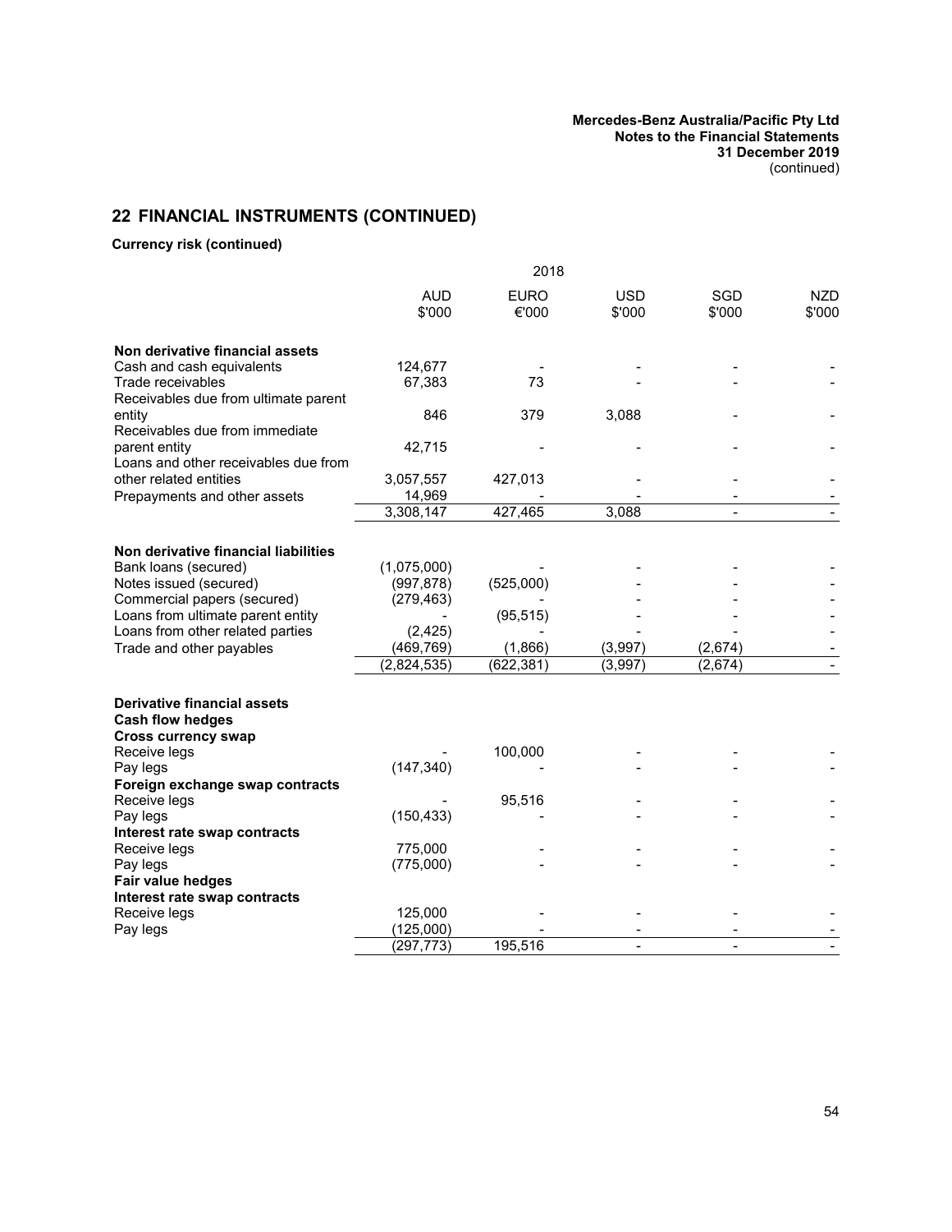## 22 FINANCIAL INSTRUMENTS (CONTINUED)

**Currency risk (continued)**

| | 2018 | | | | |
|---|---|---|---|---|---|
| | AUD $'000 | EURO €'000 | USD $'000 | SGD $'000 | NZD $'000 |
| **Non derivative financial assets** | | | | | |
| Cash and cash equivalents | 124,677 | - | - | - | - |
| Trade receivables | 67,383 | 73 | - | - | - |
| Receivables due from ultimate parent entity | 846 | 379 | 3,088 | - | - |
| Receivables due from immediate parent entity | 42,715 | - | - | - | - |
| Loans and other receivables due from other related entities | 3,057,557 | 427,013 | - | - | - |
| Prepayments and other assets | 14,969 | - | - | - | - |
| | 3,308,147 | 427,465 | 3,088 | - | - |
| **Non derivative financial liabilities** | | | | | |
| Bank loans (secured) | (1,075,000) | - | - | - | - |
| Notes issued (secured) | (997,878) | (525,000) | - | - | - |
| Commercial papers (secured) | (279,463) | - | - | - | - |
| Loans from ultimate parent entity | - | (95,515) | - | - | - |
| Loans from other related parties | (2,425) | - | - | - | - |
| Trade and other payables | (469,769) | (1,866) | (3,997) | (2,674) | - |
| | (2,824,535) | (622,381) | (3,997) | (2,674) | - |
| **Derivative financial assets** | | | | | |
| **Cash flow hedges** | | | | | |
| **Cross currency swap** | | | | | |
| Receive legs | - | 100,000 | - | - | - |
| Pay legs | (147,340) | - | - | - | - |
| **Foreign exchange swap contracts** | | | | | |
| Receive legs | - | 95,516 | - | - | - |
| Pay legs | (150,433) | - | - | - | - |
| **Interest rate swap contracts** | | | | | |
| Receive legs | 775,000 | - | - | - | - |
| Pay legs | (775,000) | - | - | - | - |
| **Fair value hedges** | | | | | |
| **Interest rate swap contracts** | | | | | |
| Receive legs | 125,000 | - | - | - | - |
| Pay legs | (125,000) | - | - | - | - |
| | (297,773) | 195,516 | - | - | - |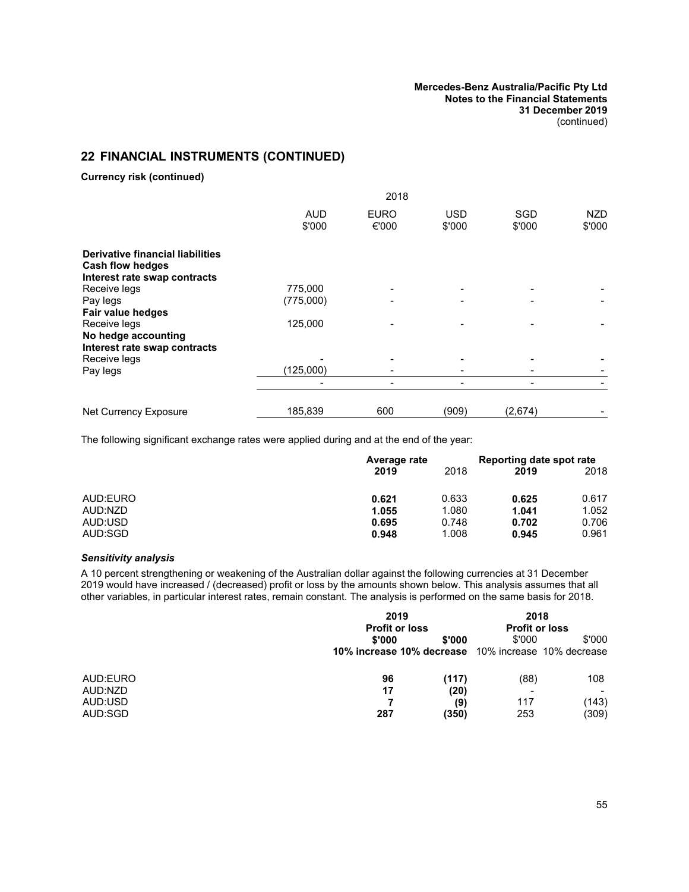## 22 FINANCIAL INSTRUMENTS (CONTINUED)

**Currency risk (continued)**

| | 2018 | | | | |
|---|---|---|---|---|---|
| | AUD $'000 | EURO €'000 | USD $'000 | SGD $'000 | NZD $'000 |
| **Derivative financial liabilities** | | | | | |
| **Cash flow hedges** | | | | | |
| **Interest rate swap contracts** | | | | | |
| Receive legs | 775,000 | - | - | - | - |
| Pay legs | (775,000) | - | - | - | - |
| **Fair value hedges** | | | | | |
| Receive legs | 125,000 | - | - | - | - |
| **No hedge accounting** | | | | | |
| **Interest rate swap contracts** | | | | | |
| Receive legs | - | - | - | - | - |
| Pay legs | (125,000) | - | - | - | - |
| | - | - | - | - | - |
| Net Currency Exposure | 185,839 | 600 | (909) | (2,674) | - |

The following significant exchange rates were applied during and at the end of the year:

| | Average rate | | Reporting date spot rate | |
|---|---|---|---|---|
| | **2019** | 2018 | **2019** | 2018 |
| AUD:EURO | **0.621** | 0.633 | **0.625** | 0.617 |
| AUD:NZD | **1.055** | 1.080 | **1.041** | 1.052 |
| AUD:USD | **0.695** | 0.748 | **0.702** | 0.706 |
| AUD:SGD | **0.948** | 1.008 | **0.945** | 0.961 |

***Sensitivity analysis***

A 10 percent strengthening or weakening of the Australian dollar against the following currencies at 31 December 2019 would have increased / (decreased) profit or loss by the amounts shown below. This analysis assumes that all other variables, in particular interest rates, remain constant. The analysis is performed on the same basis for 2018.

| | **2019** | | **2018** | |
|---|---|---|---|---|
| | **Profit or loss** | | **Profit or loss** | |
| | **$'000** | **$'000** | $'000 | $'000 |
| | **10% increase** | **10% decrease** | 10% increase | 10% decrease |
| AUD:EURO | **96** | **(117)** | (88) | 108 |
| AUD:NZD | **17** | **(20)** | - | - |
| AUD:USD | **7** | **(9)** | 117 | (143) |
| AUD:SGD | **287** | **(350)** | 253 | (309) |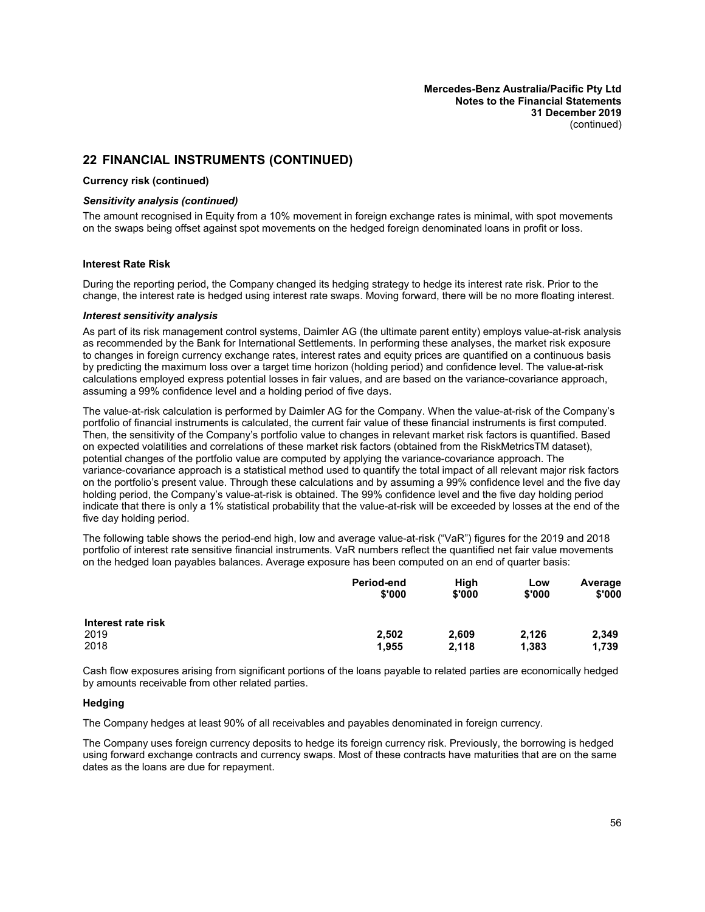## 22 FINANCIAL INSTRUMENTS (CONTINUED)

**Currency risk (continued)**

***Sensitivity analysis (continued)***

The amount recognised in Equity from a 10% movement in foreign exchange rates is minimal, with spot movements on the swaps being offset against spot movements on the hedged foreign denominated loans in profit or loss.

**Interest Rate Risk**

During the reporting period, the Company changed its hedging strategy to hedge its interest rate risk. Prior to the change, the interest rate is hedged using interest rate swaps. Moving forward, there will be no more floating interest.

***Interest sensitivity analysis***

As part of its risk management control systems, Daimler AG (the ultimate parent entity) employs value-at-risk analysis as recommended by the Bank for International Settlements. In performing these analyses, the market risk exposure to changes in foreign currency exchange rates, interest rates and equity prices are quantified on a continuous basis by predicting the maximum loss over a target time horizon (holding period) and confidence level. The value-at-risk calculations employed express potential losses in fair values, and are based on the variance-covariance approach, assuming a 99% confidence level and a holding period of five days.

The value-at-risk calculation is performed by Daimler AG for the Company. When the value-at-risk of the Company's portfolio of financial instruments is calculated, the current fair value of these financial instruments is first computed. Then, the sensitivity of the Company's portfolio value to changes in relevant market risk factors is quantified. Based on expected volatilities and correlations of these market risk factors (obtained from the RiskMetricsTM dataset), potential changes of the portfolio value are computed by applying the variance-covariance approach. The variance-covariance approach is a statistical method used to quantify the total impact of all relevant major risk factors on the portfolio's present value. Through these calculations and by assuming a 99% confidence level and the five day holding period, the Company's value-at-risk is obtained. The 99% confidence level and the five day holding period indicate that there is only a 1% statistical probability that the value-at-risk will be exceeded by losses at the end of the five day holding period.

The following table shows the period-end high, low and average value-at-risk ("VaR") figures for the 2019 and 2018 portfolio of interest rate sensitive financial instruments. VaR numbers reflect the quantified net fair value movements on the hedged loan payables balances. Average exposure has been computed on an end of quarter basis:

| | Period-end $'000 | High $'000 | Low $'000 | Average $'000 |
|---|---|---|---|---|
| **Interest rate risk** | | | | |
| 2019 | **2,502** | **2,609** | **2,126** | **2,349** |
| 2018 | **1,955** | **2,118** | **1,383** | **1,739** |

Cash flow exposures arising from significant portions of the loans payable to related parties are economically hedged by amounts receivable from other related parties.

**Hedging**

The Company hedges at least 90% of all receivables and payables denominated in foreign currency.

The Company uses foreign currency deposits to hedge its foreign currency risk. Previously, the borrowing is hedged using forward exchange contracts and currency swaps. Most of these contracts have maturities that are on the same dates as the loans are due for repayment.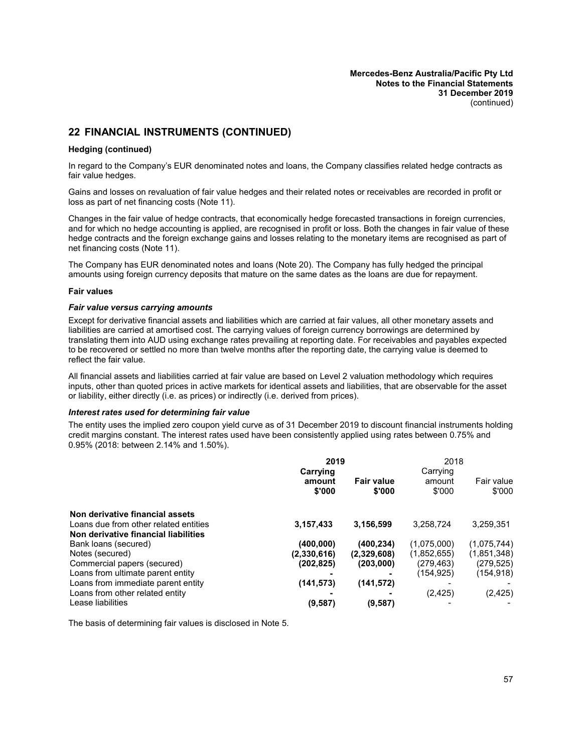## 22 FINANCIAL INSTRUMENTS (CONTINUED)

**Hedging (continued)**

In regard to the Company's EUR denominated notes and loans, the Company classifies related hedge contracts as fair value hedges.

Gains and losses on revaluation of fair value hedges and their related notes or receivables are recorded in profit or loss as part of net financing costs (Note 11).

Changes in the fair value of hedge contracts, that economically hedge forecasted transactions in foreign currencies, and for which no hedge accounting is applied, are recognised in profit or loss. Both the changes in fair value of these hedge contracts and the foreign exchange gains and losses relating to the monetary items are recognised as part of net financing costs (Note 11).

The Company has EUR denominated notes and loans (Note 20). The Company has fully hedged the principal amounts using foreign currency deposits that mature on the same dates as the loans are due for repayment.

**Fair values**

***Fair value versus carrying amounts***

Except for derivative financial assets and liabilities which are carried at fair values, all other monetary assets and liabilities are carried at amortised cost. The carrying values of foreign currency borrowings are determined by translating them into AUD using exchange rates prevailing at reporting date. For receivables and payables expected to be recovered or settled no more than twelve months after the reporting date, the carrying value is deemed to reflect the fair value.

All financial assets and liabilities carried at fair value are based on Level 2 valuation methodology which requires inputs, other than quoted prices in active markets for identical assets and liabilities, that are observable for the asset or liability, either directly (i.e. as prices) or indirectly (i.e. derived from prices).

***Interest rates used for determining fair value***

The entity uses the implied zero coupon yield curve as of 31 December 2019 to discount financial instruments holding credit margins constant. The interest rates used have been consistently applied using rates between 0.75% and 0.95% (2018: between 2.14% and 1.50%).

| | **2019** | | 2018 | |
|---|---|---|---|---|
| | **Carrying amount $'000** | **Fair value $'000** | Carrying amount $'000 | Fair value $'000 |
| **Non derivative financial assets** | | | | |
| Loans due from other related entities | **3,157,433** | **3,156,599** | 3,258,724 | 3,259,351 |
| **Non derivative financial liabilities** | | | | |
| Bank loans (secured) | **(400,000)** | **(400,234)** | (1,075,000) | (1,075,744) |
| Notes (secured) | **(2,330,616)** | **(2,329,608)** | (1,852,655) | (1,851,348) |
| Commercial papers (secured) | **(202,825)** | **(203,000)** | (279,463) | (279,525) |
| Loans from ultimate parent entity | **-** | **-** | (154,925) | (154,918) |
| Loans from immediate parent entity | **(141,573)** | **(141,572)** | - | - |
| Loans from other related entity | **-** | **-** | (2,425) | (2,425) |
| Lease liabilities | **(9,587)** | **(9,587)** | - | - |

The basis of determining fair values is disclosed in Note 5.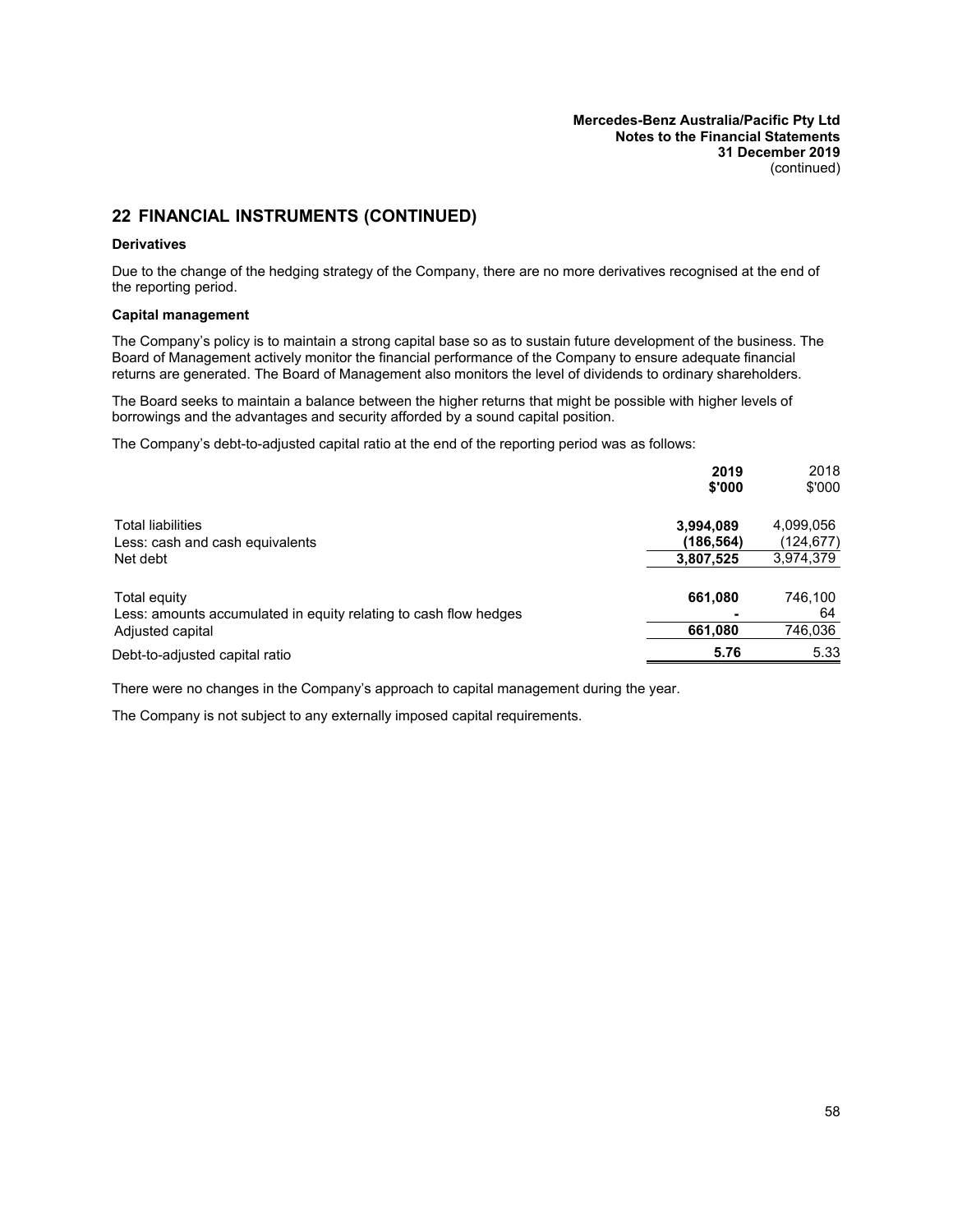## 22 FINANCIAL INSTRUMENTS (CONTINUED)

**Derivatives**

Due to the change of the hedging strategy of the Company, there are no more derivatives recognised at the end of the reporting period.

**Capital management**

The Company's policy is to maintain a strong capital base so as to sustain future development of the business. The Board of Management actively monitor the financial performance of the Company to ensure adequate financial returns are generated. The Board of Management also monitors the level of dividends to ordinary shareholders.

The Board seeks to maintain a balance between the higher returns that might be possible with higher levels of borrowings and the advantages and security afforded by a sound capital position.

The Company's debt-to-adjusted capital ratio at the end of the reporting period was as follows:

| | **2019 \$'000** | 2018 \$'000 |
|---|---|---|
| Total liabilities | **3,994,089** | 4,099,056 |
| Less: cash and cash equivalents | **(186,564)** | (124,677) |
| Net debt | **3,807,525** | 3,974,379 |
| | | |
| Total equity | **661,080** | 746,100 |
| Less: amounts accumulated in equity relating to cash flow hedges | **-** | 64 |
| Adjusted capital | **661,080** | 746,036 |
| Debt-to-adjusted capital ratio | **5.76** | 5.33 |

There were no changes in the Company's approach to capital management during the year.

The Company is not subject to any externally imposed capital requirements.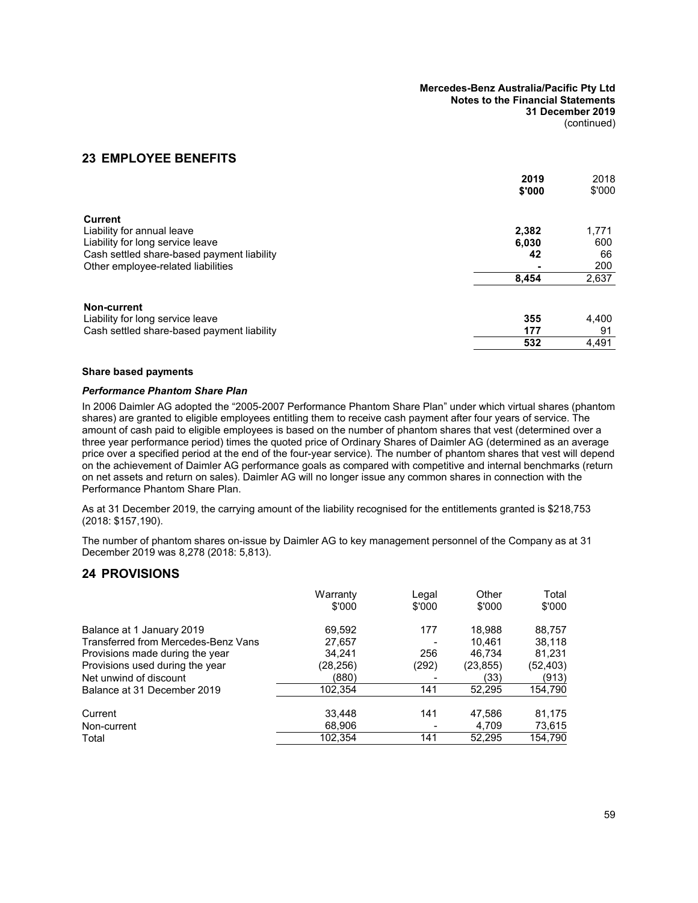## 23 EMPLOYEE BENEFITS

| | **2019 \$'000** | 2018 \$'000 |
|---|---|---|
| **Current** | | |
| Liability for annual leave | **2,382** | 1,771 |
| Liability for long service leave | **6,030** | 600 |
| Cash settled share-based payment liability | **42** | 66 |
| Other employee-related liabilities | **-** | 200 |
| | **8,454** | 2,637 |
| **Non-current** | | |
| Liability for long service leave | **355** | 4,400 |
| Cash settled share-based payment liability | **177** | 91 |
| | **532** | 4,491 |

### Share based payments

***Performance Phantom Share Plan***

In 2006 Daimler AG adopted the "2005-2007 Performance Phantom Share Plan" under which virtual shares (phantom shares) are granted to eligible employees entitling them to receive cash payment after four years of service. The amount of cash paid to eligible employees is based on the number of phantom shares that vest (determined over a three year performance period) times the quoted price of Ordinary Shares of Daimler AG (determined as an average price over a specified period at the end of the four-year service). The number of phantom shares that vest will depend on the achievement of Daimler AG performance goals as compared with competitive and internal benchmarks (return on net assets and return on sales). Daimler AG will no longer issue any common shares in connection with the Performance Phantom Share Plan.

As at 31 December 2019, the carrying amount of the liability recognised for the entitlements granted is \$218,753 (2018: \$157,190).

The number of phantom shares on-issue by Daimler AG to key management personnel of the Company as at 31 December 2019 was 8,278 (2018: 5,813).

## 24 PROVISIONS

| | Warranty \$'000 | Legal \$'000 | Other \$'000 | Total \$'000 |
|---|---|---|---|---|
| Balance at 1 January 2019 | 69,592 | 177 | 18,988 | 88,757 |
| Transferred from Mercedes-Benz Vans | 27,657 | - | 10,461 | 38,118 |
| Provisions made during the year | 34,241 | 256 | 46,734 | 81,231 |
| Provisions used during the year | (28,256) | (292) | (23,855) | (52,403) |
| Net unwind of discount | (880) | - | (33) | (913) |
| Balance at 31 December 2019 | 102,354 | 141 | 52,295 | 154,790 |
| Current | 33,448 | 141 | 47,586 | 81,175 |
| Non-current | 68,906 | - | 4,709 | 73,615 |
| Total | 102,354 | 141 | 52,295 | 154,790 |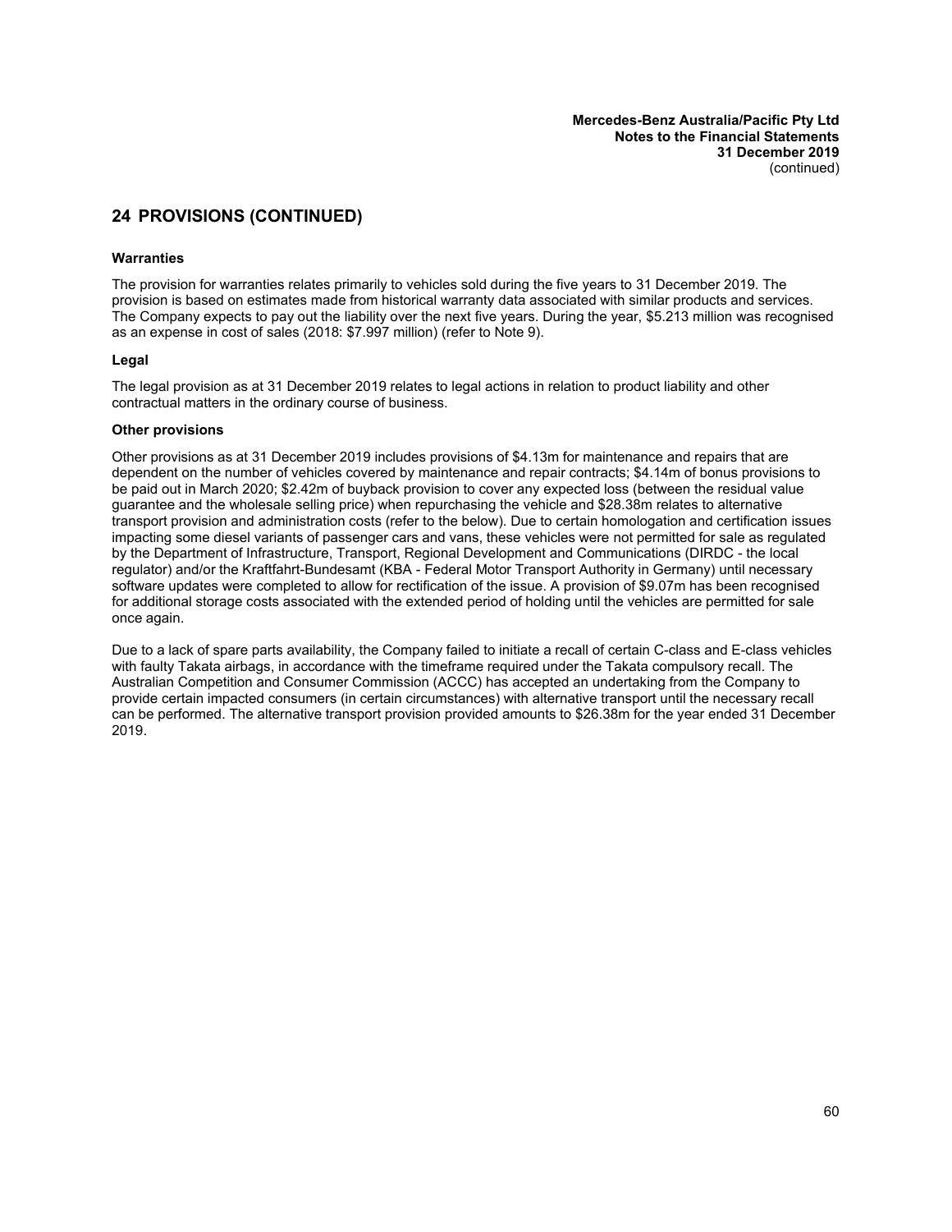## 24 PROVISIONS (CONTINUED)

**Warranties**

The provision for warranties relates primarily to vehicles sold during the five years to 31 December 2019. The provision is based on estimates made from historical warranty data associated with similar products and services. The Company expects to pay out the liability over the next five years. During the year, $5.213 million was recognised as an expense in cost of sales (2018: $7.997 million) (refer to Note 9).

**Legal**

The legal provision as at 31 December 2019 relates to legal actions in relation to product liability and other contractual matters in the ordinary course of business.

**Other provisions**

Other provisions as at 31 December 2019 includes provisions of $4.13m for maintenance and repairs that are dependent on the number of vehicles covered by maintenance and repair contracts; $4.14m of bonus provisions to be paid out in March 2020; $2.42m of buyback provision to cover any expected loss (between the residual value guarantee and the wholesale selling price) when repurchasing the vehicle and $28.38m relates to alternative transport provision and administration costs (refer to the below). Due to certain homologation and certification issues impacting some diesel variants of passenger cars and vans, these vehicles were not permitted for sale as regulated by the Department of Infrastructure, Transport, Regional Development and Communications (DIRDC - the local regulator) and/or the Kraftfahrt-Bundesamt (KBA - Federal Motor Transport Authority in Germany) until necessary software updates were completed to allow for rectification of the issue. A provision of $9.07m has been recognised for additional storage costs associated with the extended period of holding until the vehicles are permitted for sale once again.

Due to a lack of spare parts availability, the Company failed to initiate a recall of certain C-class and E-class vehicles with faulty Takata airbags, in accordance with the timeframe required under the Takata compulsory recall. The Australian Competition and Consumer Commission (ACCC) has accepted an undertaking from the Company to provide certain impacted consumers (in certain circumstances) with alternative transport until the necessary recall can be performed. The alternative transport provision provided amounts to $26.38m for the year ended 31 December 2019.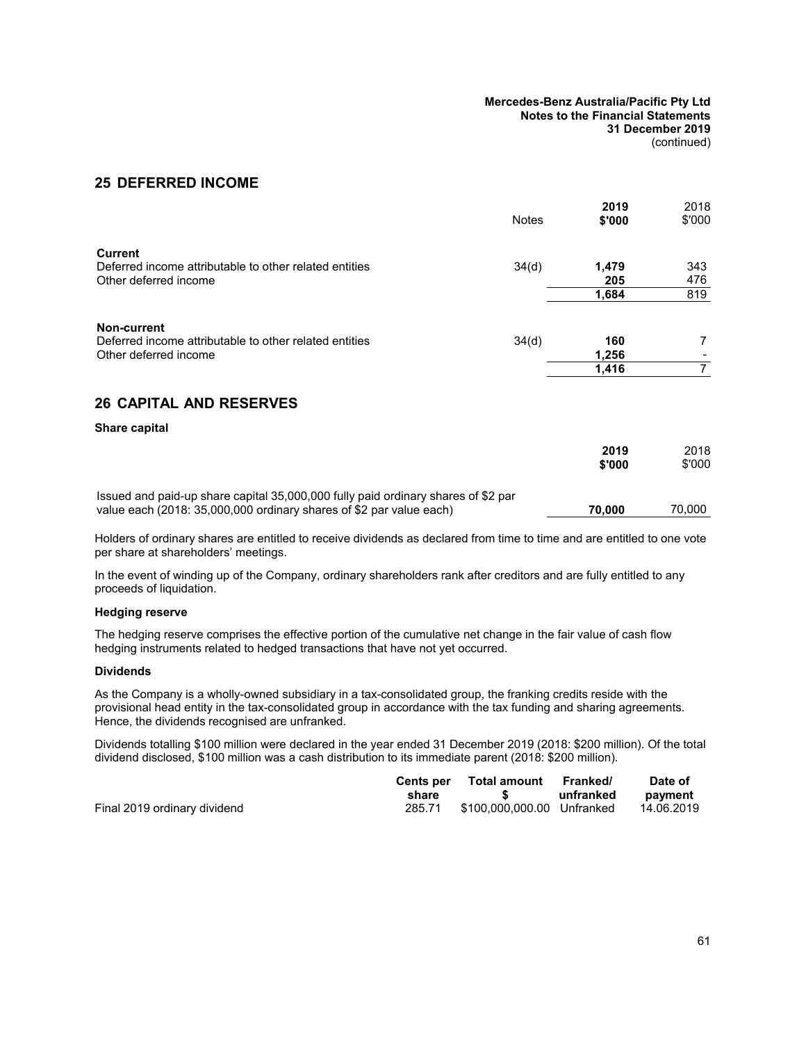## 25 DEFERRED INCOME

| | Notes | 2019 $'000 | 2018 $'000 |
|---|---|---|---|
| **Current** | | | |
| Deferred income attributable to other related entities | 34(d) | **1,479** | 343 |
| Other deferred income | | **205** | 476 |
| | | **1,684** | 819 |
| **Non-current** | | | |
| Deferred income attributable to other related entities | 34(d) | **160** | 7 |
| Other deferred income | | **1,256** | - |
| | | **1,416** | 7 |

## 26 CAPITAL AND RESERVES

**Share capital**

| | 2019 $'000 | 2018 $'000 |
|---|---|---|
| Issued and paid-up share capital 35,000,000 fully paid ordinary shares of $2 par value each (2018: 35,000,000 ordinary shares of $2 par value each) | **70,000** | 70,000 |

Holders of ordinary shares are entitled to receive dividends as declared from time to time and are entitled to one vote per share at shareholders' meetings.

In the event of winding up of the Company, ordinary shareholders rank after creditors and are fully entitled to any proceeds of liquidation.

**Hedging reserve**

The hedging reserve comprises the effective portion of the cumulative net change in the fair value of cash flow hedging instruments related to hedged transactions that have not yet occurred.

**Dividends**

As the Company is a wholly-owned subsidiary in a tax-consolidated group, the franking credits reside with the provisional head entity in the tax-consolidated group in accordance with the tax funding and sharing agreements. Hence, the dividends recognised are unfranked.

Dividends totalling $100 million were declared in the year ended 31 December 2019 (2018: $200 million). Of the total dividend disclosed, $100 million was a cash distribution to its immediate parent (2018: $200 million).

| | Cents per share | Total amount $ | Franked/ unfranked | Date of payment |
|---|---|---|---|---|
| Final 2019 ordinary dividend | 285.71 | $100,000,000.00 | Unfranked | 14.06.2019 |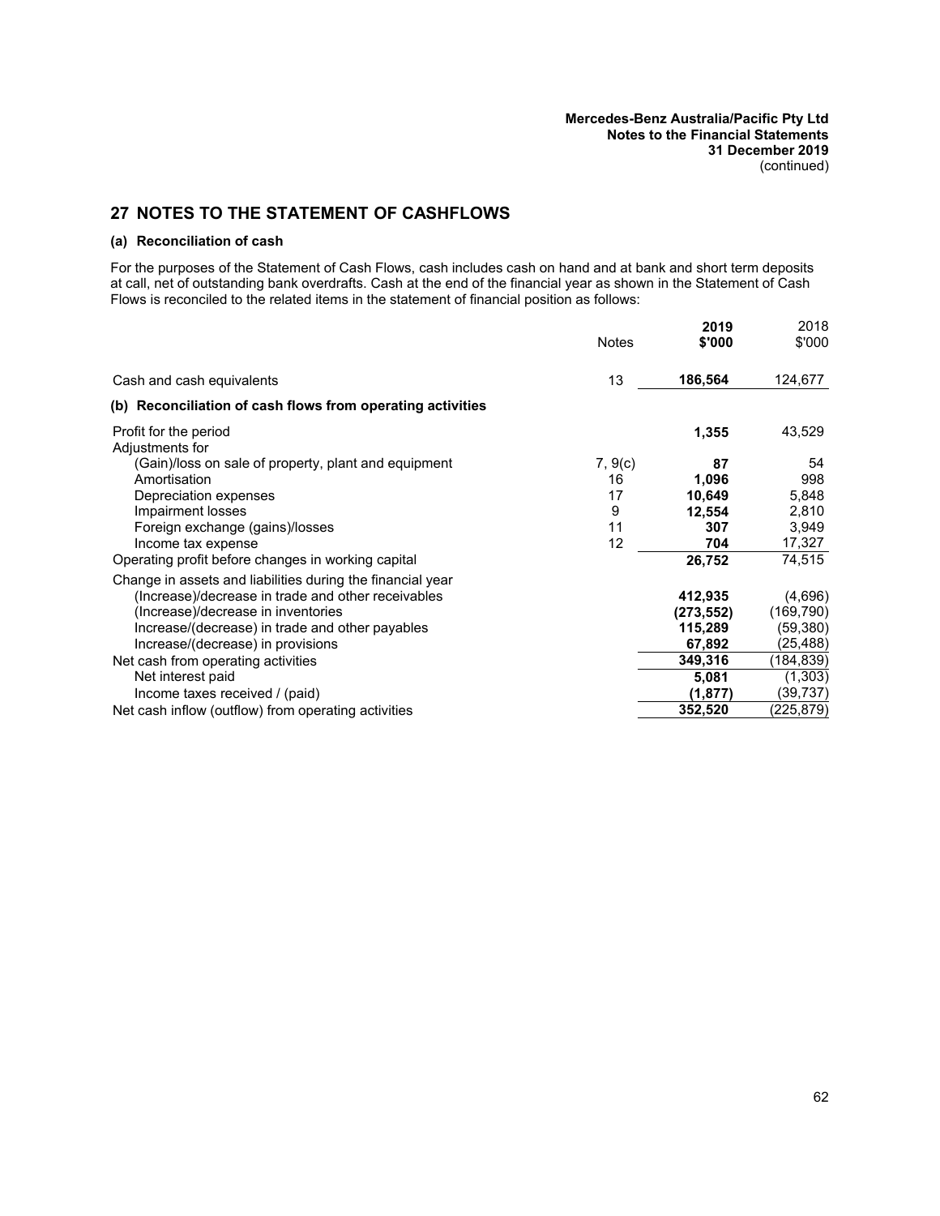## 27 NOTES TO THE STATEMENT OF CASHFLOWS

### (a) Reconciliation of cash

For the purposes of the Statement of Cash Flows, cash includes cash on hand and at bank and short term deposits at call, net of outstanding bank overdrafts. Cash at the end of the financial year as shown in the Statement of Cash Flows is reconciled to the related items in the statement of financial position as follows:

| | Notes | **2019 $'000** | 2018 $'000 |
|---|---|---|---|
| Cash and cash equivalents | 13 | **186,564** | 124,677 |

### (b) Reconciliation of cash flows from operating activities

| | Notes | **2019 $'000** | 2018 $'000 |
|---|---|---|---|
| Profit for the period | | **1,355** | 43,529 |
| Adjustments for | | | |
| (Gain)/loss on sale of property, plant and equipment | 7, 9(c) | **87** | 54 |
| Amortisation | 16 | **1,096** | 998 |
| Depreciation expenses | 17 | **10,649** | 5,848 |
| Impairment losses | 9 | **12,554** | 2,810 |
| Foreign exchange (gains)/losses | 11 | **307** | 3,949 |
| Income tax expense | 12 | **704** | 17,327 |
| Operating profit before changes in working capital | | **26,752** | 74,515 |
| Change in assets and liabilities during the financial year | | | |
| (Increase)/decrease in trade and other receivables | | **412,935** | (4,696) |
| (Increase)/decrease in inventories | | **(273,552)** | (169,790) |
| Increase/(decrease) in trade and other payables | | **115,289** | (59,380) |
| Increase/(decrease) in provisions | | **67,892** | (25,488) |
| Net cash from operating activities | | **349,316** | (184,839) |
| Net interest paid | | **5,081** | (1,303) |
| Income taxes received / (paid) | | **(1,877)** | (39,737) |
| Net cash inflow (outflow) from operating activities | | **352,520** | (225,879) |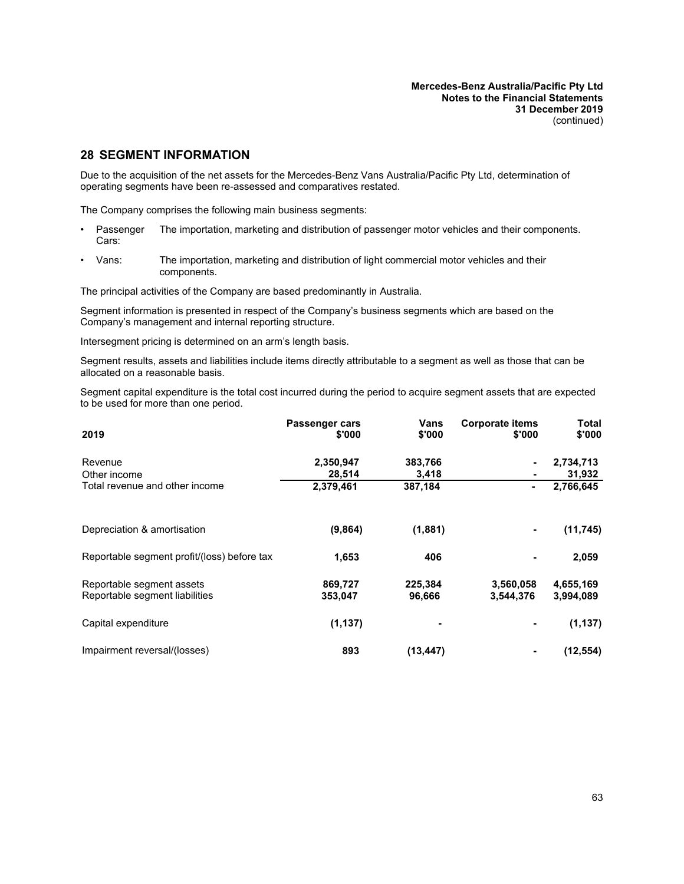## 28 SEGMENT INFORMATION

Due to the acquisition of the net assets for the Mercedes-Benz Vans Australia/Pacific Pty Ltd, determination of operating segments have been re-assessed and comparatives restated.

The Company comprises the following main business segments:

- Passenger Cars: The importation, marketing and distribution of passenger motor vehicles and their components.
- Vans: The importation, marketing and distribution of light commercial motor vehicles and their components.

The principal activities of the Company are based predominantly in Australia.

Segment information is presented in respect of the Company's business segments which are based on the Company's management and internal reporting structure.

Intersegment pricing is determined on an arm's length basis.

Segment results, assets and liabilities include items directly attributable to a segment as well as those that can be allocated on a reasonable basis.

Segment capital expenditure is the total cost incurred during the period to acquire segment assets that are expected to be used for more than one period.

| 2019 | Passenger cars $'000 | Vans $'000 | Corporate items $'000 | Total $'000 |
|---|---|---|---|---|
| Revenue | 2,350,947 | 383,766 | - | 2,734,713 |
| Other income | 28,514 | 3,418 | - | 31,932 |
| Total revenue and other income | 2,379,461 | 387,184 | - | 2,766,645 |
| Depreciation & amortisation | (9,864) | (1,881) | - | (11,745) |
| Reportable segment profit/(loss) before tax | 1,653 | 406 | - | 2,059 |
| Reportable segment assets | 869,727 | 225,384 | 3,560,058 | 4,655,169 |
| Reportable segment liabilities | 353,047 | 96,666 | 3,544,376 | 3,994,089 |
| Capital expenditure | (1,137) | - | - | (1,137) |
| Impairment reversal/(losses) | 893 | (13,447) | - | (12,554) |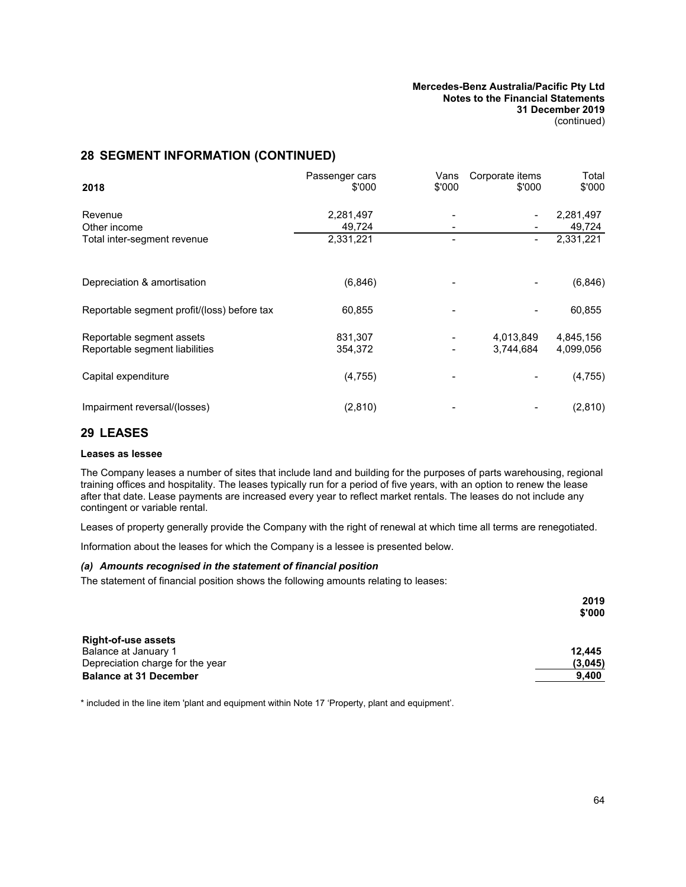## 28 SEGMENT INFORMATION (CONTINUED)

| 2018 | Passenger cars $'000 | Vans $'000 | Corporate items $'000 | Total $'000 |
|---|---|---|---|---|
| Revenue | 2,281,497 | - | - | 2,281,497 |
| Other income | 49,724 | - | - | 49,724 |
| Total inter-segment revenue | 2,331,221 | - | - | 2,331,221 |
| Depreciation & amortisation | (6,846) | - | - | (6,846) |
| Reportable segment profit/(loss) before tax | 60,855 | - | - | 60,855 |
| Reportable segment assets | 831,307 | - | 4,013,849 | 4,845,156 |
| Reportable segment liabilities | 354,372 | - | 3,744,684 | 4,099,056 |
| Capital expenditure | (4,755) | - | - | (4,755) |
| Impairment reversal/(losses) | (2,810) | - | - | (2,810) |

## 29 LEASES

**Leases as lessee**

The Company leases a number of sites that include land and building for the purposes of parts warehousing, regional training offices and hospitality. The leases typically run for a period of five years, with an option to renew the lease after that date. Lease payments are increased every year to reflect market rentals. The leases do not include any contingent or variable rental.

Leases of property generally provide the Company with the right of renewal at which time all terms are renegotiated.

Information about the leases for which the Company is a lessee is presented below.

***(a) Amounts recognised in the statement of financial position***

The statement of financial position shows the following amounts relating to leases:

| | 2019 $'000 |
|---|---|
| **Right-of-use assets** | |
| Balance at January 1 | **12,445** |
| Depreciation charge for the year | **(3,045)** |
| **Balance at 31 December** | **9,400** |

\* included in the line item 'plant and equipment within Note 17 'Property, plant and equipment'.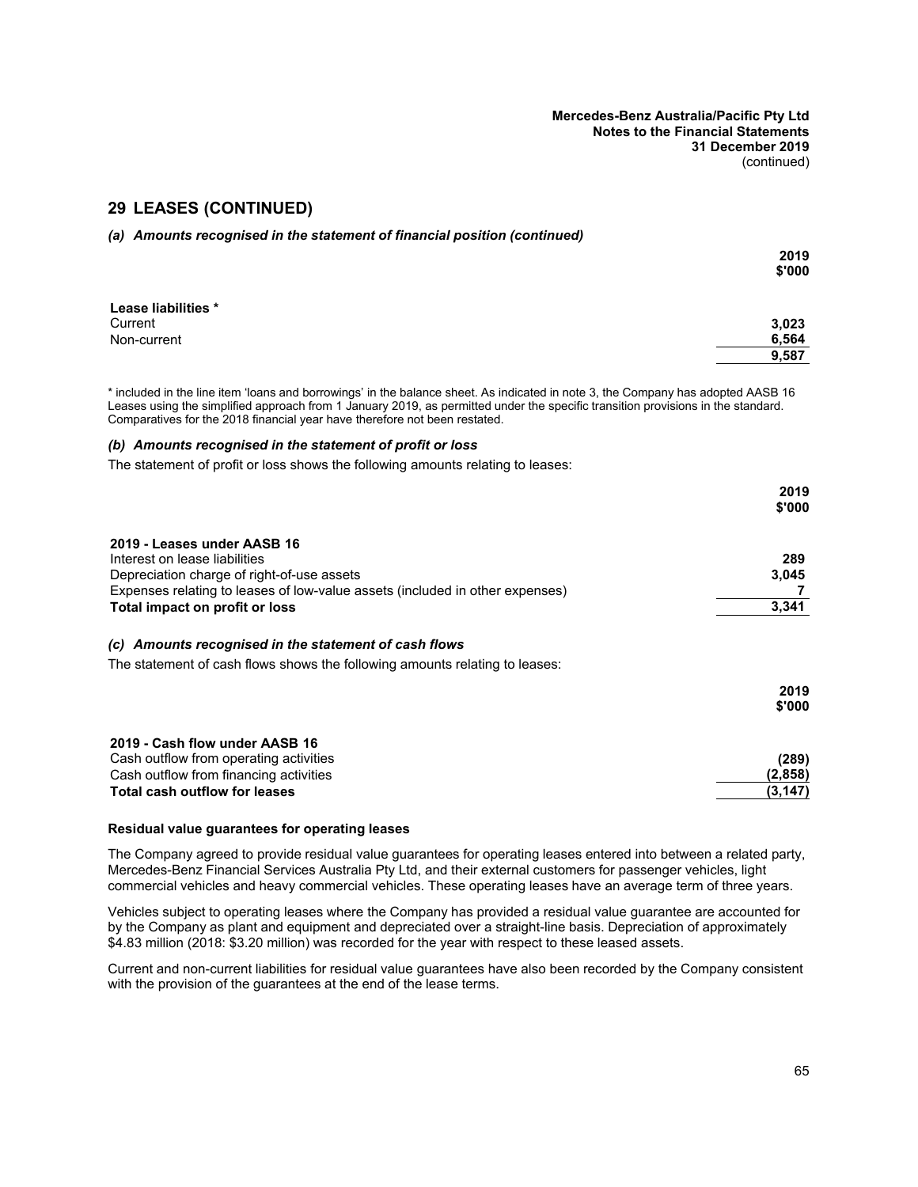## 29 LEASES (CONTINUED)

### *(a) Amounts recognised in the statement of financial position (continued)*

| | 2019 $'000 |
|---|---|
| **Lease liabilities *** | |
| Current | **3,023** |
| Non-current | **6,564** |
| | **9,587** |

* included in the line item 'loans and borrowings' in the balance sheet. As indicated in note 3, the Company has adopted AASB 16 Leases using the simplified approach from 1 January 2019, as permitted under the specific transition provisions in the standard. Comparatives for the 2018 financial year have therefore not been restated.

### *(b) Amounts recognised in the statement of profit or loss*

The statement of profit or loss shows the following amounts relating to leases:

| | 2019 $'000 |
|---|---|
| **2019 - Leases under AASB 16** | |
| Interest on lease liabilities | **289** |
| Depreciation charge of right-of-use assets | **3,045** |
| Expenses relating to leases of low-value assets (included in other expenses) | **7** |
| **Total impact on profit or loss** | **3,341** |

### *(c) Amounts recognised in the statement of cash flows*

The statement of cash flows shows the following amounts relating to leases:

| | 2019 $'000 |
|---|---|
| **2019 - Cash flow under AASB 16** | |
| Cash outflow from operating activities | **(289)** |
| Cash outflow from financing activities | **(2,858)** |
| **Total cash outflow for leases** | **(3,147)** |

**Residual value guarantees for operating leases**

The Company agreed to provide residual value guarantees for operating leases entered into between a related party, Mercedes-Benz Financial Services Australia Pty Ltd, and their external customers for passenger vehicles, light commercial vehicles and heavy commercial vehicles. These operating leases have an average term of three years.

Vehicles subject to operating leases where the Company has provided a residual value guarantee are accounted for by the Company as plant and equipment and depreciated over a straight-line basis. Depreciation of approximately $4.83 million (2018: $3.20 million) was recorded for the year with respect to these leased assets.

Current and non-current liabilities for residual value guarantees have also been recorded by the Company consistent with the provision of the guarantees at the end of the lease terms.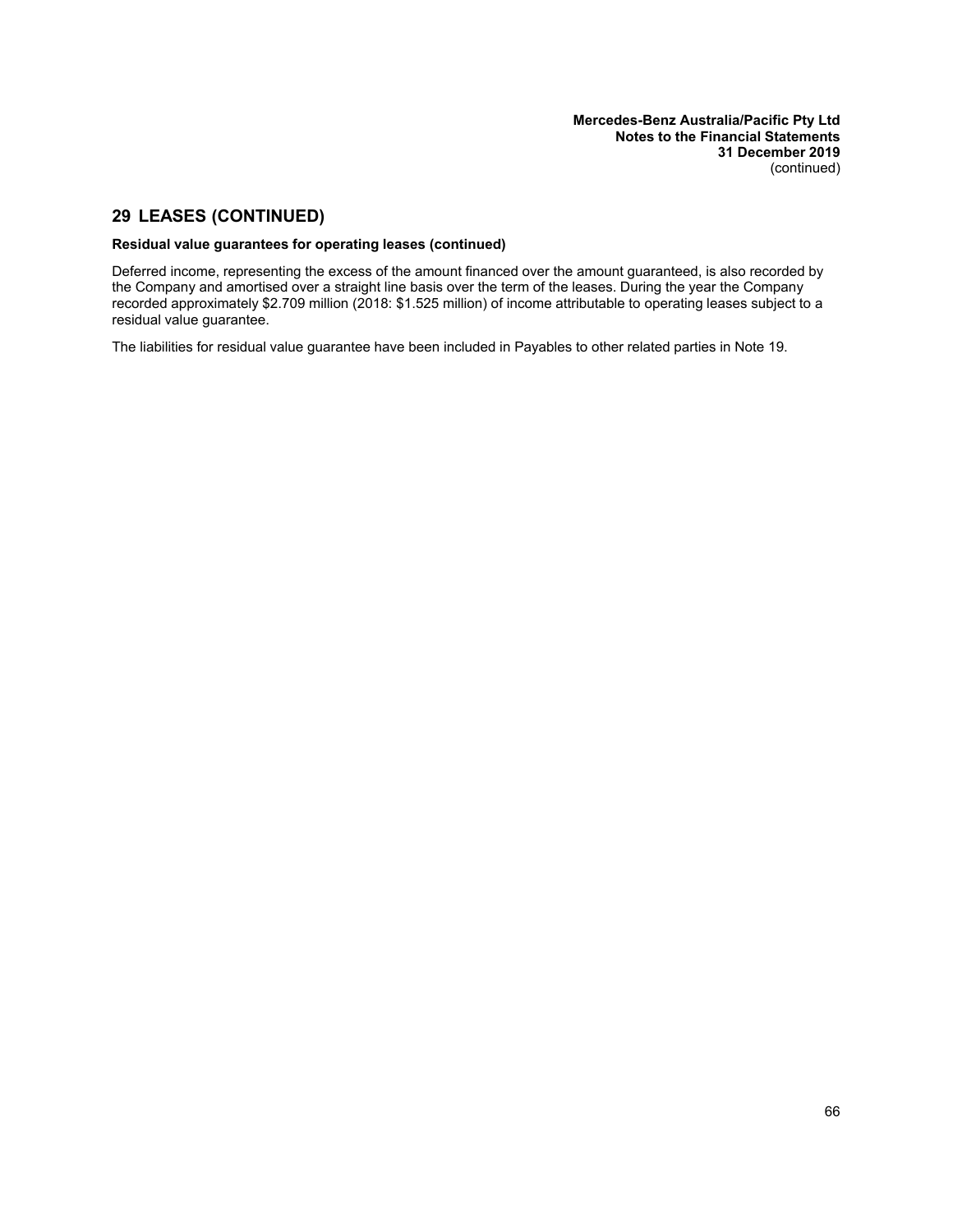## 29 LEASES (CONTINUED)

**Residual value guarantees for operating leases (continued)**

Deferred income, representing the excess of the amount financed over the amount guaranteed, is also recorded by the Company and amortised over a straight line basis over the term of the leases. During the year the Company recorded approximately $2.709 million (2018: $1.525 million) of income attributable to operating leases subject to a residual value guarantee.

The liabilities for residual value guarantee have been included in Payables to other related parties in Note 19.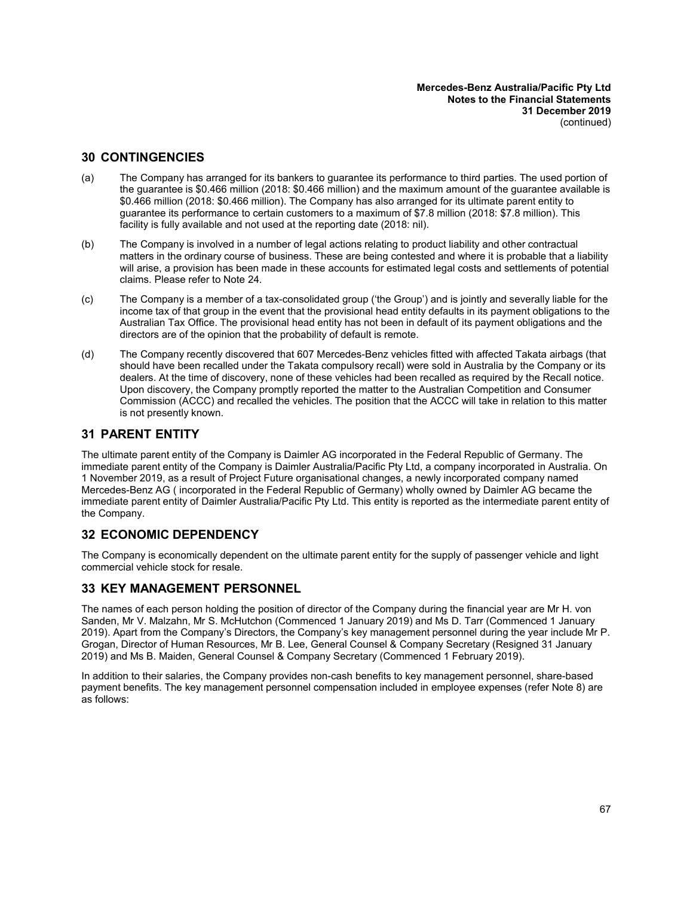## 30 CONTINGENCIES

(a) The Company has arranged for its bankers to guarantee its performance to third parties. The used portion of the guarantee is \$0.466 million (2018: \$0.466 million) and the maximum amount of the guarantee available is \$0.466 million (2018: \$0.466 million). The Company has also arranged for its ultimate parent entity to guarantee its performance to certain customers to a maximum of \$7.8 million (2018: \$7.8 million). This facility is fully available and not used at the reporting date (2018: nil).

(b) The Company is involved in a number of legal actions relating to product liability and other contractual matters in the ordinary course of business. These are being contested and where it is probable that a liability will arise, a provision has been made in these accounts for estimated legal costs and settlements of potential claims. Please refer to Note 24.

(c) The Company is a member of a tax-consolidated group ('the Group') and is jointly and severally liable for the income tax of that group in the event that the provisional head entity defaults in its payment obligations to the Australian Tax Office. The provisional head entity has not been in default of its payment obligations and the directors are of the opinion that the probability of default is remote.

(d) The Company recently discovered that 607 Mercedes-Benz vehicles fitted with affected Takata airbags (that should have been recalled under the Takata compulsory recall) were sold in Australia by the Company or its dealers. At the time of discovery, none of these vehicles had been recalled as required by the Recall notice. Upon discovery, the Company promptly reported the matter to the Australian Competition and Consumer Commission (ACCC) and recalled the vehicles. The position that the ACCC will take in relation to this matter is not presently known.

## 31 PARENT ENTITY

The ultimate parent entity of the Company is Daimler AG incorporated in the Federal Republic of Germany. The immediate parent entity of the Company is Daimler Australia/Pacific Pty Ltd, a company incorporated in Australia. On 1 November 2019, as a result of Project Future organisational changes, a newly incorporated company named Mercedes-Benz AG ( incorporated in the Federal Republic of Germany) wholly owned by Daimler AG became the immediate parent entity of Daimler Australia/Pacific Pty Ltd. This entity is reported as the intermediate parent entity of the Company.

## 32 ECONOMIC DEPENDENCY

The Company is economically dependent on the ultimate parent entity for the supply of passenger vehicle and light commercial vehicle stock for resale.

## 33 KEY MANAGEMENT PERSONNEL

The names of each person holding the position of director of the Company during the financial year are Mr H. von Sanden, Mr V. Malzahn, Mr S. McHutchon (Commenced 1 January 2019) and Ms D. Tarr (Commenced 1 January 2019). Apart from the Company's Directors, the Company's key management personnel during the year include Mr P. Grogan, Director of Human Resources, Mr B. Lee, General Counsel & Company Secretary (Resigned 31 January 2019) and Ms B. Maiden, General Counsel & Company Secretary (Commenced 1 February 2019).

In addition to their salaries, the Company provides non-cash benefits to key management personnel, share-based payment benefits. The key management personnel compensation included in employee expenses (refer Note 8) are as follows: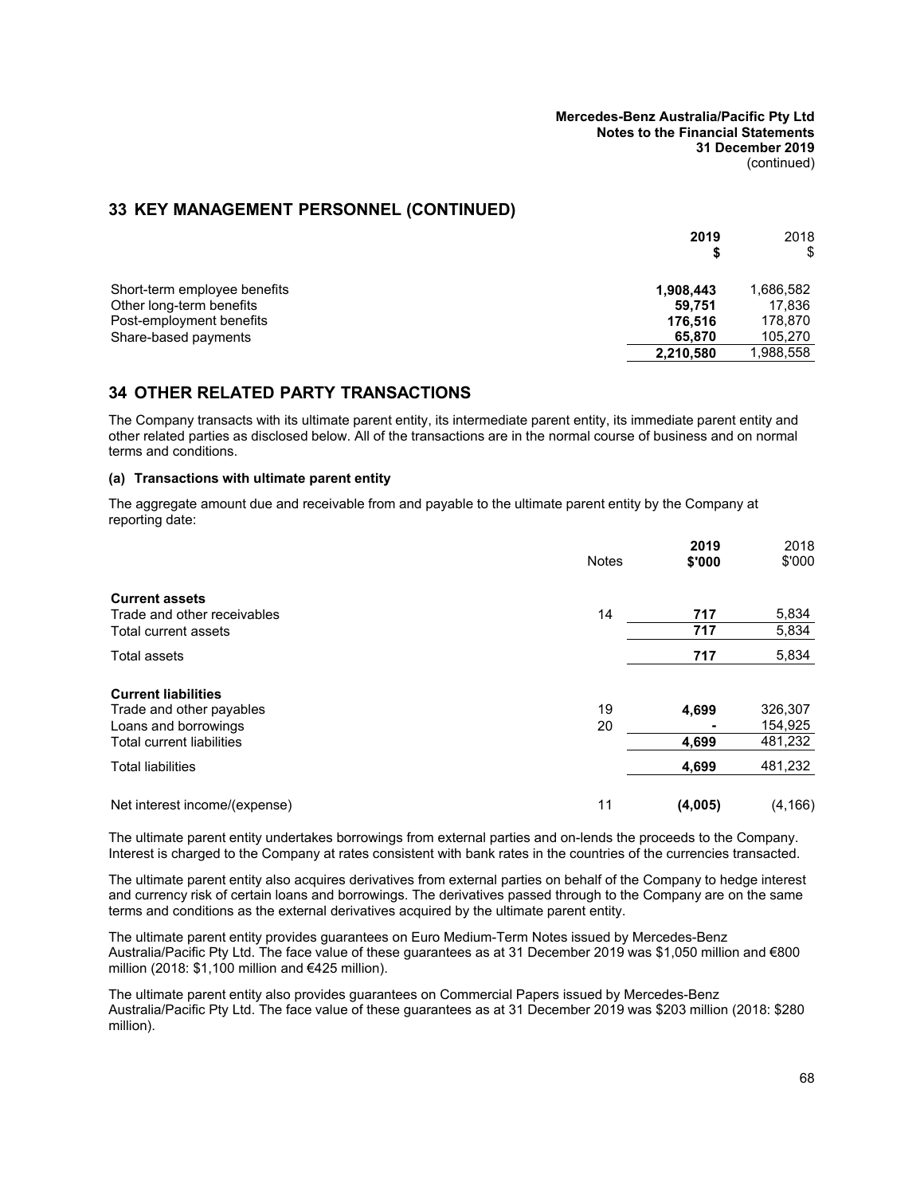## 33 KEY MANAGEMENT PERSONNEL (CONTINUED)

| | 2019 $ | 2018 $ |
|---|---|---|
| Short-term employee benefits | **1,908,443** | 1,686,582 |
| Other long-term benefits | **59,751** | 17,836 |
| Post-employment benefits | **176,516** | 178,870 |
| Share-based payments | **65,870** | 105,270 |
| | **2,210,580** | 1,988,558 |

## 34 OTHER RELATED PARTY TRANSACTIONS

The Company transacts with its ultimate parent entity, its intermediate parent entity, its immediate parent entity and other related parties as disclosed below. All of the transactions are in the normal course of business and on normal terms and conditions.

### (a) Transactions with ultimate parent entity

The aggregate amount due and receivable from and payable to the ultimate parent entity by the Company at reporting date:

| | Notes | 2019 $'000 | 2018 $'000 |
|---|---|---|---|
| **Current assets** | | | |
| Trade and other receivables | 14 | **717** | 5,834 |
| Total current assets | | **717** | 5,834 |
| Total assets | | **717** | 5,834 |
| **Current liabilities** | | | |
| Trade and other payables | 19 | **4,699** | 326,307 |
| Loans and borrowings | 20 | **-** | 154,925 |
| Total current liabilities | | **4,699** | 481,232 |
| Total liabilities | | **4,699** | 481,232 |
| Net interest income/(expense) | 11 | **(4,005)** | (4,166) |

The ultimate parent entity undertakes borrowings from external parties and on-lends the proceeds to the Company. Interest is charged to the Company at rates consistent with bank rates in the countries of the currencies transacted.

The ultimate parent entity also acquires derivatives from external parties on behalf of the Company to hedge interest and currency risk of certain loans and borrowings. The derivatives passed through to the Company are on the same terms and conditions as the external derivatives acquired by the ultimate parent entity.

The ultimate parent entity provides guarantees on Euro Medium-Term Notes issued by Mercedes-Benz Australia/Pacific Pty Ltd. The face value of these guarantees as at 31 December 2019 was $1,050 million and €800 million (2018: $1,100 million and €425 million).

The ultimate parent entity also provides guarantees on Commercial Papers issued by Mercedes-Benz Australia/Pacific Pty Ltd. The face value of these guarantees as at 31 December 2019 was $203 million (2018: $280 million).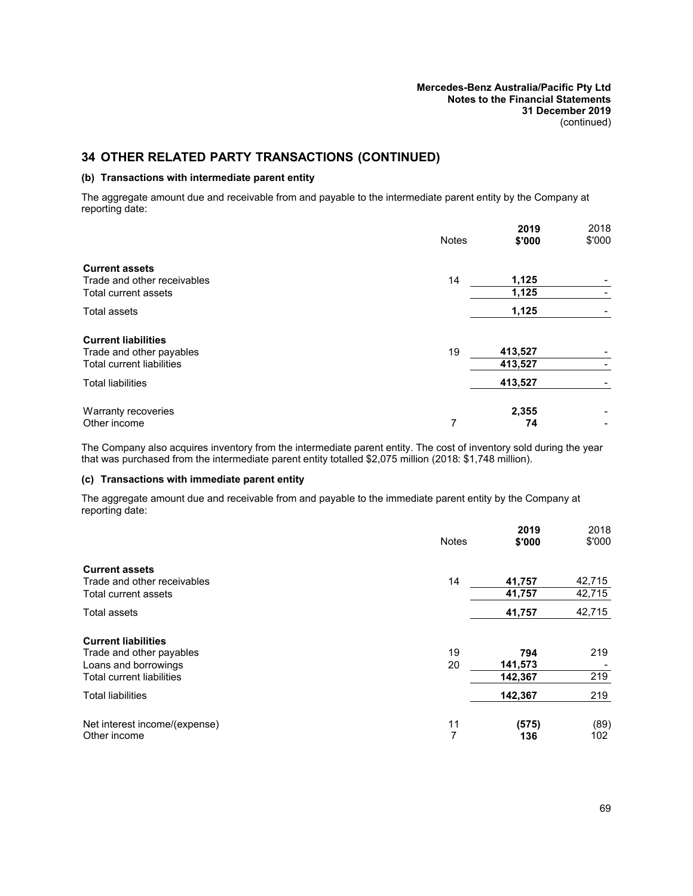## 34 OTHER RELATED PARTY TRANSACTIONS (CONTINUED)

### (b) Transactions with intermediate parent entity

The aggregate amount due and receivable from and payable to the intermediate parent entity by the Company at reporting date:

| | Notes | 2019 $'000 | 2018 $'000 |
|---|---|---|---|
| **Current assets** | | | |
| Trade and other receivables | 14 | **1,125** | - |
| Total current assets | | **1,125** | - |
| Total assets | | **1,125** | - |
| **Current liabilities** | | | |
| Trade and other payables | 19 | **413,527** | - |
| Total current liabilities | | **413,527** | - |
| Total liabilities | | **413,527** | - |
| Warranty recoveries | | **2,355** | - |
| Other income | 7 | **74** | - |

The Company also acquires inventory from the intermediate parent entity. The cost of inventory sold during the year that was purchased from the intermediate parent entity totalled $2,075 million (2018: $1,748 million).

### (c) Transactions with immediate parent entity

The aggregate amount due and receivable from and payable to the immediate parent entity by the Company at reporting date:

| | Notes | 2019 $'000 | 2018 $'000 |
|---|---|---|---|
| **Current assets** | | | |
| Trade and other receivables | 14 | **41,757** | 42,715 |
| Total current assets | | **41,757** | 42,715 |
| Total assets | | **41,757** | 42,715 |
| **Current liabilities** | | | |
| Trade and other payables | 19 | **794** | 219 |
| Loans and borrowings | 20 | **141,573** | - |
| Total current liabilities | | **142,367** | 219 |
| Total liabilities | | **142,367** | 219 |
| Net interest income/(expense) | 11 | **(575)** | (89) |
| Other income | 7 | **136** | 102 |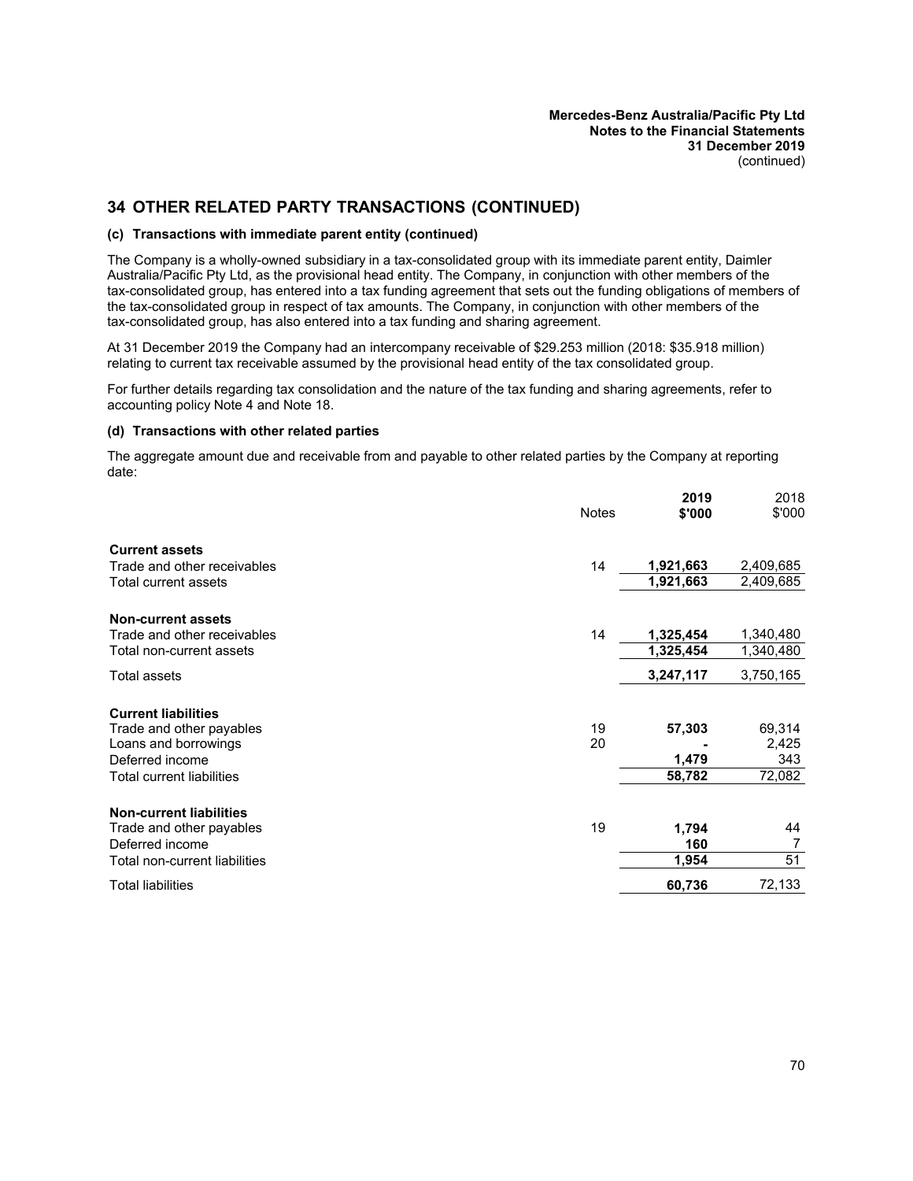## 34 OTHER RELATED PARTY TRANSACTIONS (CONTINUED)

### (c) Transactions with immediate parent entity (continued)

The Company is a wholly-owned subsidiary in a tax-consolidated group with its immediate parent entity, Daimler Australia/Pacific Pty Ltd, as the provisional head entity. The Company, in conjunction with other members of the tax-consolidated group, has entered into a tax funding agreement that sets out the funding obligations of members of the tax-consolidated group in respect of tax amounts. The Company, in conjunction with other members of the tax-consolidated group, has also entered into a tax funding and sharing agreement.

At 31 December 2019 the Company had an intercompany receivable of $29.253 million (2018: $35.918 million) relating to current tax receivable assumed by the provisional head entity of the tax consolidated group.

For further details regarding tax consolidation and the nature of the tax funding and sharing agreements, refer to accounting policy Note 4 and Note 18.

### (d) Transactions with other related parties

The aggregate amount due and receivable from and payable to other related parties by the Company at reporting date:

| | Notes | 2019 $'000 | 2018 $'000 |
|---|---|---|---|
| **Current assets** | | | |
| Trade and other receivables | 14 | **1,921,663** | 2,409,685 |
| Total current assets | | **1,921,663** | 2,409,685 |
| **Non-current assets** | | | |
| Trade and other receivables | 14 | **1,325,454** | 1,340,480 |
| Total non-current assets | | **1,325,454** | 1,340,480 |
| Total assets | | **3,247,117** | 3,750,165 |
| **Current liabilities** | | | |
| Trade and other payables | 19 | **57,303** | 69,314 |
| Loans and borrowings | 20 | **-** | 2,425 |
| Deferred income | | **1,479** | 343 |
| Total current liabilities | | **58,782** | 72,082 |
| **Non-current liabilities** | | | |
| Trade and other payables | 19 | **1,794** | 44 |
| Deferred income | | **160** | 7 |
| Total non-current liabilities | | **1,954** | 51 |
| Total liabilities | | **60,736** | 72,133 |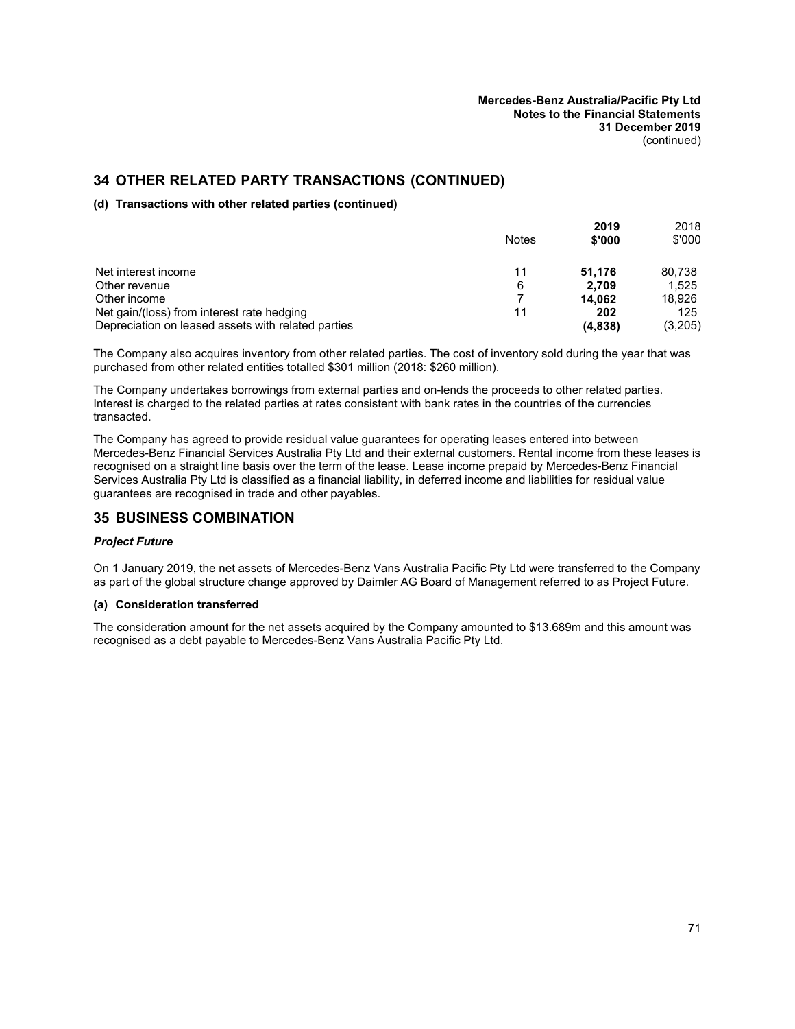## 34 OTHER RELATED PARTY TRANSACTIONS (CONTINUED)

**(d) Transactions with other related parties (continued)**

| | Notes | **2019 $'000** | 2018 $'000 |
|---|---|---|---|
| Net interest income | 11 | **51,176** | 80,738 |
| Other revenue | 6 | **2,709** | 1,525 |
| Other income | 7 | **14,062** | 18,926 |
| Net gain/(loss) from interest rate hedging | 11 | **202** | 125 |
| Depreciation on leased assets with related parties | | **(4,838)** | (3,205) |

The Company also acquires inventory from other related parties. The cost of inventory sold during the year that was purchased from other related entities totalled $301 million (2018: $260 million).

The Company undertakes borrowings from external parties and on-lends the proceeds to other related parties. Interest is charged to the related parties at rates consistent with bank rates in the countries of the currencies transacted.

The Company has agreed to provide residual value guarantees for operating leases entered into between Mercedes-Benz Financial Services Australia Pty Ltd and their external customers. Rental income from these leases is recognised on a straight line basis over the term of the lease. Lease income prepaid by Mercedes-Benz Financial Services Australia Pty Ltd is classified as a financial liability, in deferred income and liabilities for residual value guarantees are recognised in trade and other payables.

## 35 BUSINESS COMBINATION

***Project Future***

On 1 January 2019, the net assets of Mercedes-Benz Vans Australia Pacific Pty Ltd were transferred to the Company as part of the global structure change approved by Daimler AG Board of Management referred to as Project Future.

**(a) Consideration transferred**

The consideration amount for the net assets acquired by the Company amounted to $13.689m and this amount was recognised as a debt payable to Mercedes-Benz Vans Australia Pacific Pty Ltd.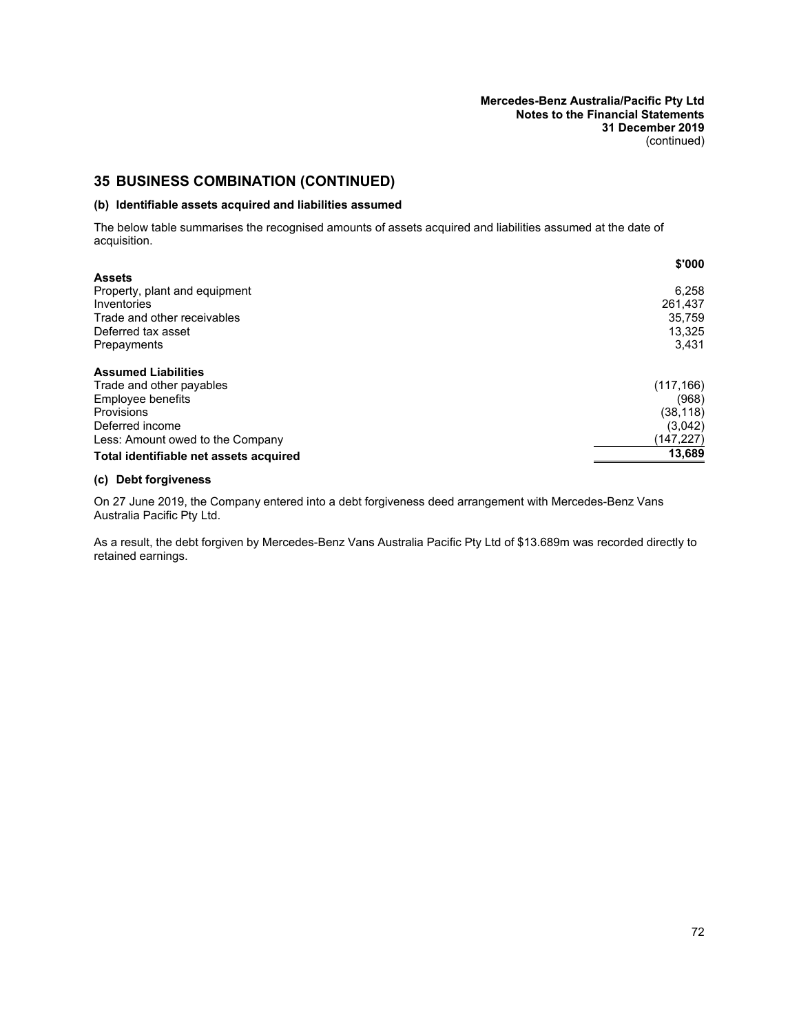## 35 BUSINESS COMBINATION (CONTINUED)

### (b) Identifiable assets acquired and liabilities assumed

The below table summarises the recognised amounts of assets acquired and liabilities assumed at the date of acquisition.

| | $'000 |
|---|---:|
| **Assets** | |
| Property, plant and equipment | 6,258 |
| Inventories | 261,437 |
| Trade and other receivables | 35,759 |
| Deferred tax asset | 13,325 |
| Prepayments | 3,431 |
| | |
| **Assumed Liabilities** | |
| Trade and other payables | (117,166) |
| Employee benefits | (968) |
| Provisions | (38,118) |
| Deferred income | (3,042) |
| Less: Amount owed to the Company | (147,227) |
| **Total identifiable net assets acquired** | **13,689** |

### (c) Debt forgiveness

On 27 June 2019, the Company entered into a debt forgiveness deed arrangement with Mercedes-Benz Vans Australia Pacific Pty Ltd.

As a result, the debt forgiven by Mercedes-Benz Vans Australia Pacific Pty Ltd of $13.689m was recorded directly to retained earnings.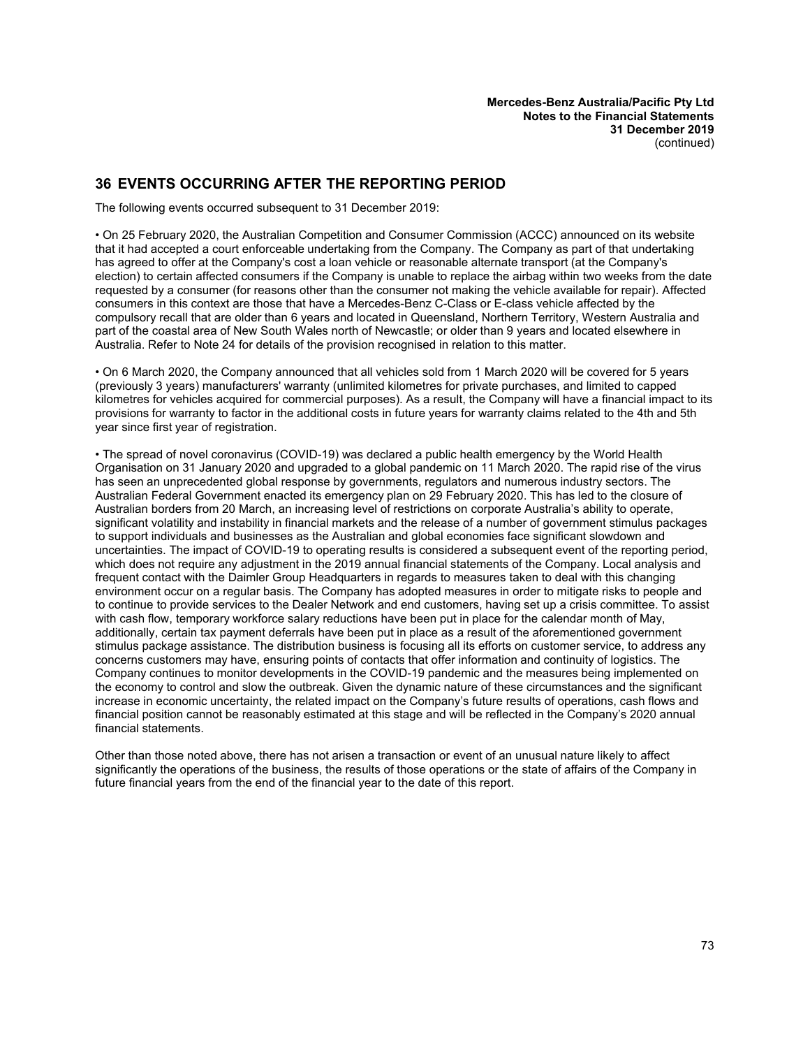## 36 EVENTS OCCURRING AFTER THE REPORTING PERIOD

The following events occurred subsequent to 31 December 2019:

• On 25 February 2020, the Australian Competition and Consumer Commission (ACCC) announced on its website that it had accepted a court enforceable undertaking from the Company. The Company as part of that undertaking has agreed to offer at the Company's cost a loan vehicle or reasonable alternate transport (at the Company's election) to certain affected consumers if the Company is unable to replace the airbag within two weeks from the date requested by a consumer (for reasons other than the consumer not making the vehicle available for repair). Affected consumers in this context are those that have a Mercedes-Benz C-Class or E-class vehicle affected by the compulsory recall that are older than 6 years and located in Queensland, Northern Territory, Western Australia and part of the coastal area of New South Wales north of Newcastle; or older than 9 years and located elsewhere in Australia. Refer to Note 24 for details of the provision recognised in relation to this matter.

• On 6 March 2020, the Company announced that all vehicles sold from 1 March 2020 will be covered for 5 years (previously 3 years) manufacturers' warranty (unlimited kilometres for private purchases, and limited to capped kilometres for vehicles acquired for commercial purposes). As a result, the Company will have a financial impact to its provisions for warranty to factor in the additional costs in future years for warranty claims related to the 4th and 5th year since first year of registration.

• The spread of novel coronavirus (COVID-19) was declared a public health emergency by the World Health Organisation on 31 January 2020 and upgraded to a global pandemic on 11 March 2020. The rapid rise of the virus has seen an unprecedented global response by governments, regulators and numerous industry sectors. The Australian Federal Government enacted its emergency plan on 29 February 2020. This has led to the closure of Australian borders from 20 March, an increasing level of restrictions on corporate Australia's ability to operate, significant volatility and instability in financial markets and the release of a number of government stimulus packages to support individuals and businesses as the Australian and global economies face significant slowdown and uncertainties. The impact of COVID-19 to operating results is considered a subsequent event of the reporting period, which does not require any adjustment in the 2019 annual financial statements of the Company. Local analysis and frequent contact with the Daimler Group Headquarters in regards to measures taken to deal with this changing environment occur on a regular basis. The Company has adopted measures in order to mitigate risks to people and to continue to provide services to the Dealer Network and end customers, having set up a crisis committee. To assist with cash flow, temporary workforce salary reductions have been put in place for the calendar month of May, additionally, certain tax payment deferrals have been put in place as a result of the aforementioned government stimulus package assistance. The distribution business is focusing all its efforts on customer service, to address any concerns customers may have, ensuring points of contacts that offer information and continuity of logistics. The Company continues to monitor developments in the COVID-19 pandemic and the measures being implemented on the economy to control and slow the outbreak. Given the dynamic nature of these circumstances and the significant increase in economic uncertainty, the related impact on the Company's future results of operations, cash flows and financial position cannot be reasonably estimated at this stage and will be reflected in the Company's 2020 annual financial statements.

Other than those noted above, there has not arisen a transaction or event of an unusual nature likely to affect significantly the operations of the business, the results of those operations or the state of affairs of the Company in future financial years from the end of the financial year to the date of this report.